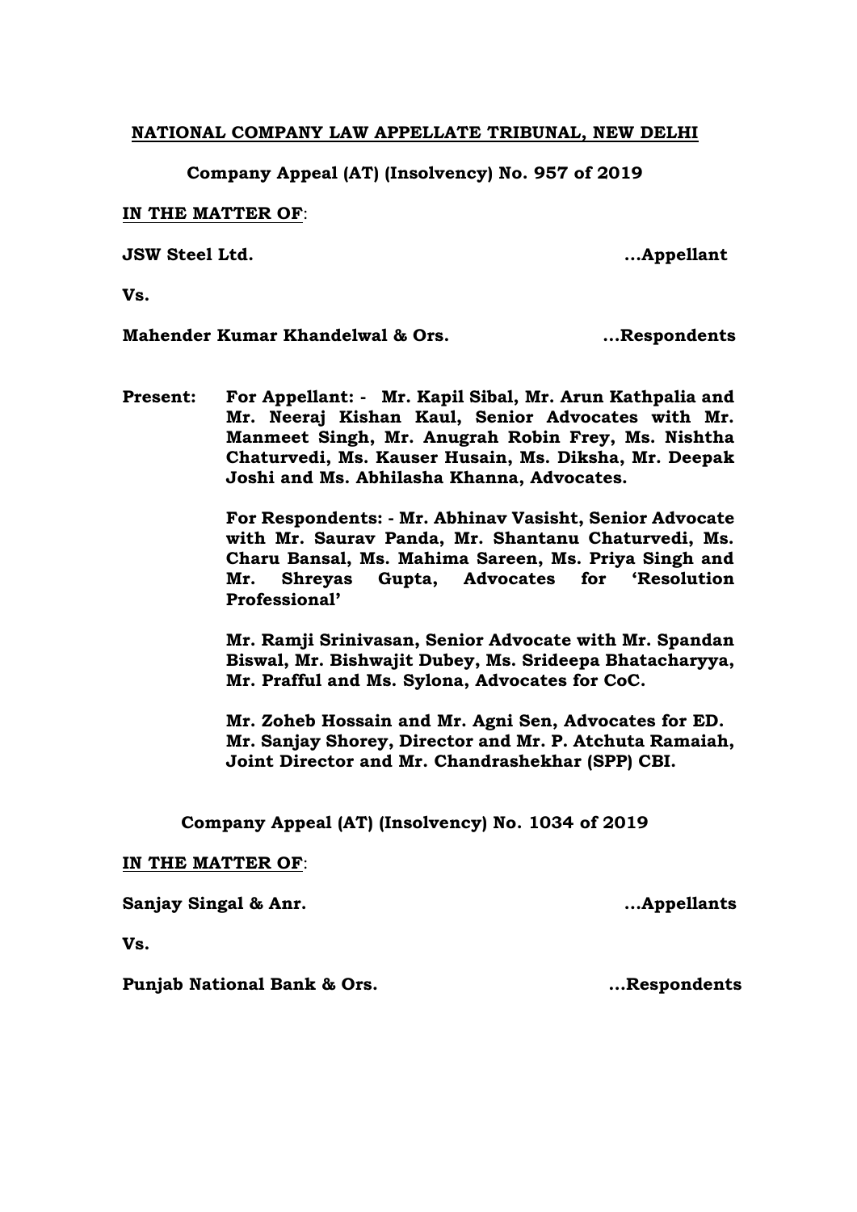**NATIONAL COMPANY LAW APPELLATE TRIBUNAL, NEW DELHI**

**Company Appeal (AT) (Insolvency) No. 957 of 2019**

**IN THE MATTER OF**:

**JSW Steel Ltd. ...Appellant**

**Vs.**

**Mahender Kumar Khandelwal & Ors. ...Respondents**

**Present: For Appellant: - Mr. Kapil Sibal, Mr. Arun Kathpalia and Mr. Neeraj Kishan Kaul, Senior Advocates with Mr. Manmeet Singh, Mr. Anugrah Robin Frey, Ms. Nishtha Chaturvedi, Ms. Kauser Husain, Ms. Diksha, Mr. Deepak Joshi and Ms. Abhilasha Khanna, Advocates.**

**For Respondents: - Mr. Abhinav Vasisht, Senior Advocate with Mr. Saurav Panda, Mr. Shantanu Chaturvedi, Ms. Charu Bansal, Ms. Mahima Sareen, Ms. Priya Singh and Mr. Shreyas Gupta, Advocates for 'Resolution Professional'**

**Mr. Ramji Srinivasan, Senior Advocate with Mr. Spandan Biswal, Mr. Bishwajit Dubey, Ms. Srideepa Bhatacharyya, Mr. Prafful and Ms. Sylona, Advocates for CoC.**

**Mr. Zoheb Hossain and Mr. Agni Sen, Advocates for ED.**
**Mr. Sanjay Shorey, Director and Mr. P. Atchuta Ramaiah, Joint Director and Mr. Chandrashekhar (SPP) CBI.**

**Company Appeal (AT) (Insolvency) No. 1034 of 2019**

**IN THE MATTER OF**:

**Sanjay Singal & Anr. ...Appellants**

**Vs.**

**Punjab National Bank & Ors. ...Respondents**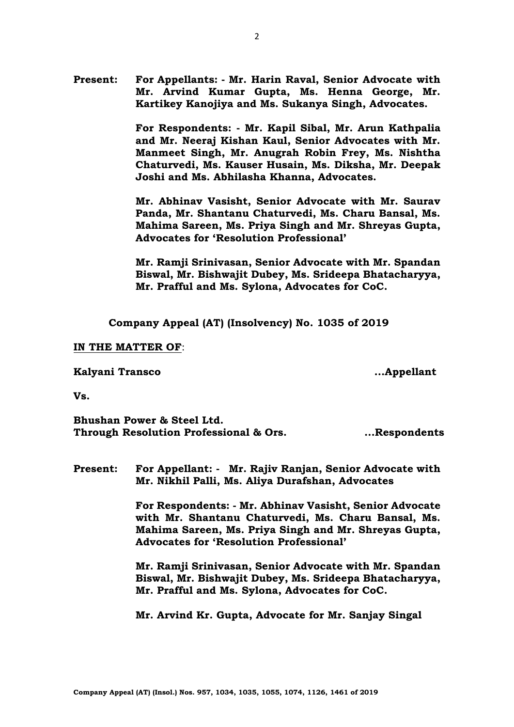**Present: For Appellants: - Mr. Harin Raval, Senior Advocate with Mr. Arvind Kumar Gupta, Ms. Henna George, Mr. Kartikey Kanojiya and Ms. Sukanya Singh, Advocates.**

**For Respondents: - Mr. Kapil Sibal, Mr. Arun Kathpalia and Mr. Neeraj Kishan Kaul, Senior Advocates with Mr. Manmeet Singh, Mr. Anugrah Robin Frey, Ms. Nishtha Chaturvedi, Ms. Kauser Husain, Ms. Diksha, Mr. Deepak Joshi and Ms. Abhilasha Khanna, Advocates.**

**Mr. Abhinav Vasisht, Senior Advocate with Mr. Saurav Panda, Mr. Shantanu Chaturvedi, Ms. Charu Bansal, Ms. Mahima Sareen, Ms. Priya Singh and Mr. Shreyas Gupta, Advocates for 'Resolution Professional'**

**Mr. Ramji Srinivasan, Senior Advocate with Mr. Spandan Biswal, Mr. Bishwajit Dubey, Ms. Srideepa Bhatacharyya, Mr. Prafful and Ms. Sylona, Advocates for CoC.**

**Company Appeal (AT) (Insolvency) No. 1035 of 2019**

**<u>IN THE MATTER OF</u>:**

**Kalyani Transco ...Appellant**

**Vs.**

**Bhushan Power & Steel Ltd.**
**Through Resolution Professional & Ors. ...Respondents**

**Present: For Appellant: - Mr. Rajiv Ranjan, Senior Advocate with Mr. Nikhil Palli, Ms. Aliya Durafshan, Advocates**

**For Respondents: - Mr. Abhinav Vasisht, Senior Advocate with Mr. Shantanu Chaturvedi, Ms. Charu Bansal, Ms. Mahima Sareen, Ms. Priya Singh and Mr. Shreyas Gupta, Advocates for 'Resolution Professional'**

**Mr. Ramji Srinivasan, Senior Advocate with Mr. Spandan Biswal, Mr. Bishwajit Dubey, Ms. Srideepa Bhatacharyya, Mr. Prafful and Ms. Sylona, Advocates for CoC.**

**Mr. Arvind Kr. Gupta, Advocate for Mr. Sanjay Singal**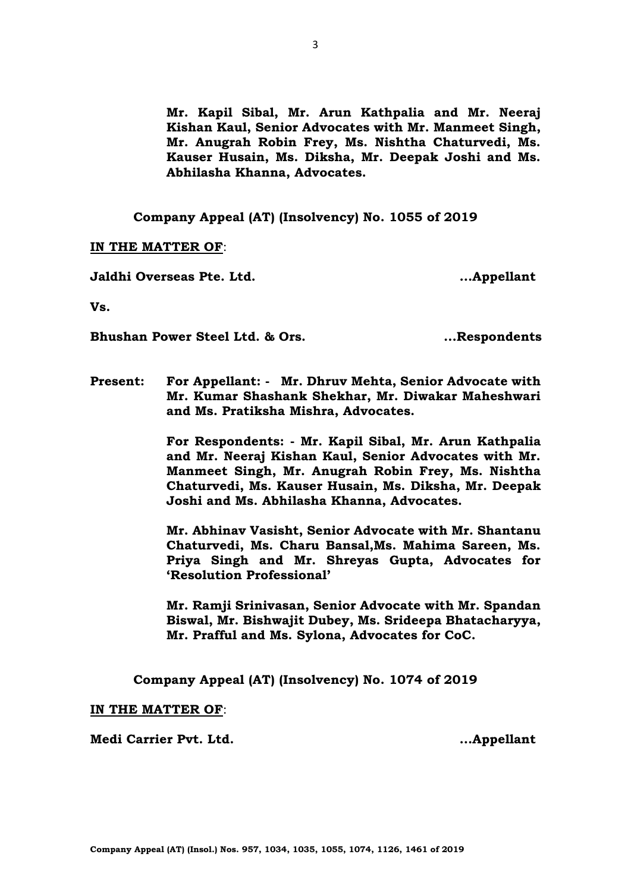**Mr. Kapil Sibal, Mr. Arun Kathpalia and Mr. Neeraj Kishan Kaul, Senior Advocates with Mr. Manmeet Singh, Mr. Anugrah Robin Frey, Ms. Nishtha Chaturvedi, Ms. Kauser Husain, Ms. Diksha, Mr. Deepak Joshi and Ms. Abhilasha Khanna, Advocates.**

**Company Appeal (AT) (Insolvency) No. 1055 of 2019**

**IN THE MATTER OF**:

**Jaldhi Overseas Pte. Ltd. ...Appellant**

**Vs.**

**Bhushan Power Steel Ltd. & Ors. ...Respondents**

**Present: For Appellant: - Mr. Dhruv Mehta, Senior Advocate with Mr. Kumar Shashank Shekhar, Mr. Diwakar Maheshwari and Ms. Pratiksha Mishra, Advocates.**

**For Respondents: - Mr. Kapil Sibal, Mr. Arun Kathpalia and Mr. Neeraj Kishan Kaul, Senior Advocates with Mr. Manmeet Singh, Mr. Anugrah Robin Frey, Ms. Nishtha Chaturvedi, Ms. Kauser Husain, Ms. Diksha, Mr. Deepak Joshi and Ms. Abhilasha Khanna, Advocates.**

**Mr. Abhinav Vasisht, Senior Advocate with Mr. Shantanu Chaturvedi, Ms. Charu Bansal,Ms. Mahima Sareen, Ms. Priya Singh and Mr. Shreyas Gupta, Advocates for 'Resolution Professional'**

**Mr. Ramji Srinivasan, Senior Advocate with Mr. Spandan Biswal, Mr. Bishwajit Dubey, Ms. Srideepa Bhatacharyya, Mr. Prafful and Ms. Sylona, Advocates for CoC.**

**Company Appeal (AT) (Insolvency) No. 1074 of 2019**

**IN THE MATTER OF**:

**Medi Carrier Pvt. Ltd. ...Appellant**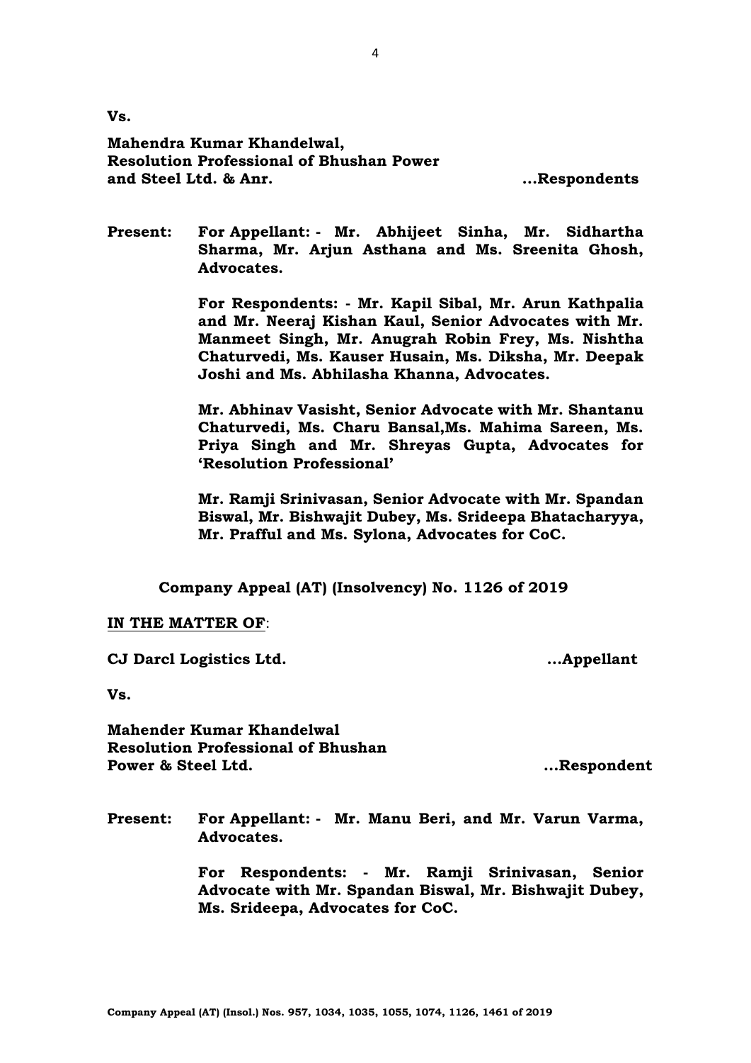**Vs.**

**Mahendra Kumar Khandelwal,**
**Resolution Professional of Bhushan Power**
**and Steel Ltd. & Anr. …Respondents**

**Present: For Appellant: - Mr. Abhijeet Sinha, Mr. Sidhartha Sharma, Mr. Arjun Asthana and Ms. Sreenita Ghosh, Advocates.**

**For Respondents: - Mr. Kapil Sibal, Mr. Arun Kathpalia and Mr. Neeraj Kishan Kaul, Senior Advocates with Mr. Manmeet Singh, Mr. Anugrah Robin Frey, Ms. Nishtha Chaturvedi, Ms. Kauser Husain, Ms. Diksha, Mr. Deepak Joshi and Ms. Abhilasha Khanna, Advocates.**

**Mr. Abhinav Vasisht, Senior Advocate with Mr. Shantanu Chaturvedi, Ms. Charu Bansal,Ms. Mahima Sareen, Ms. Priya Singh and Mr. Shreyas Gupta, Advocates for 'Resolution Professional'**

**Mr. Ramji Srinivasan, Senior Advocate with Mr. Spandan Biswal, Mr. Bishwajit Dubey, Ms. Srideepa Bhatacharyya, Mr. Prafful and Ms. Sylona, Advocates for CoC.**

**Company Appeal (AT) (Insolvency) No. 1126 of 2019**

**IN THE MATTER OF**:

**CJ Darcl Logistics Ltd. …Appellant**

**Vs.**

**Mahender Kumar Khandelwal**
**Resolution Professional of Bhushan**
**Power & Steel Ltd. …Respondent**

**Present: For Appellant: - Mr. Manu Beri, and Mr. Varun Varma, Advocates.**

**For Respondents: - Mr. Ramji Srinivasan, Senior Advocate with Mr. Spandan Biswal, Mr. Bishwajit Dubey, Ms. Srideepa, Advocates for CoC.**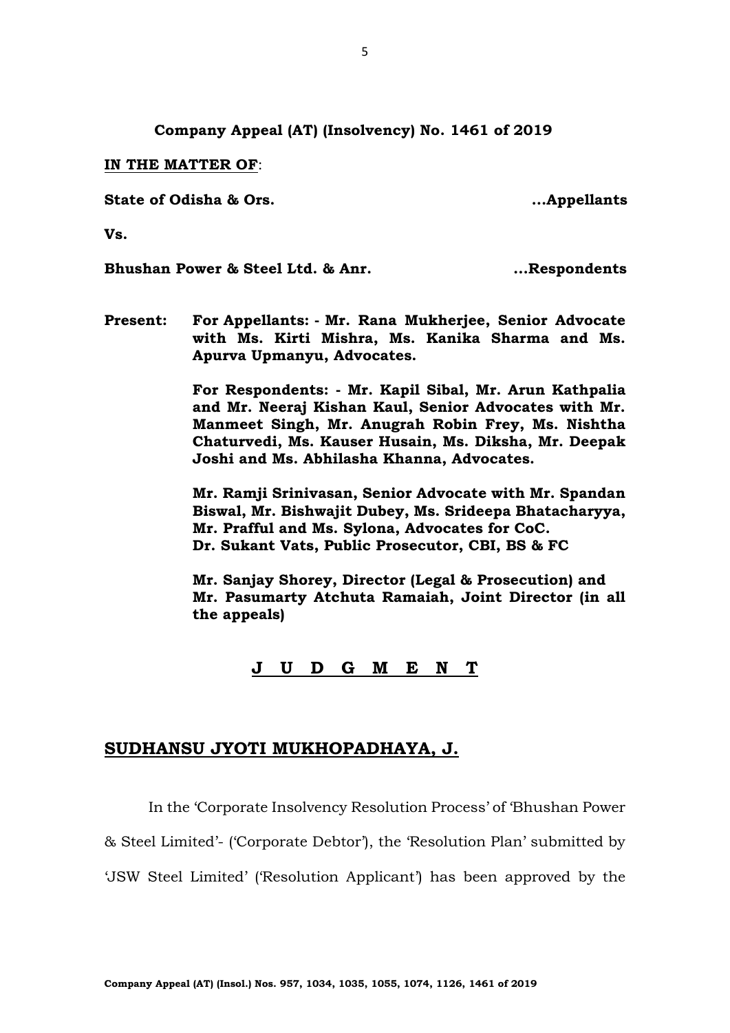**Company Appeal (AT) (Insolvency) No. 1461 of 2019**

**IN THE MATTER OF**:

**State of Odisha & Ors. ...Appellants**

**Vs.**

**Bhushan Power & Steel Ltd. & Anr. ...Respondents**

**Present: For Appellants: - Mr. Rana Mukherjee, Senior Advocate with Ms. Kirti Mishra, Ms. Kanika Sharma and Ms. Apurva Upmanyu, Advocates.**

**For Respondents: - Mr. Kapil Sibal, Mr. Arun Kathpalia and Mr. Neeraj Kishan Kaul, Senior Advocates with Mr. Manmeet Singh, Mr. Anugrah Robin Frey, Ms. Nishtha Chaturvedi, Ms. Kauser Husain, Ms. Diksha, Mr. Deepak Joshi and Ms. Abhilasha Khanna, Advocates.**

**Mr. Ramji Srinivasan, Senior Advocate with Mr. Spandan Biswal, Mr. Bishwajit Dubey, Ms. Srideepa Bhatacharyya, Mr. Prafful and Ms. Sylona, Advocates for CoC.**
**Dr. Sukant Vats, Public Prosecutor, CBI, BS & FC**

**Mr. Sanjay Shorey, Director (Legal & Prosecution) and Mr. Pasumarty Atchuta Ramaiah, Joint Director (in all the appeals)**

## J U D G M E N T

## SUDHANSU JYOTI MUKHOPADHAYA, J.

In the 'Corporate Insolvency Resolution Process' of 'Bhushan Power & Steel Limited'- ('Corporate Debtor'), the 'Resolution Plan' submitted by 'JSW Steel Limited' ('Resolution Applicant') has been approved by the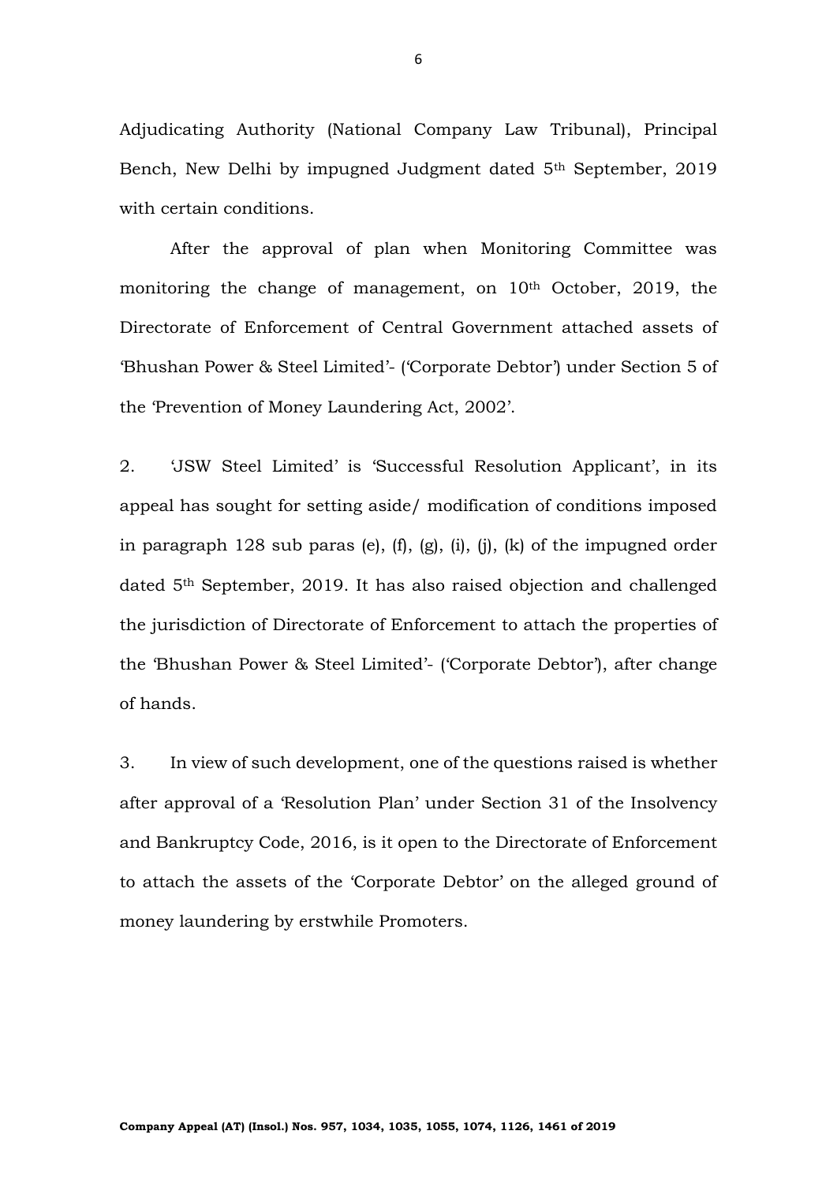Adjudicating Authority (National Company Law Tribunal), Principal Bench, New Delhi by impugned Judgment dated 5th September, 2019 with certain conditions.

After the approval of plan when Monitoring Committee was monitoring the change of management, on 10th October, 2019, the Directorate of Enforcement of Central Government attached assets of 'Bhushan Power & Steel Limited'- ('Corporate Debtor') under Section 5 of the 'Prevention of Money Laundering Act, 2002'.

2. 'JSW Steel Limited' is 'Successful Resolution Applicant', in its appeal has sought for setting aside/ modification of conditions imposed in paragraph 128 sub paras (e), (f), (g), (i), (j), (k) of the impugned order dated 5th September, 2019. It has also raised objection and challenged the jurisdiction of Directorate of Enforcement to attach the properties of the 'Bhushan Power & Steel Limited'- ('Corporate Debtor'), after change of hands.

3. In view of such development, one of the questions raised is whether after approval of a 'Resolution Plan' under Section 31 of the Insolvency and Bankruptcy Code, 2016, is it open to the Directorate of Enforcement to attach the assets of the 'Corporate Debtor' on the alleged ground of money laundering by erstwhile Promoters.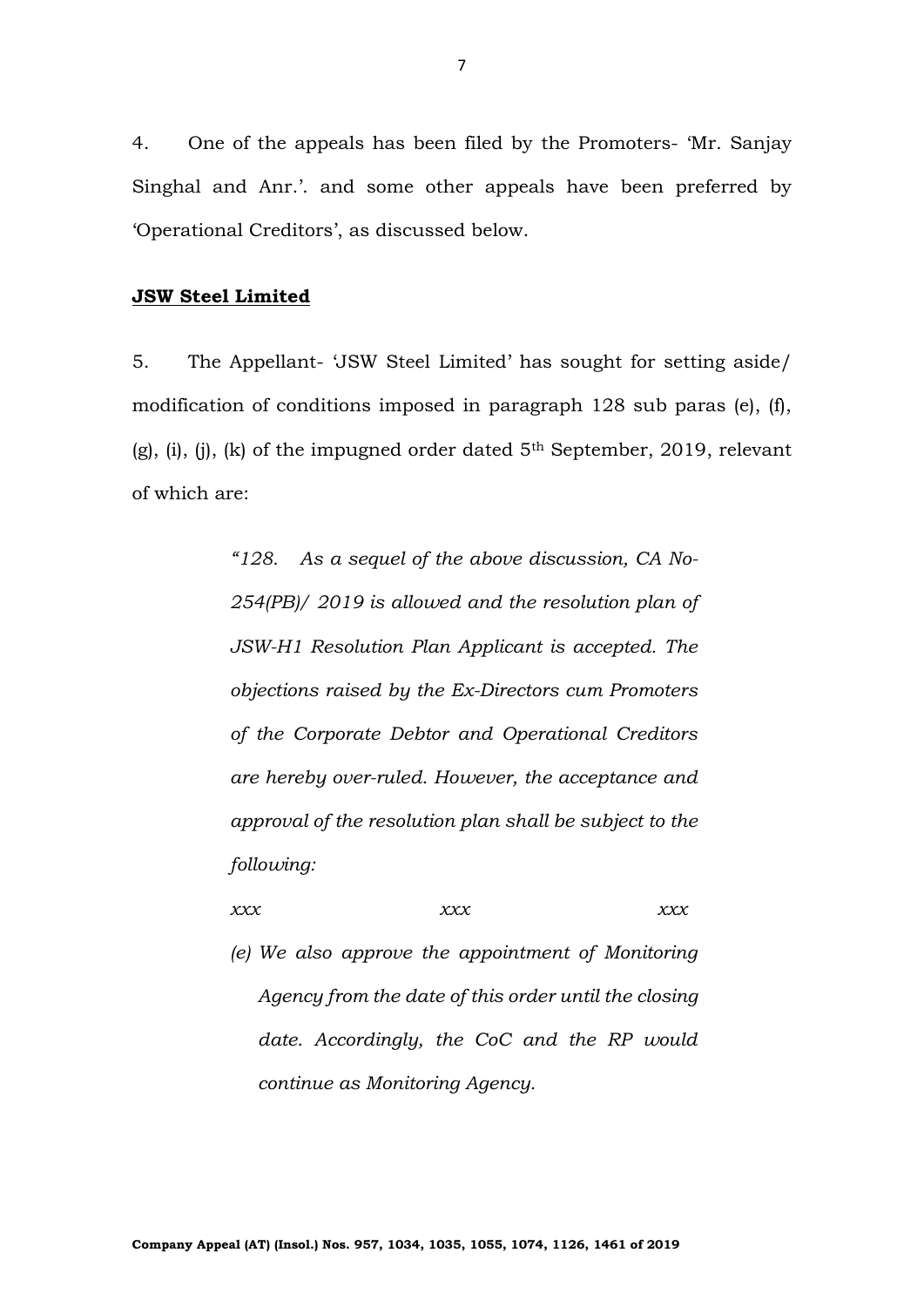4. One of the appeals has been filed by the Promoters- 'Mr. Sanjay Singhal and Anr.'. and some other appeals have been preferred by 'Operational Creditors', as discussed below.

**JSW Steel Limited**

5. The Appellant- 'JSW Steel Limited' has sought for setting aside/ modification of conditions imposed in paragraph 128 sub paras (e), (f), (g), (i), (j), (k) of the impugned order dated 5th September, 2019, relevant of which are:

> *"128. As a sequel of the above discussion, CA No-254(PB)/ 2019 is allowed and the resolution plan of JSW-H1 Resolution Plan Applicant is accepted. The objections raised by the Ex-Directors cum Promoters of the Corporate Debtor and Operational Creditors are hereby over-ruled. However, the acceptance and approval of the resolution plan shall be subject to the following:*
>
> *xxx xxx xxx*
>
> *(e) We also approve the appointment of Monitoring Agency from the date of this order until the closing date. Accordingly, the CoC and the RP would continue as Monitoring Agency.*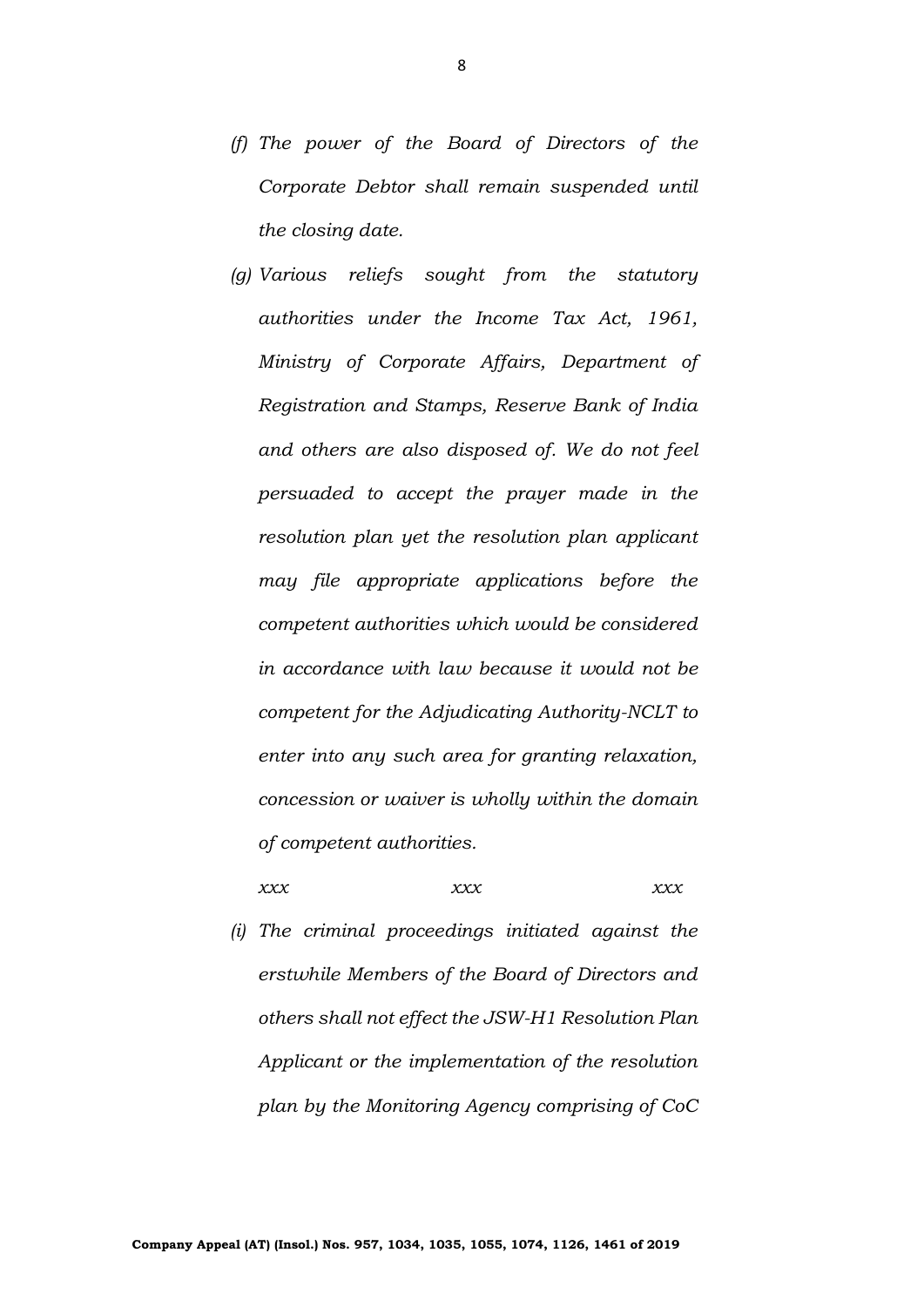*(f) The power of the Board of Directors of the Corporate Debtor shall remain suspended until the closing date.*

*(g) Various reliefs sought from the statutory authorities under the Income Tax Act, 1961, Ministry of Corporate Affairs, Department of Registration and Stamps, Reserve Bank of India and others are also disposed of. We do not feel persuaded to accept the prayer made in the resolution plan yet the resolution plan applicant may file appropriate applications before the competent authorities which would be considered in accordance with law because it would not be competent for the Adjudicating Authority-NCLT to enter into any such area for granting relaxation, concession or waiver is wholly within the domain of competent authorities.*

*xxx xxx xxx*

*(i) The criminal proceedings initiated against the erstwhile Members of the Board of Directors and others shall not effect the JSW-H1 Resolution Plan Applicant or the implementation of the resolution plan by the Monitoring Agency comprising of CoC*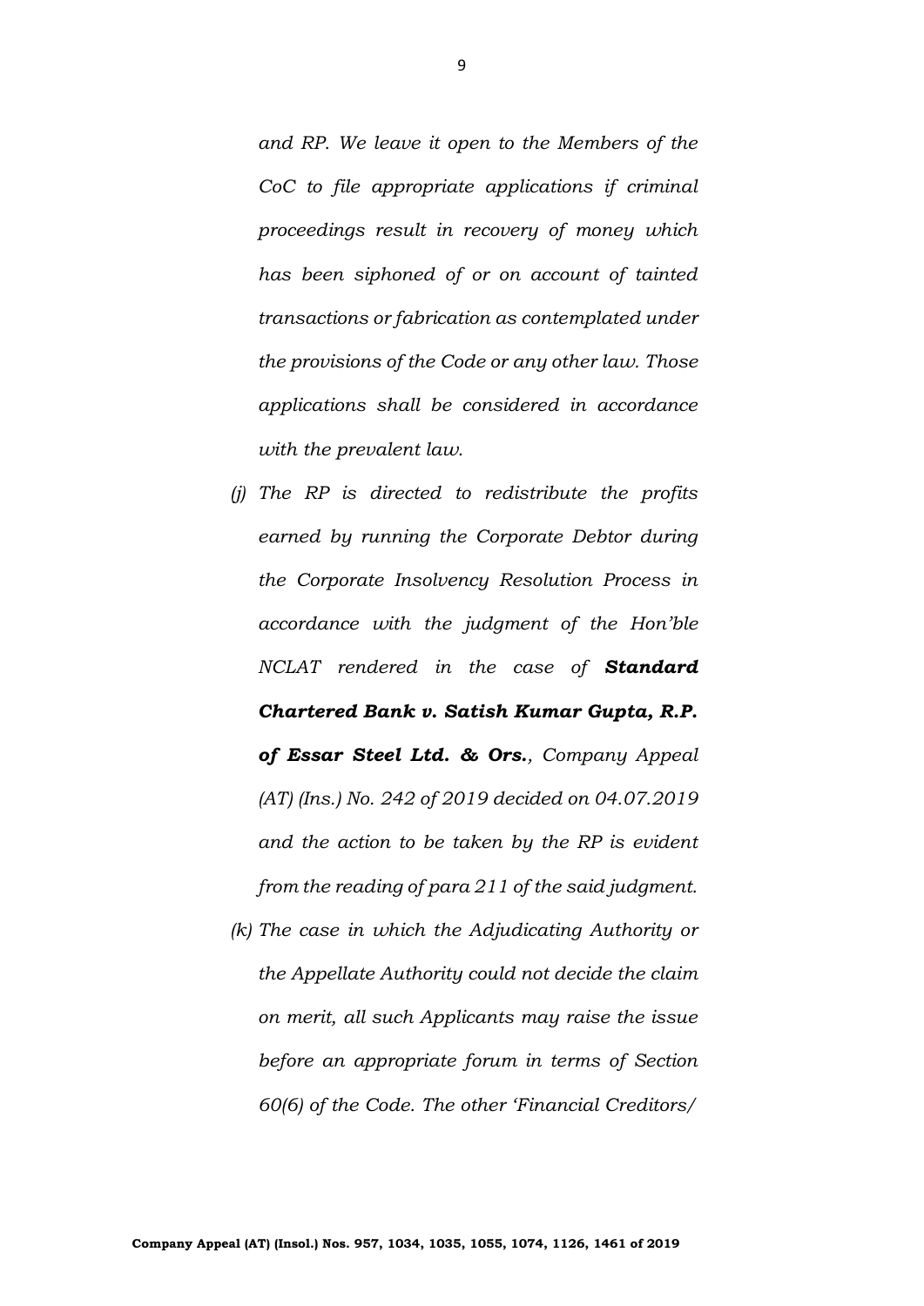*and RP. We leave it open to the Members of the CoC to file appropriate applications if criminal proceedings result in recovery of money which has been siphoned of or on account of tainted transactions or fabrication as contemplated under the provisions of the Code or any other law. Those applications shall be considered in accordance with the prevalent law.*

*(j) The RP is directed to redistribute the profits earned by running the Corporate Debtor during the Corporate Insolvency Resolution Process in accordance with the judgment of the Hon'ble NCLAT rendered in the case of **Standard Chartered Bank v. Satish Kumar Gupta, R.P. of Essar Steel Ltd. & Ors.**, Company Appeal (AT) (Ins.) No. 242 of 2019 decided on 04.07.2019 and the action to be taken by the RP is evident from the reading of para 211 of the said judgment.*

*(k) The case in which the Adjudicating Authority or the Appellate Authority could not decide the claim on merit, all such Applicants may raise the issue before an appropriate forum in terms of Section 60(6) of the Code. The other 'Financial Creditors/*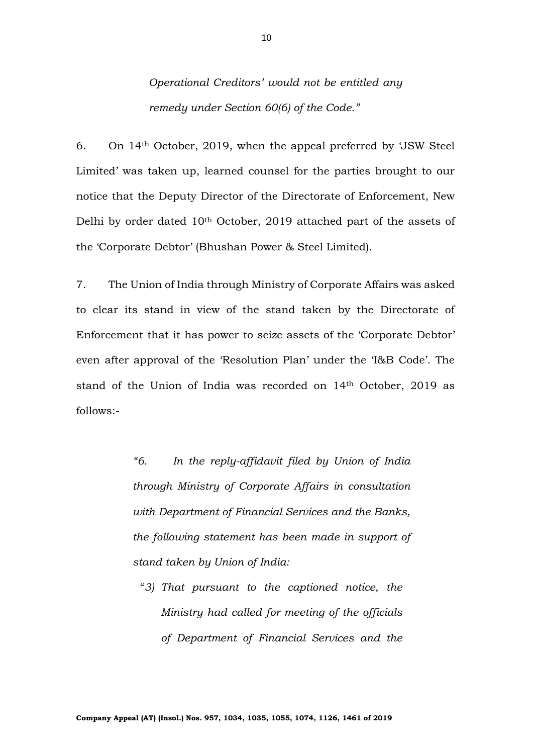*Operational Creditors' would not be entitled any remedy under Section 60(6) of the Code."*

6. On 14th October, 2019, when the appeal preferred by 'JSW Steel Limited' was taken up, learned counsel for the parties brought to our notice that the Deputy Director of the Directorate of Enforcement, New Delhi by order dated 10th October, 2019 attached part of the assets of the 'Corporate Debtor' (Bhushan Power & Steel Limited).

7. The Union of India through Ministry of Corporate Affairs was asked to clear its stand in view of the stand taken by the Directorate of Enforcement that it has power to seize assets of the 'Corporate Debtor' even after approval of the 'Resolution Plan' under the 'I&B Code'. The stand of the Union of India was recorded on 14th October, 2019 as follows:-

> *"6. In the reply-affidavit filed by Union of India through Ministry of Corporate Affairs in consultation with Department of Financial Services and the Banks, the following statement has been made in support of stand taken by Union of India:*
>
> *"3) That pursuant to the captioned notice, the Ministry had called for meeting of the officials of Department of Financial Services and the*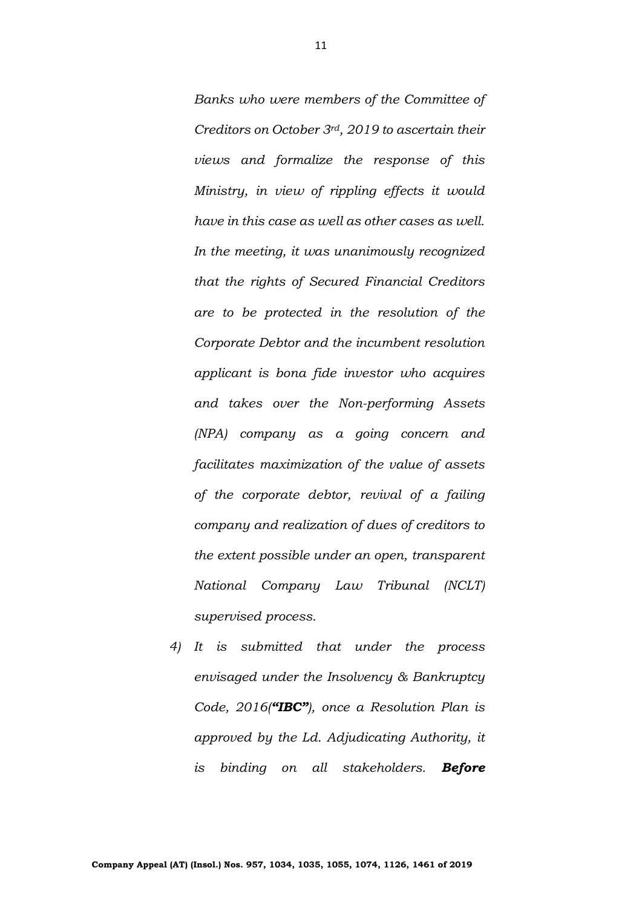*Banks who were members of the Committee of Creditors on October 3rd, 2019 to ascertain their views and formalize the response of this Ministry, in view of rippling effects it would have in this case as well as other cases as well. In the meeting, it was unanimously recognized that the rights of Secured Financial Creditors are to be protected in the resolution of the Corporate Debtor and the incumbent resolution applicant is bona fide investor who acquires and takes over the Non-performing Assets (NPA) company as a going concern and facilitates maximization of the value of assets of the corporate debtor, revival of a failing company and realization of dues of creditors to the extent possible under an open, transparent National Company Law Tribunal (NCLT) supervised process.*

*4) It is submitted that under the process envisaged under the Insolvency & Bankruptcy Code, 2016(**"IBC"**), once a Resolution Plan is approved by the Ld. Adjudicating Authority, it is binding on all stakeholders. **Before***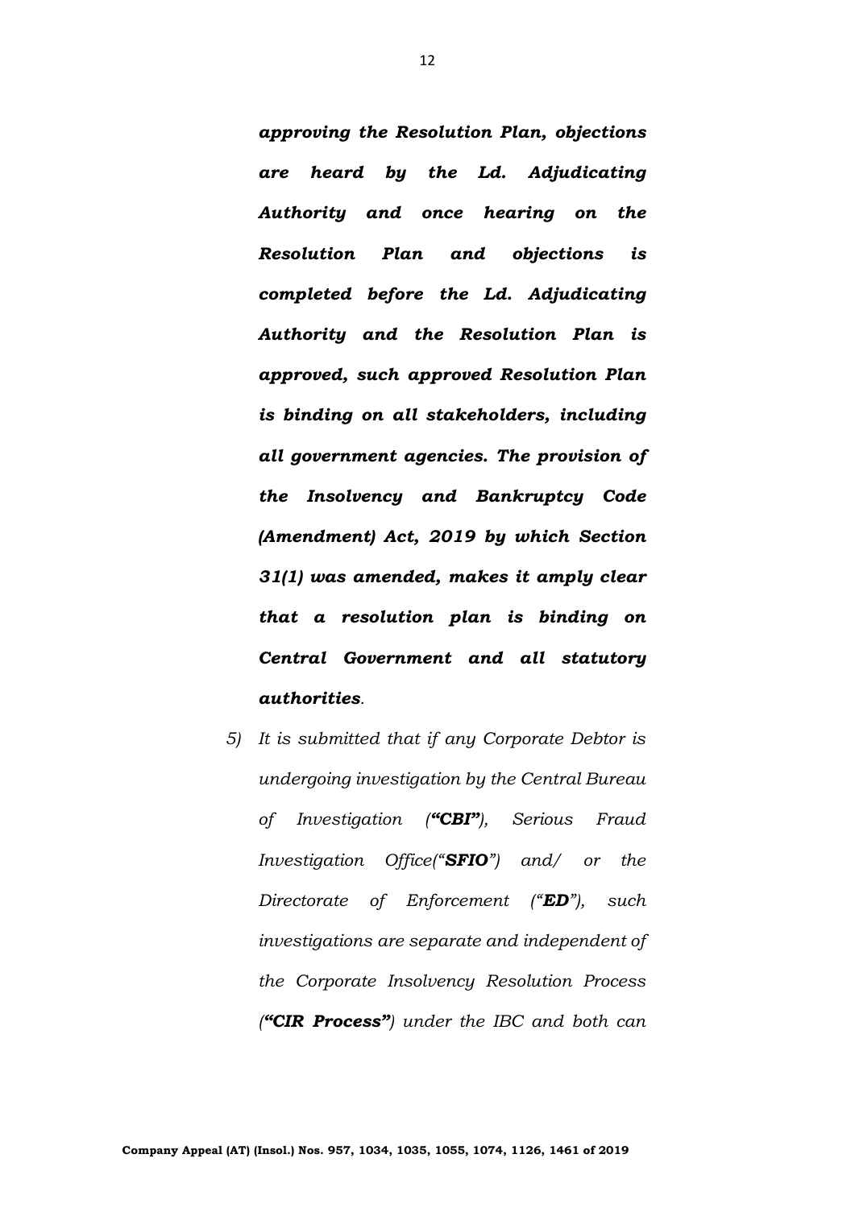***approving the Resolution Plan, objections are heard by the Ld. Adjudicating Authority and once hearing on the Resolution Plan and objections is completed before the Ld. Adjudicating Authority and the Resolution Plan is approved, such approved Resolution Plan is binding on all stakeholders, including all government agencies. The provision of the Insolvency and Bankruptcy Code (Amendment) Act, 2019 by which Section 31(1) was amended, makes it amply clear that a resolution plan is binding on Central Government and all statutory authorities***.

5) *It is submitted that if any Corporate Debtor is undergoing investigation by the Central Bureau of Investigation (**"CBI"**), Serious Fraud Investigation Office("**SFIO**") and/ or the Directorate of Enforcement ("**ED**"), such investigations are separate and independent of the Corporate Insolvency Resolution Process (**"CIR Process"**) under the IBC and both can*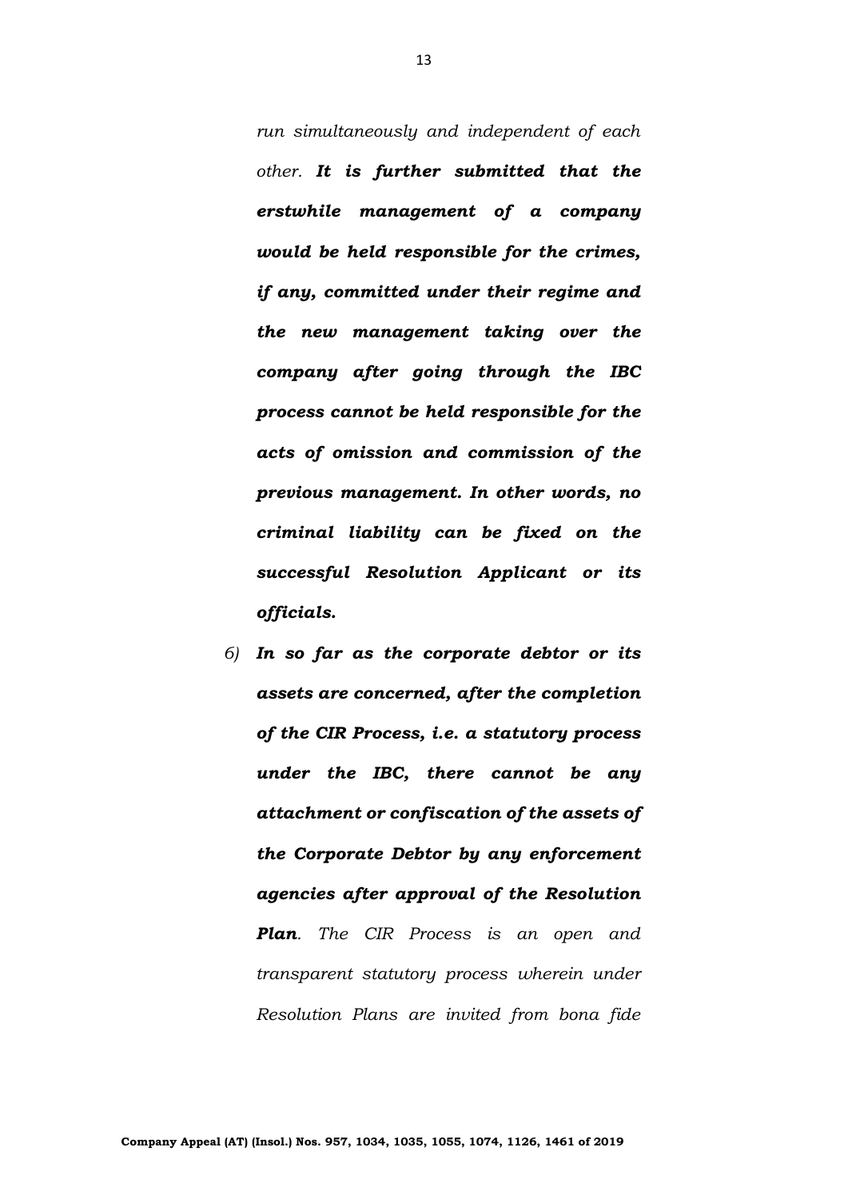*run simultaneously and independent of each other.* ***It is further submitted that the erstwhile management of a company would be held responsible for the crimes, if any, committed under their regime and the new management taking over the company after going through the IBC process cannot be held responsible for the acts of omission and commission of the previous management. In other words, no criminal liability can be fixed on the successful Resolution Applicant or its officials.***

6) ***In so far as the corporate debtor or its assets are concerned, after the completion of the CIR Process, i.e. a statutory process under the IBC, there cannot be any attachment or confiscation of the assets of the Corporate Debtor by any enforcement agencies after approval of the Resolution Plan****. The CIR Process is an open and transparent statutory process wherein under Resolution Plans are invited from bona fide*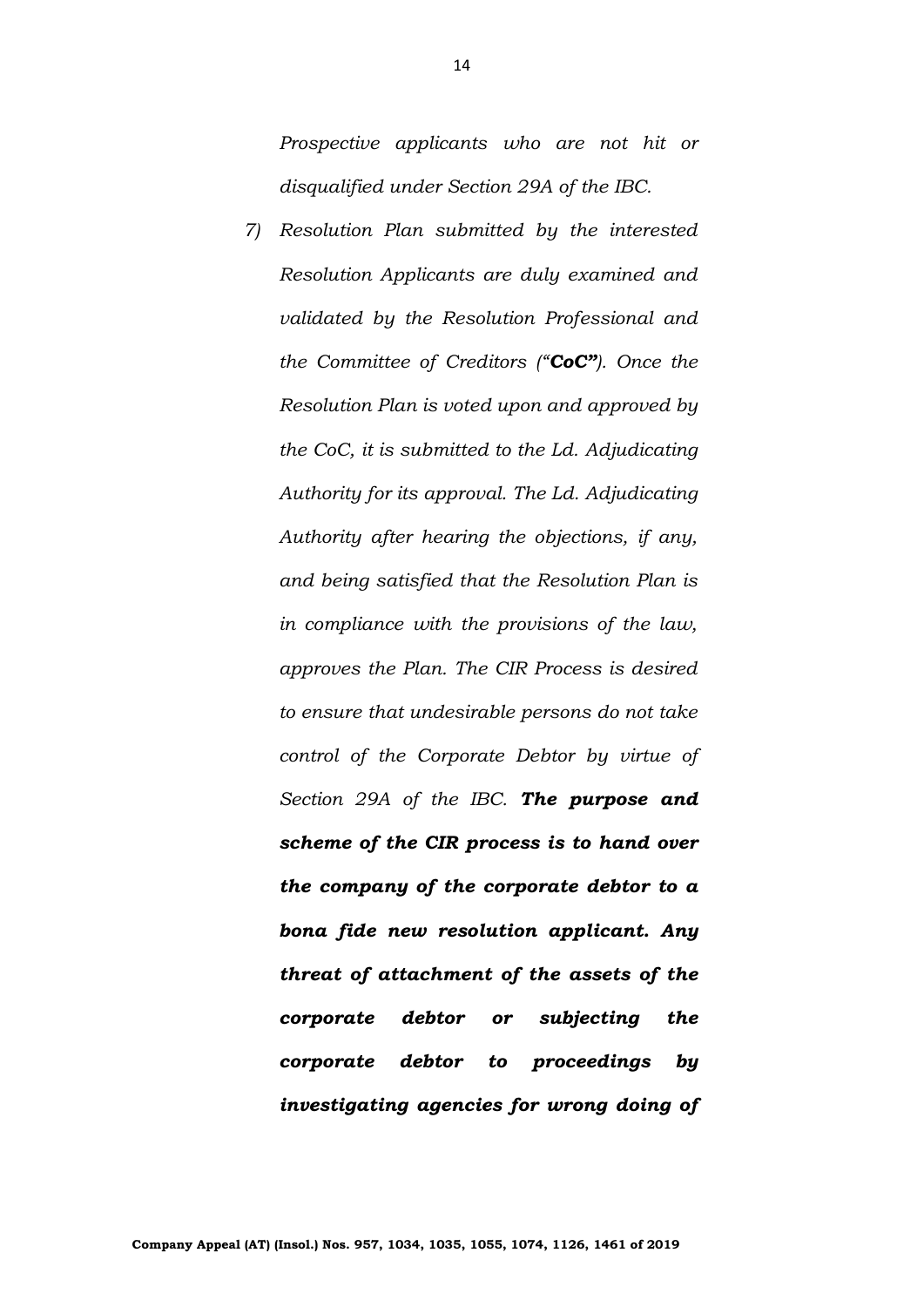*Prospective applicants who are not hit or disqualified under Section 29A of the IBC.*

7) *Resolution Plan submitted by the interested Resolution Applicants are duly examined and validated by the Resolution Professional and the Committee of Creditors ("**CoC**"). Once the Resolution Plan is voted upon and approved by the CoC, it is submitted to the Ld. Adjudicating Authority for its approval. The Ld. Adjudicating Authority after hearing the objections, if any, and being satisfied that the Resolution Plan is in compliance with the provisions of the law, approves the Plan. The CIR Process is desired to ensure that undesirable persons do not take control of the Corporate Debtor by virtue of Section 29A of the IBC.* ***The purpose and scheme of the CIR process is to hand over the company of the corporate debtor to a bona fide new resolution applicant. Any threat of attachment of the assets of the corporate debtor or subjecting the corporate debtor to proceedings by investigating agencies for wrong doing of***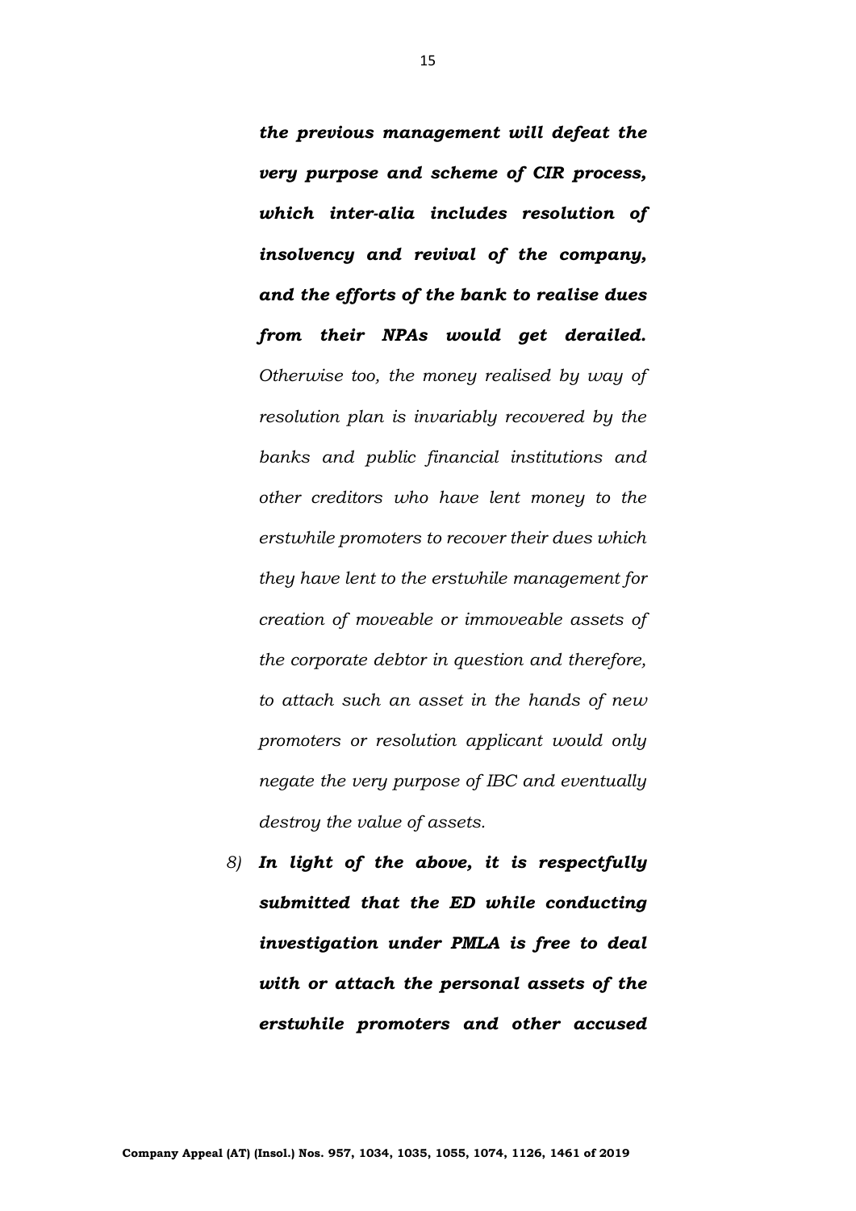***the previous management will defeat the very purpose and scheme of CIR process, which inter-alia includes resolution of insolvency and revival of the company, and the efforts of the bank to realise dues from their NPAs would get derailed.*** *Otherwise too, the money realised by way of resolution plan is invariably recovered by the banks and public financial institutions and other creditors who have lent money to the erstwhile promoters to recover their dues which they have lent to the erstwhile management for creation of moveable or immoveable assets of the corporate debtor in question and therefore, to attach such an asset in the hands of new promoters or resolution applicant would only negate the very purpose of IBC and eventually destroy the value of assets.*

*8)* ***In light of the above, it is respectfully submitted that the ED while conducting investigation under PMLA is free to deal with or attach the personal assets of the erstwhile promoters and other accused***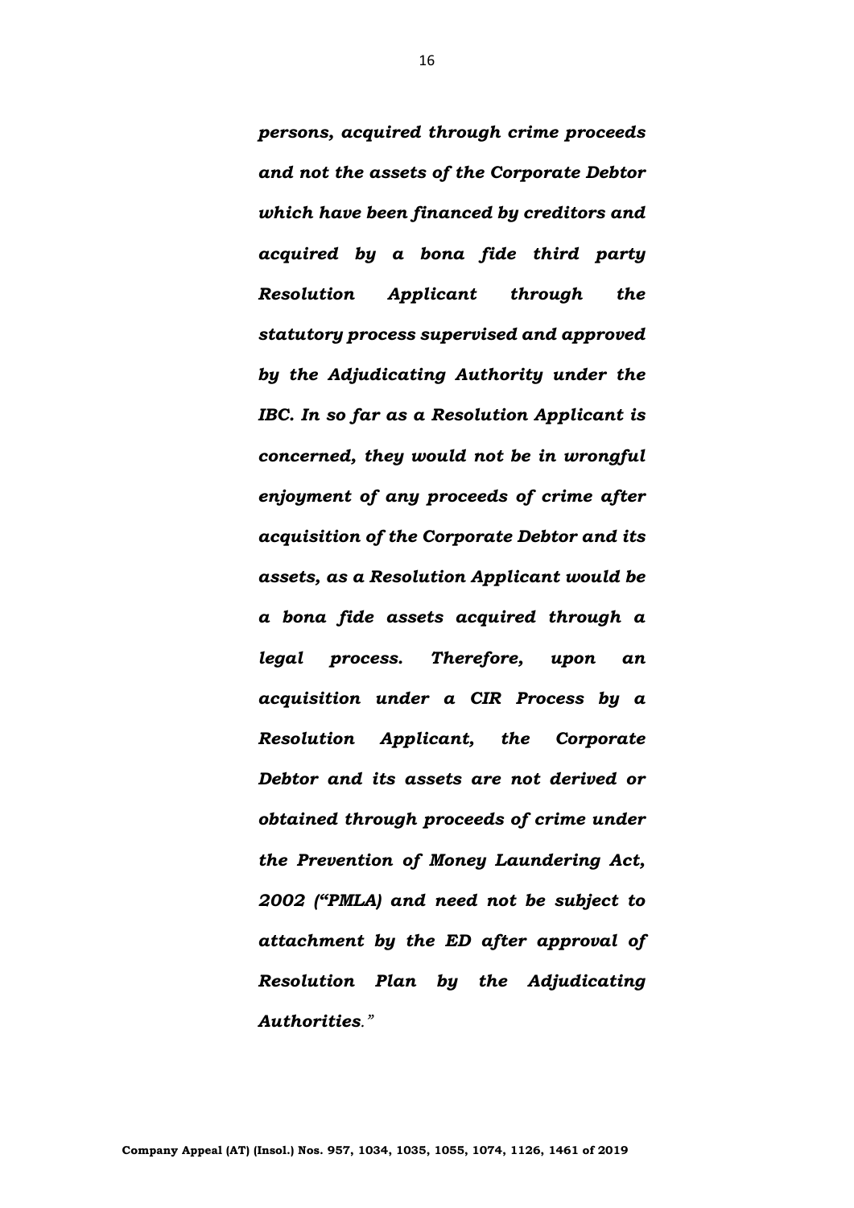***persons, acquired through crime proceeds and not the assets of the Corporate Debtor which have been financed by creditors and acquired by a bona fide third party Resolution Applicant through the statutory process supervised and approved by the Adjudicating Authority under the IBC. In so far as a Resolution Applicant is concerned, they would not be in wrongful enjoyment of any proceeds of crime after acquisition of the Corporate Debtor and its assets, as a Resolution Applicant would be a bona fide assets acquired through a legal process. Therefore, upon an acquisition under a CIR Process by a Resolution Applicant, the Corporate Debtor and its assets are not derived or obtained through proceeds of crime under the Prevention of Money Laundering Act, 2002 ("PMLA) and need not be subject to attachment by the ED after approval of Resolution Plan by the Adjudicating Authorities."***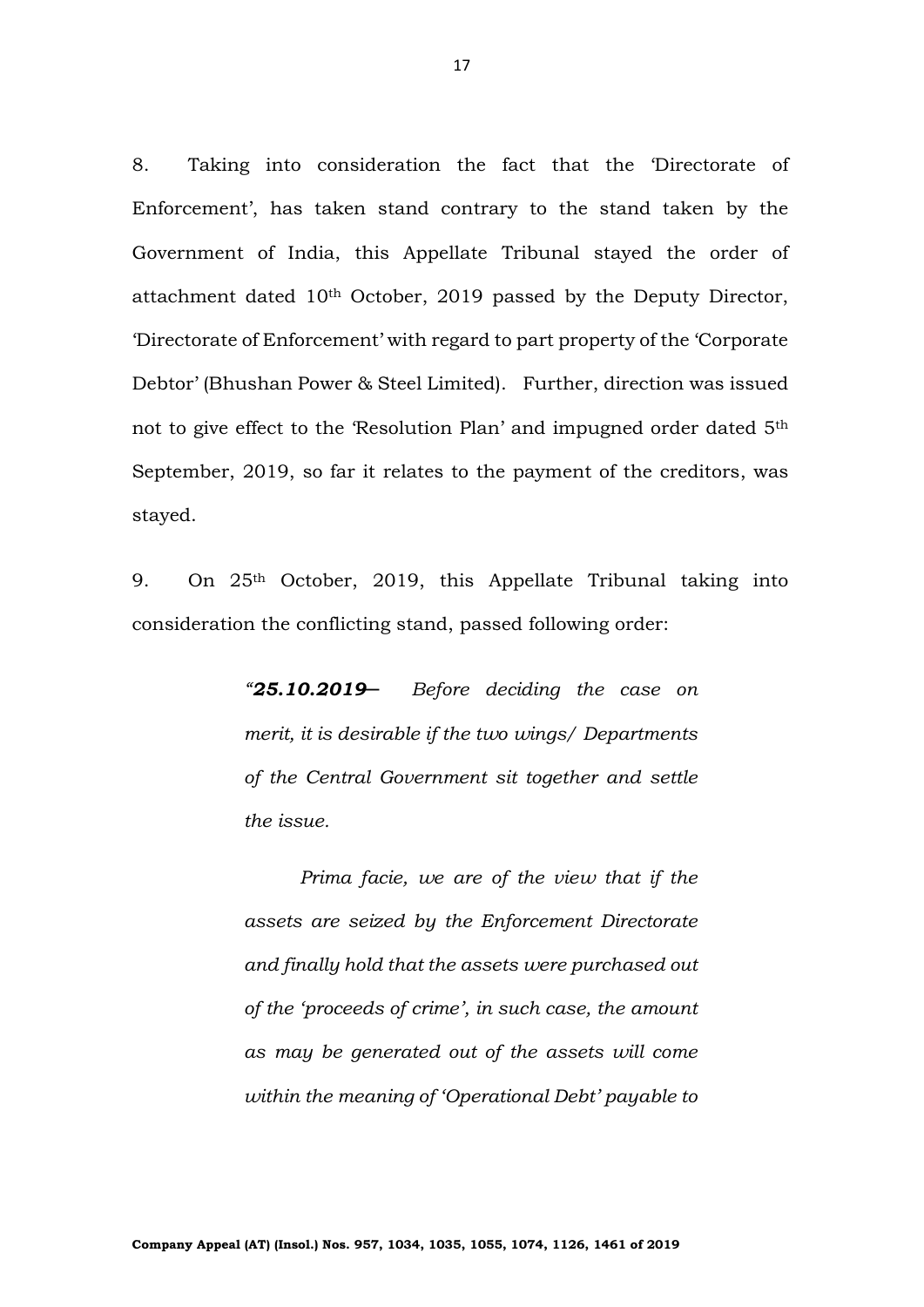8. Taking into consideration the fact that the 'Directorate of Enforcement', has taken stand contrary to the stand taken by the Government of India, this Appellate Tribunal stayed the order of attachment dated 10th October, 2019 passed by the Deputy Director, 'Directorate of Enforcement' with regard to part property of the 'Corporate Debtor' (Bhushan Power & Steel Limited). Further, direction was issued not to give effect to the 'Resolution Plan' and impugned order dated 5th September, 2019, so far it relates to the payment of the creditors, was stayed.

9. On 25th October, 2019, this Appellate Tribunal taking into consideration the conflicting stand, passed following order:

> *"**25.10.2019**— Before deciding the case on merit, it is desirable if the two wings/ Departments of the Central Government sit together and settle the issue.*
>
> *Prima facie, we are of the view that if the assets are seized by the Enforcement Directorate and finally hold that the assets were purchased out of the 'proceeds of crime', in such case, the amount as may be generated out of the assets will come within the meaning of 'Operational Debt' payable to*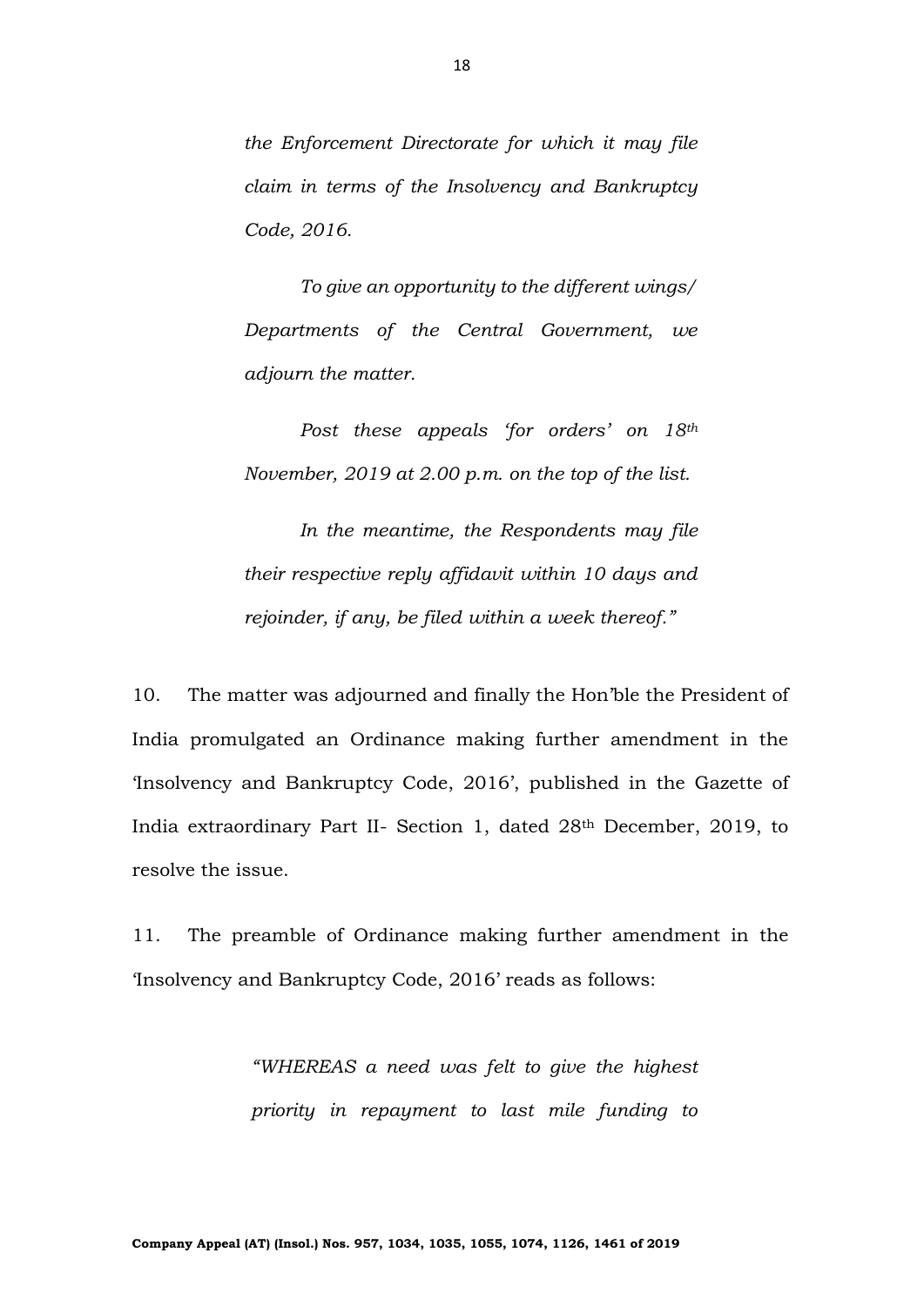> *the Enforcement Directorate for which it may file claim in terms of the Insolvency and Bankruptcy Code, 2016.*
>
> *To give an opportunity to the different wings/ Departments of the Central Government, we adjourn the matter.*
>
> *Post these appeals 'for orders' on 18th November, 2019 at 2.00 p.m. on the top of the list.*
>
> *In the meantime, the Respondents may file their respective reply affidavit within 10 days and rejoinder, if any, be filed within a week thereof."*

10. The matter was adjourned and finally the Hon'ble the President of India promulgated an Ordinance making further amendment in the 'Insolvency and Bankruptcy Code, 2016', published in the Gazette of India extraordinary Part II- Section 1, dated 28th December, 2019, to resolve the issue.

11. The preamble of Ordinance making further amendment in the 'Insolvency and Bankruptcy Code, 2016' reads as follows:

> *"WHEREAS a need was felt to give the highest priority in repayment to last mile funding to*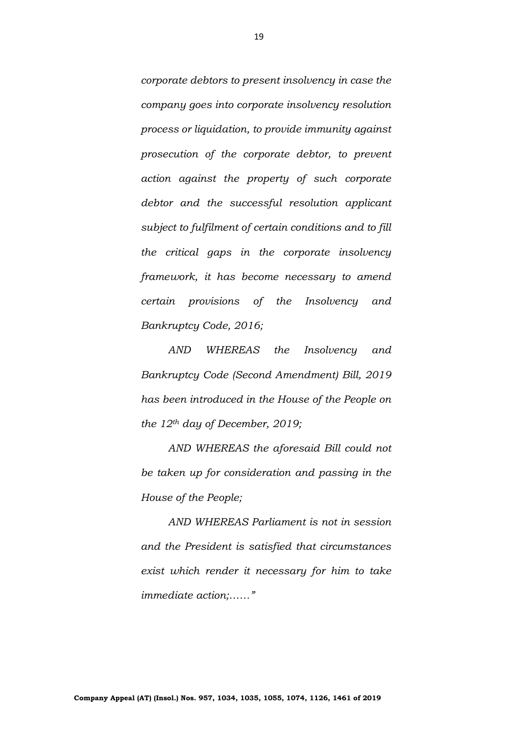*corporate debtors to present insolvency in case the company goes into corporate insolvency resolution process or liquidation, to provide immunity against prosecution of the corporate debtor, to prevent action against the property of such corporate debtor and the successful resolution applicant subject to fulfilment of certain conditions and to fill the critical gaps in the corporate insolvency framework, it has become necessary to amend certain provisions of the Insolvency and Bankruptcy Code, 2016;*

*AND WHEREAS the Insolvency and Bankruptcy Code (Second Amendment) Bill, 2019 has been introduced in the House of the People on the 12th day of December, 2019;*

*AND WHEREAS the aforesaid Bill could not be taken up for consideration and passing in the House of the People;*

*AND WHEREAS Parliament is not in session and the President is satisfied that circumstances exist which render it necessary for him to take immediate action;……"*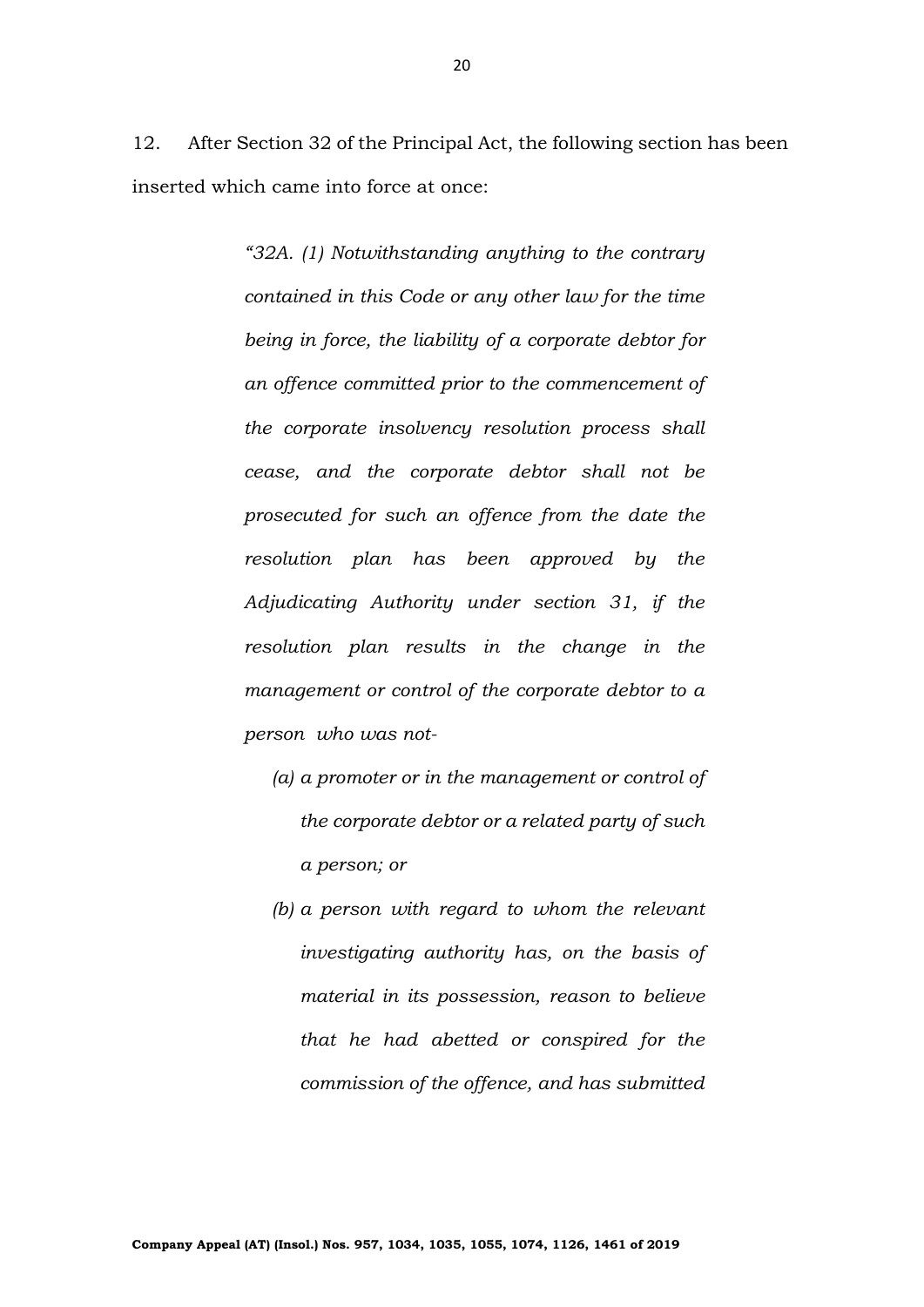12. After Section 32 of the Principal Act, the following section has been inserted which came into force at once:

> *"32A. (1) Notwithstanding anything to the contrary contained in this Code or any other law for the time being in force, the liability of a corporate debtor for an offence committed prior to the commencement of the corporate insolvency resolution process shall cease, and the corporate debtor shall not be prosecuted for such an offence from the date the resolution plan has been approved by the Adjudicating Authority under section 31, if the resolution plan results in the change in the management or control of the corporate debtor to a person who was not-*
>
> *(a) a promoter or in the management or control of the corporate debtor or a related party of such a person; or*
>
> *(b) a person with regard to whom the relevant investigating authority has, on the basis of material in its possession, reason to believe that he had abetted or conspired for the commission of the offence, and has submitted*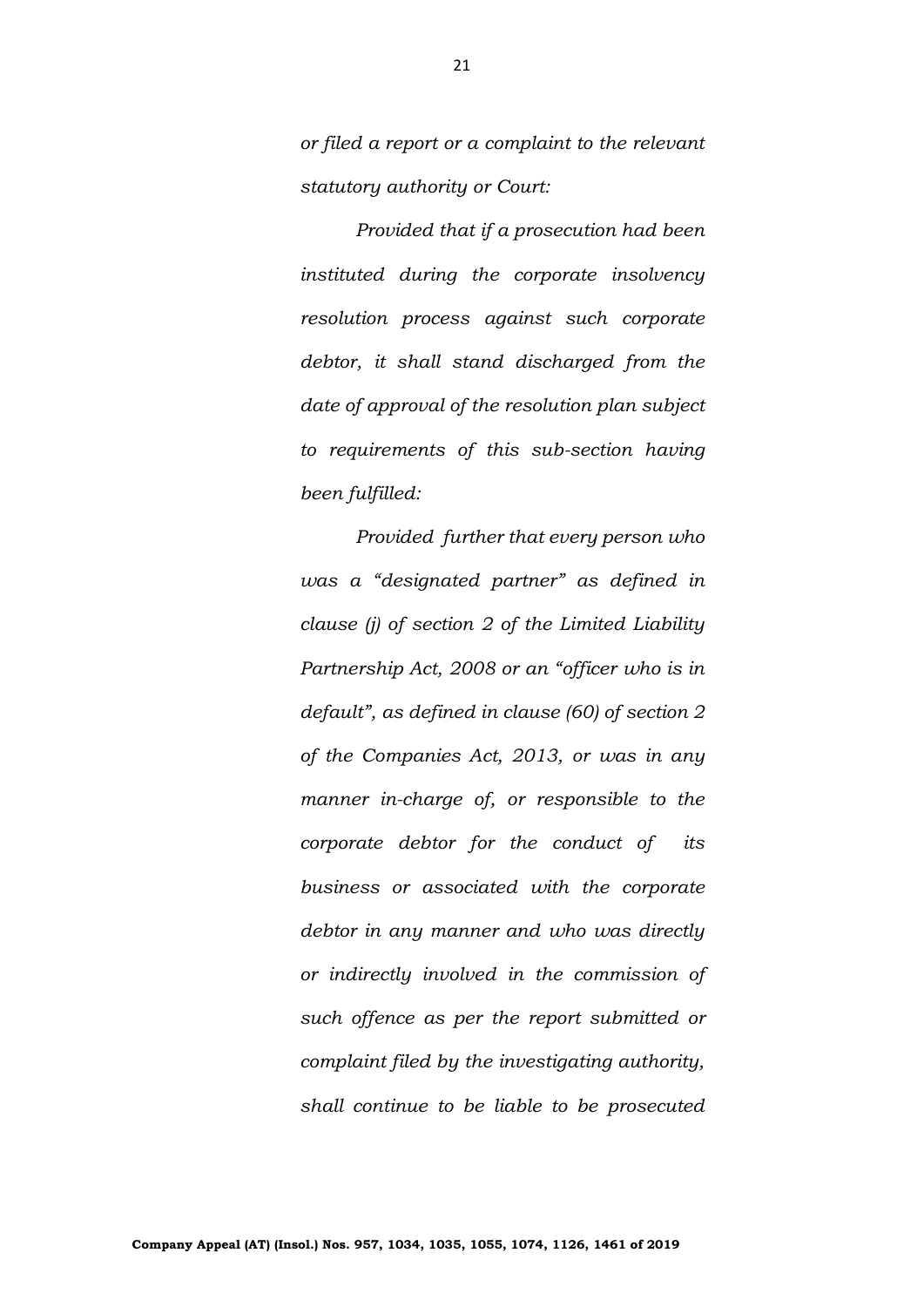*or filed a report or a complaint to the relevant statutory authority or Court:*

*Provided that if a prosecution had been instituted during the corporate insolvency resolution process against such corporate debtor, it shall stand discharged from the date of approval of the resolution plan subject to requirements of this sub-section having been fulfilled:*

*Provided further that every person who was a "designated partner" as defined in clause (j) of section 2 of the Limited Liability Partnership Act, 2008 or an "officer who is in default", as defined in clause (60) of section 2 of the Companies Act, 2013, or was in any manner in-charge of, or responsible to the corporate debtor for the conduct of its business or associated with the corporate debtor in any manner and who was directly or indirectly involved in the commission of such offence as per the report submitted or complaint filed by the investigating authority, shall continue to be liable to be prosecuted*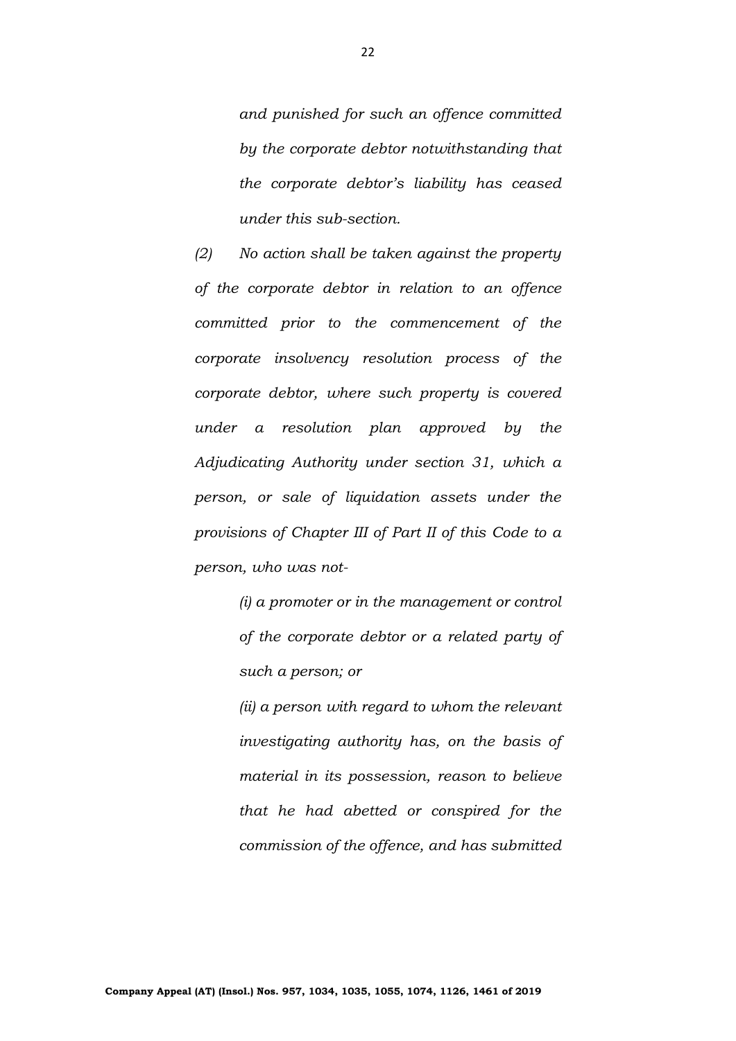*and punished for such an offence committed by the corporate debtor notwithstanding that the corporate debtor's liability has ceased under this sub-section.*

*(2) No action shall be taken against the property of the corporate debtor in relation to an offence committed prior to the commencement of the corporate insolvency resolution process of the corporate debtor, where such property is covered under a resolution plan approved by the Adjudicating Authority under section 31, which a person, or sale of liquidation assets under the provisions of Chapter III of Part II of this Code to a person, who was not-*

*(i) a promoter or in the management or control of the corporate debtor or a related party of such a person; or*

*(ii) a person with regard to whom the relevant investigating authority has, on the basis of material in its possession, reason to believe that he had abetted or conspired for the commission of the offence, and has submitted*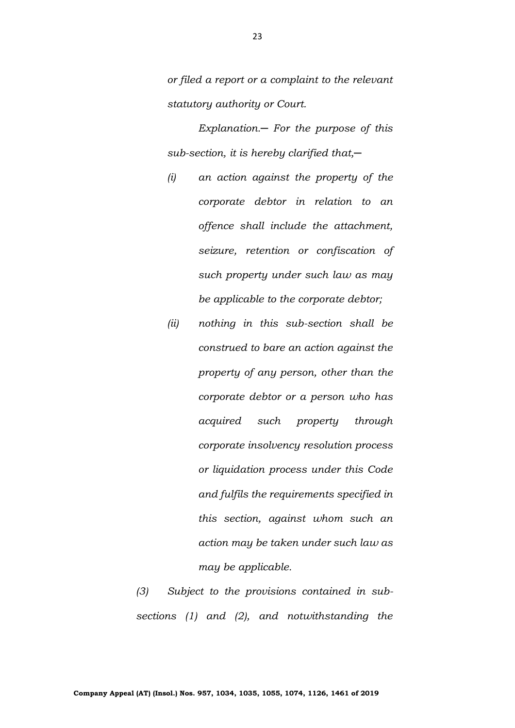*or filed a report or a complaint to the relevant statutory authority or Court.*

*Explanation.— For the purpose of this sub-section, it is hereby clarified that,—*

*(i) an action against the property of the corporate debtor in relation to an offence shall include the attachment, seizure, retention or confiscation of such property under such law as may be applicable to the corporate debtor;*

*(ii) nothing in this sub-section shall be construed to bare an action against the property of any person, other than the corporate debtor or a person who has acquired such property through corporate insolvency resolution process or liquidation process under this Code and fulfils the requirements specified in this section, against whom such an action may be taken under such law as may be applicable.*

*(3) Subject to the provisions contained in sub-sections (1) and (2), and notwithstanding the*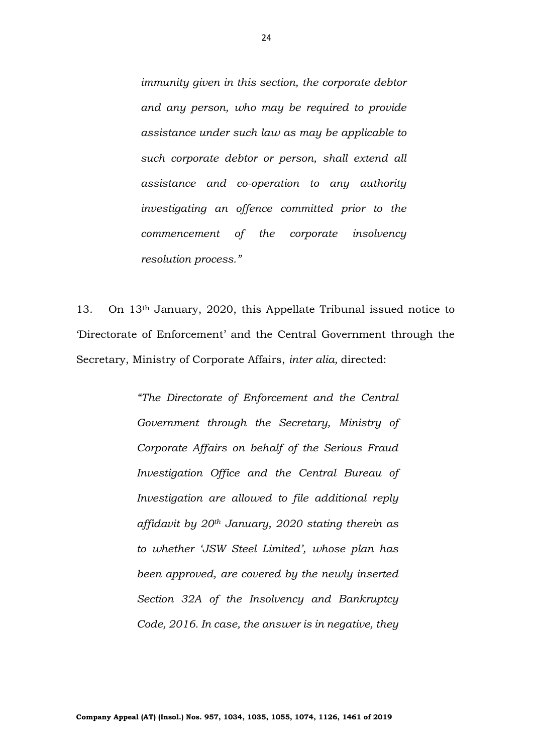*immunity given in this section, the corporate debtor and any person, who may be required to provide assistance under such law as may be applicable to such corporate debtor or person, shall extend all assistance and co-operation to any authority investigating an offence committed prior to the commencement of the corporate insolvency resolution process."*

13. On 13th January, 2020, this Appellate Tribunal issued notice to 'Directorate of Enforcement' and the Central Government through the Secretary, Ministry of Corporate Affairs, *inter alia,* directed:

> *"The Directorate of Enforcement and the Central Government through the Secretary, Ministry of Corporate Affairs on behalf of the Serious Fraud Investigation Office and the Central Bureau of Investigation are allowed to file additional reply affidavit by 20th January, 2020 stating therein as to whether 'JSW Steel Limited', whose plan has been approved, are covered by the newly inserted Section 32A of the Insolvency and Bankruptcy Code, 2016. In case, the answer is in negative, they*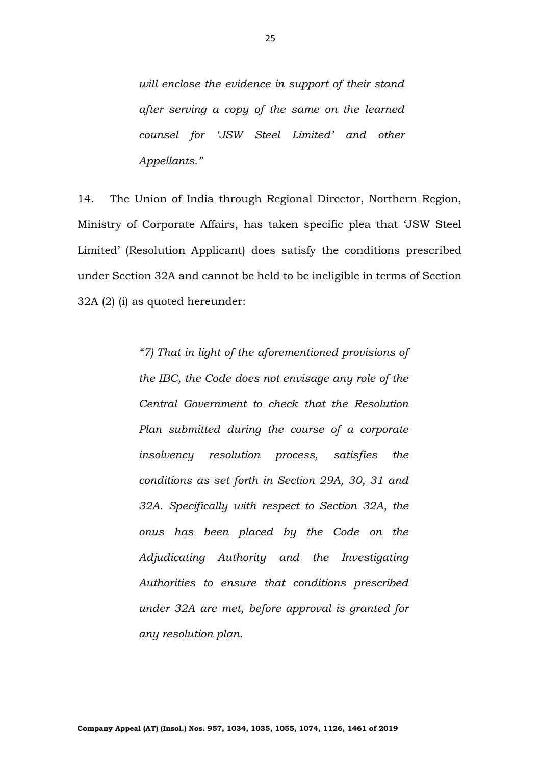> *will enclose the evidence in support of their stand after serving a copy of the same on the learned counsel for 'JSW Steel Limited' and other Appellants."*

14. The Union of India through Regional Director, Northern Region, Ministry of Corporate Affairs, has taken specific plea that 'JSW Steel Limited' (Resolution Applicant) does satisfy the conditions prescribed under Section 32A and cannot be held to be ineligible in terms of Section 32A (2) (i) as quoted hereunder:

> *"7) That in light of the aforementioned provisions of the IBC, the Code does not envisage any role of the Central Government to check that the Resolution Plan submitted during the course of a corporate insolvency resolution process, satisfies the conditions as set forth in Section 29A, 30, 31 and 32A. Specifically with respect to Section 32A, the onus has been placed by the Code on the Adjudicating Authority and the Investigating Authorities to ensure that conditions prescribed under 32A are met, before approval is granted for any resolution plan.*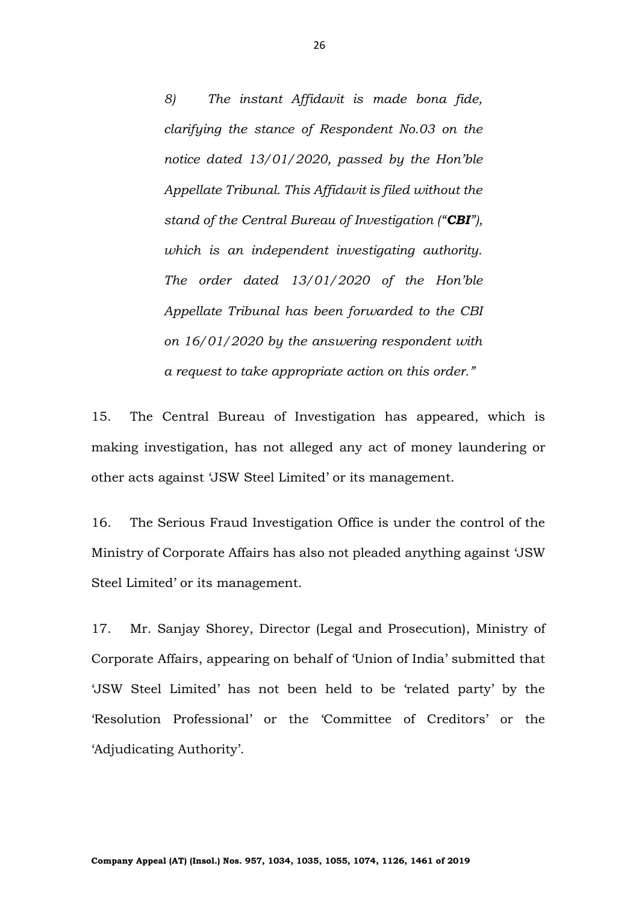> *8) The instant Affidavit is made bona fide, clarifying the stance of Respondent No.03 on the notice dated 13/01/2020, passed by the Hon'ble Appellate Tribunal. This Affidavit is filed without the stand of the Central Bureau of Investigation ("**CBI**"), which is an independent investigating authority. The order dated 13/01/2020 of the Hon'ble Appellate Tribunal has been forwarded to the CBI on 16/01/2020 by the answering respondent with a request to take appropriate action on this order."*

15. The Central Bureau of Investigation has appeared, which is making investigation, has not alleged any act of money laundering or other acts against 'JSW Steel Limited' or its management.

16. The Serious Fraud Investigation Office is under the control of the Ministry of Corporate Affairs has also not pleaded anything against 'JSW Steel Limited' or its management.

17. Mr. Sanjay Shorey, Director (Legal and Prosecution), Ministry of Corporate Affairs, appearing on behalf of 'Union of India' submitted that 'JSW Steel Limited' has not been held to be 'related party' by the 'Resolution Professional' or the 'Committee of Creditors' or the 'Adjudicating Authority'.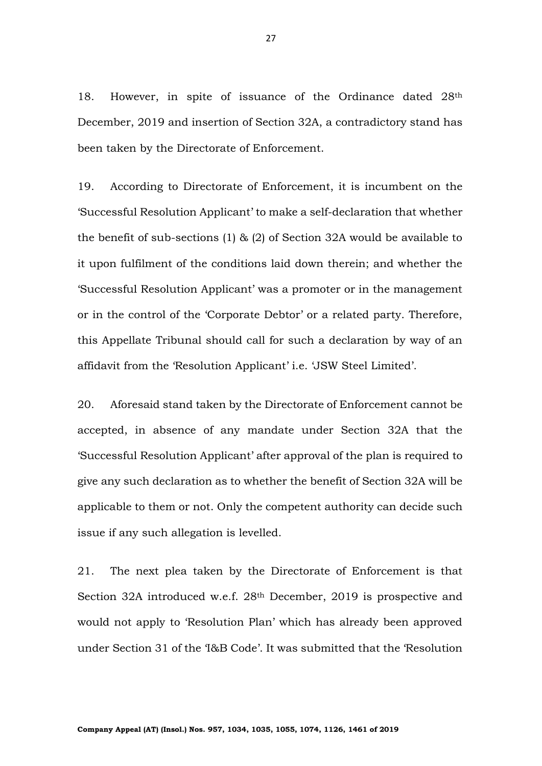18. However, in spite of issuance of the Ordinance dated 28th December, 2019 and insertion of Section 32A, a contradictory stand has been taken by the Directorate of Enforcement.

19. According to Directorate of Enforcement, it is incumbent on the 'Successful Resolution Applicant' to make a self-declaration that whether the benefit of sub-sections (1) & (2) of Section 32A would be available to it upon fulfilment of the conditions laid down therein; and whether the 'Successful Resolution Applicant' was a promoter or in the management or in the control of the 'Corporate Debtor' or a related party. Therefore, this Appellate Tribunal should call for such a declaration by way of an affidavit from the 'Resolution Applicant' i.e. 'JSW Steel Limited'.

20. Aforesaid stand taken by the Directorate of Enforcement cannot be accepted, in absence of any mandate under Section 32A that the 'Successful Resolution Applicant' after approval of the plan is required to give any such declaration as to whether the benefit of Section 32A will be applicable to them or not. Only the competent authority can decide such issue if any such allegation is levelled.

21. The next plea taken by the Directorate of Enforcement is that Section 32A introduced w.e.f. 28th December, 2019 is prospective and would not apply to 'Resolution Plan' which has already been approved under Section 31 of the 'I&B Code'. It was submitted that the 'Resolution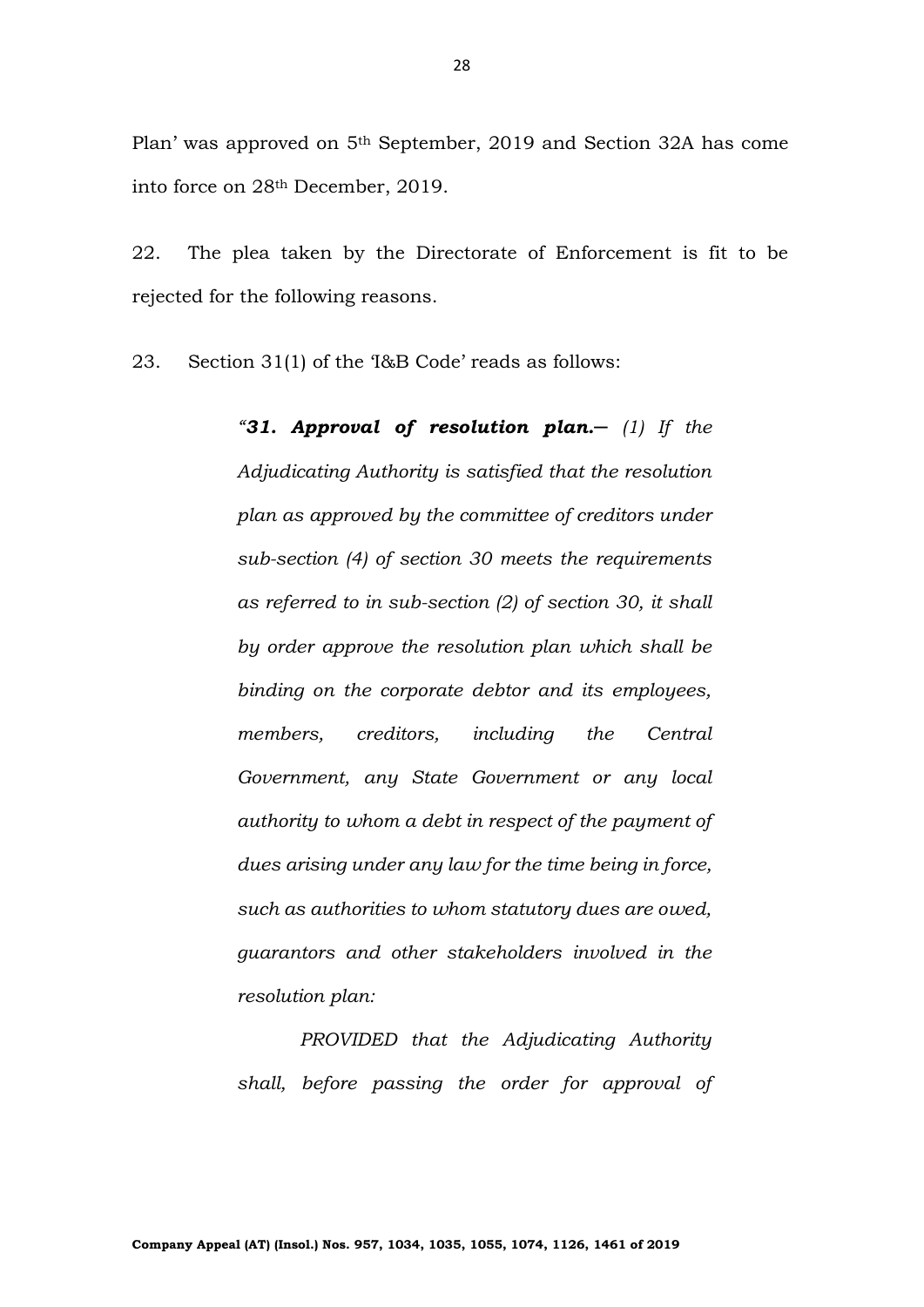Plan' was approved on 5th September, 2019 and Section 32A has come into force on 28th December, 2019.

22. The plea taken by the Directorate of Enforcement is fit to be rejected for the following reasons.

23. Section 31(1) of the 'I&B Code' reads as follows:

> *"**31. Approval of resolution plan.**— (1) If the Adjudicating Authority is satisfied that the resolution plan as approved by the committee of creditors under sub-section (4) of section 30 meets the requirements as referred to in sub-section (2) of section 30, it shall by order approve the resolution plan which shall be binding on the corporate debtor and its employees, members, creditors, including the Central Government, any State Government or any local authority to whom a debt in respect of the payment of dues arising under any law for the time being in force, such as authorities to whom statutory dues are owed, guarantors and other stakeholders involved in the resolution plan:*
>
> *PROVIDED that the Adjudicating Authority shall, before passing the order for approval of*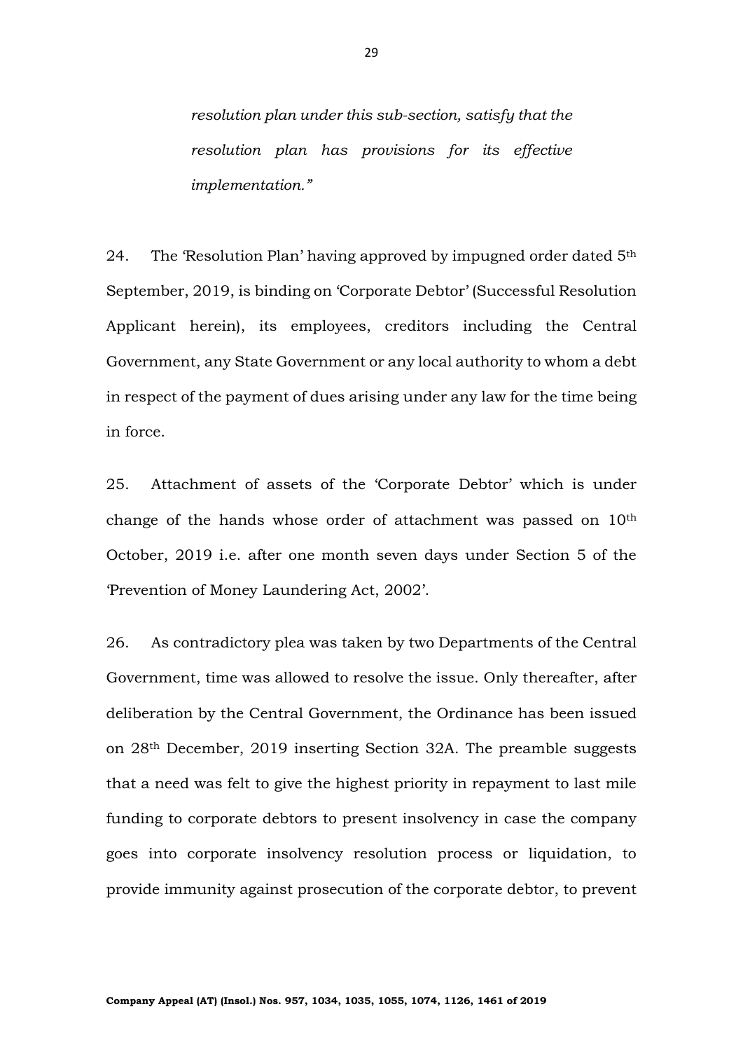*resolution plan under this sub-section, satisfy that the resolution plan has provisions for its effective implementation."*

24. The 'Resolution Plan' having approved by impugned order dated 5th September, 2019, is binding on 'Corporate Debtor' (Successful Resolution Applicant herein), its employees, creditors including the Central Government, any State Government or any local authority to whom a debt in respect of the payment of dues arising under any law for the time being in force.

25. Attachment of assets of the 'Corporate Debtor' which is under change of the hands whose order of attachment was passed on 10th October, 2019 i.e. after one month seven days under Section 5 of the 'Prevention of Money Laundering Act, 2002'.

26. As contradictory plea was taken by two Departments of the Central Government, time was allowed to resolve the issue. Only thereafter, after deliberation by the Central Government, the Ordinance has been issued on 28th December, 2019 inserting Section 32A. The preamble suggests that a need was felt to give the highest priority in repayment to last mile funding to corporate debtors to present insolvency in case the company goes into corporate insolvency resolution process or liquidation, to provide immunity against prosecution of the corporate debtor, to prevent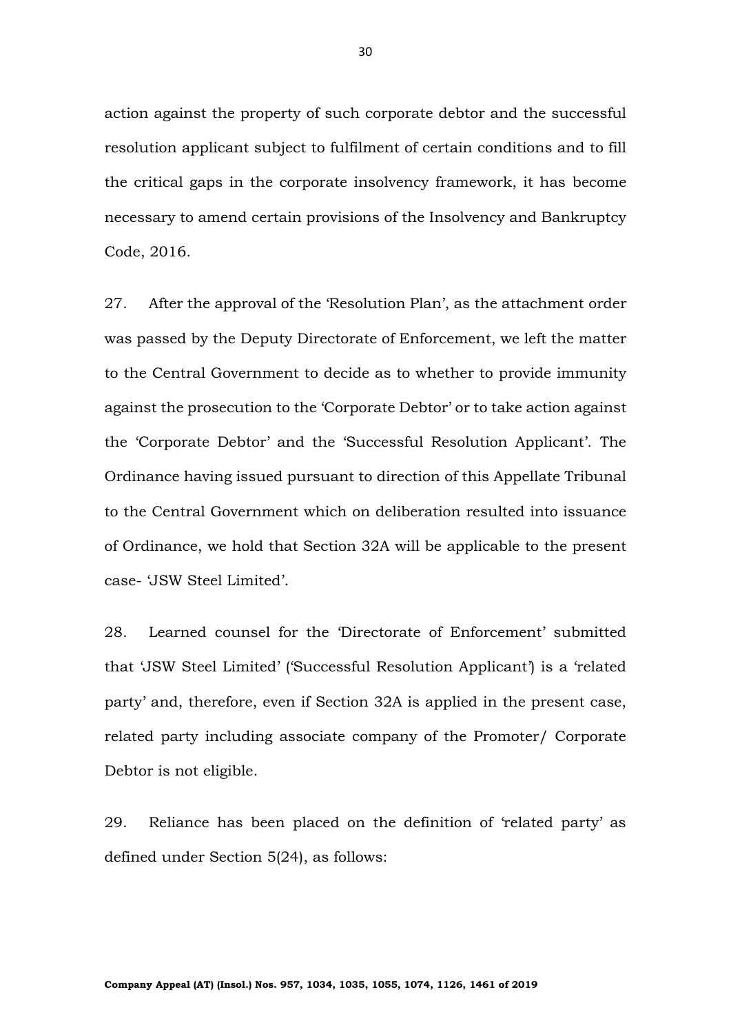action against the property of such corporate debtor and the successful resolution applicant subject to fulfilment of certain conditions and to fill the critical gaps in the corporate insolvency framework, it has become necessary to amend certain provisions of the Insolvency and Bankruptcy Code, 2016.

27. After the approval of the 'Resolution Plan', as the attachment order was passed by the Deputy Directorate of Enforcement, we left the matter to the Central Government to decide as to whether to provide immunity against the prosecution to the 'Corporate Debtor' or to take action against the 'Corporate Debtor' and the 'Successful Resolution Applicant'. The Ordinance having issued pursuant to direction of this Appellate Tribunal to the Central Government which on deliberation resulted into issuance of Ordinance, we hold that Section 32A will be applicable to the present case- 'JSW Steel Limited'.

28. Learned counsel for the 'Directorate of Enforcement' submitted that 'JSW Steel Limited' ('Successful Resolution Applicant') is a 'related party' and, therefore, even if Section 32A is applied in the present case, related party including associate company of the Promoter/ Corporate Debtor is not eligible.

29. Reliance has been placed on the definition of 'related party' as defined under Section 5(24), as follows: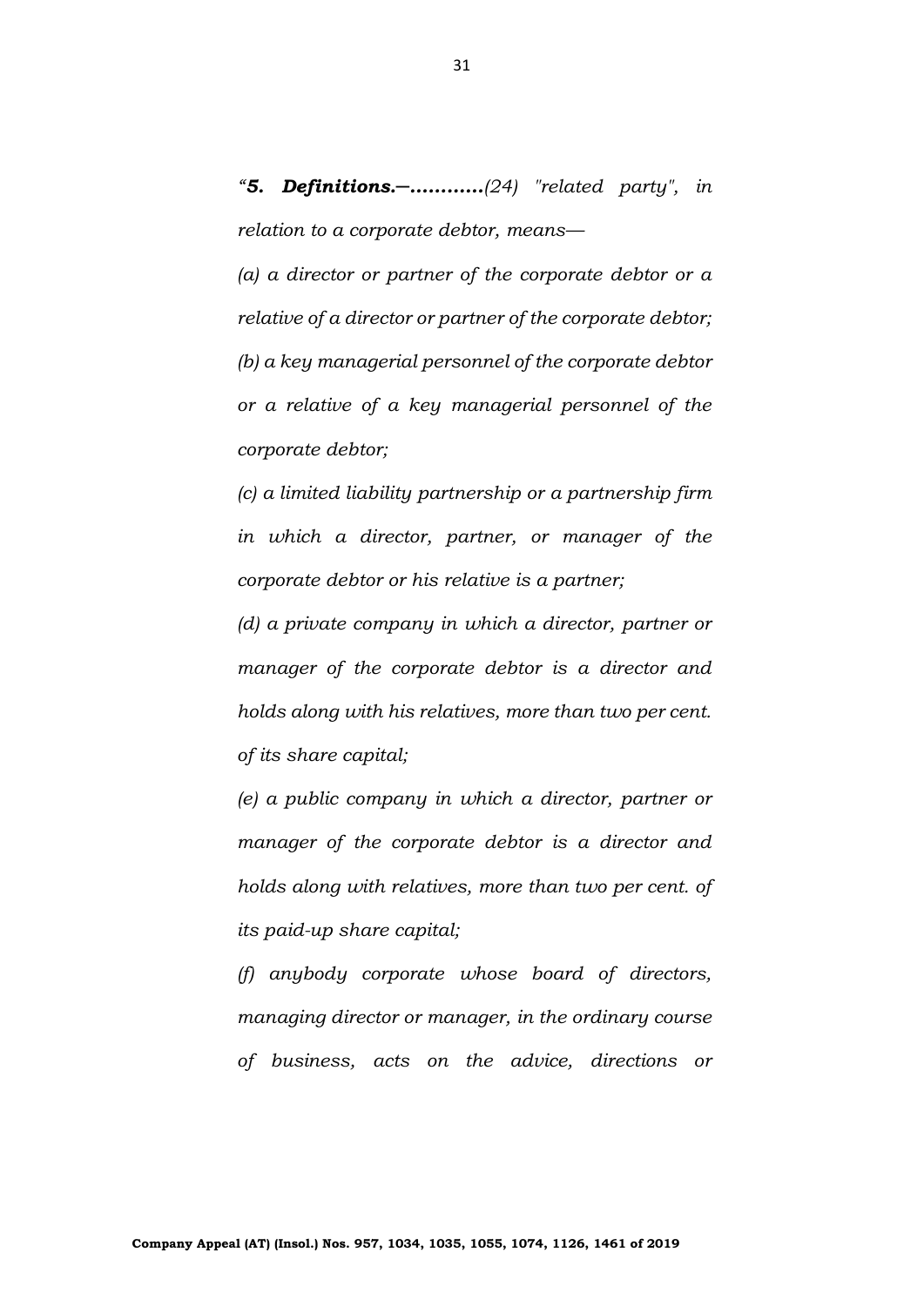*"**5. Definitions.—**...........(24) "related party", in relation to a corporate debtor, means—*

*(a) a director or partner of the corporate debtor or a relative of a director or partner of the corporate debtor;*

*(b) a key managerial personnel of the corporate debtor or a relative of a key managerial personnel of the corporate debtor;*

*(c) a limited liability partnership or a partnership firm in which a director, partner, or manager of the corporate debtor or his relative is a partner;*

*(d) a private company in which a director, partner or manager of the corporate debtor is a director and holds along with his relatives, more than two per cent. of its share capital;*

*(e) a public company in which a director, partner or manager of the corporate debtor is a director and holds along with relatives, more than two per cent. of its paid-up share capital;*

*(f) anybody corporate whose board of directors, managing director or manager, in the ordinary course of business, acts on the advice, directions or*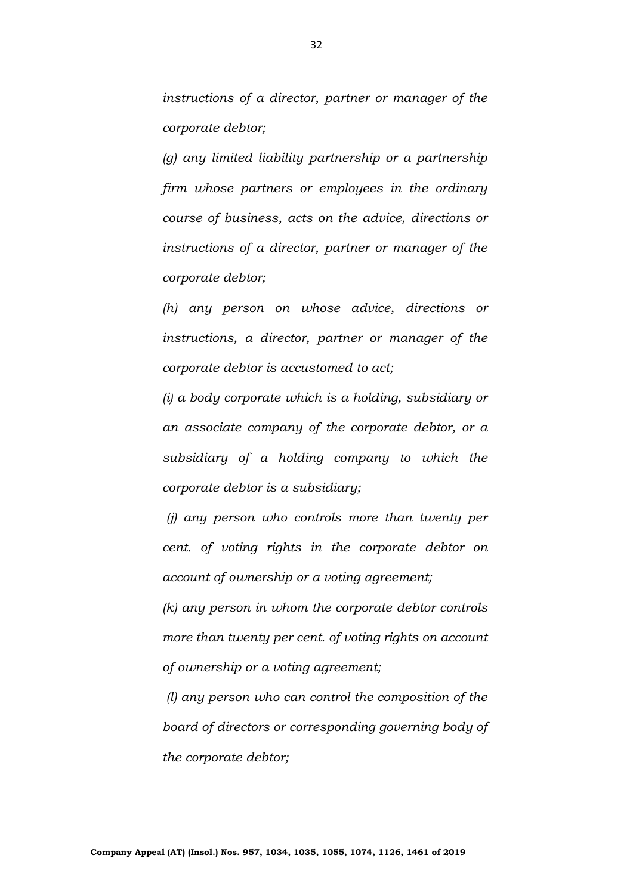*instructions of a director, partner or manager of the corporate debtor;*

*(g) any limited liability partnership or a partnership firm whose partners or employees in the ordinary course of business, acts on the advice, directions or instructions of a director, partner or manager of the corporate debtor;*

*(h) any person on whose advice, directions or instructions, a director, partner or manager of the corporate debtor is accustomed to act;*

*(i) a body corporate which is a holding, subsidiary or an associate company of the corporate debtor, or a subsidiary of a holding company to which the corporate debtor is a subsidiary;*

*(j) any person who controls more than twenty per cent. of voting rights in the corporate debtor on account of ownership or a voting agreement;*

*(k) any person in whom the corporate debtor controls more than twenty per cent. of voting rights on account of ownership or a voting agreement;*

*(l) any person who can control the composition of the board of directors or corresponding governing body of the corporate debtor;*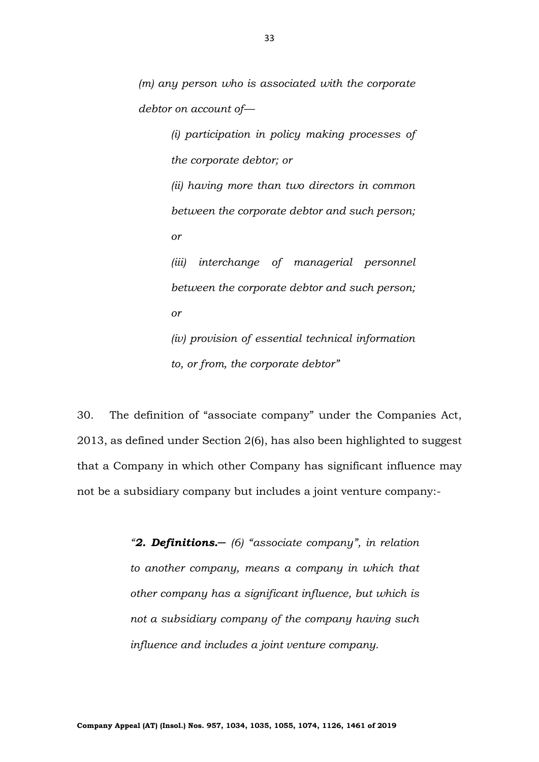> *(m) any person who is associated with the corporate debtor on account of—*
>
> > *(i) participation in policy making processes of the corporate debtor; or*
> >
> > *(ii) having more than two directors in common between the corporate debtor and such person; or*
> >
> > *(iii) interchange of managerial personnel between the corporate debtor and such person; or*
> >
> > *(iv) provision of essential technical information to, or from, the corporate debtor"*

30. The definition of "associate company" under the Companies Act, 2013, as defined under Section 2(6), has also been highlighted to suggest that a Company in which other Company has significant influence may not be a subsidiary company but includes a joint venture company:-

> *"**2. Definitions.—** (6) "associate company", in relation to another company, means a company in which that other company has a significant influence, but which is not a subsidiary company of the company having such influence and includes a joint venture company.*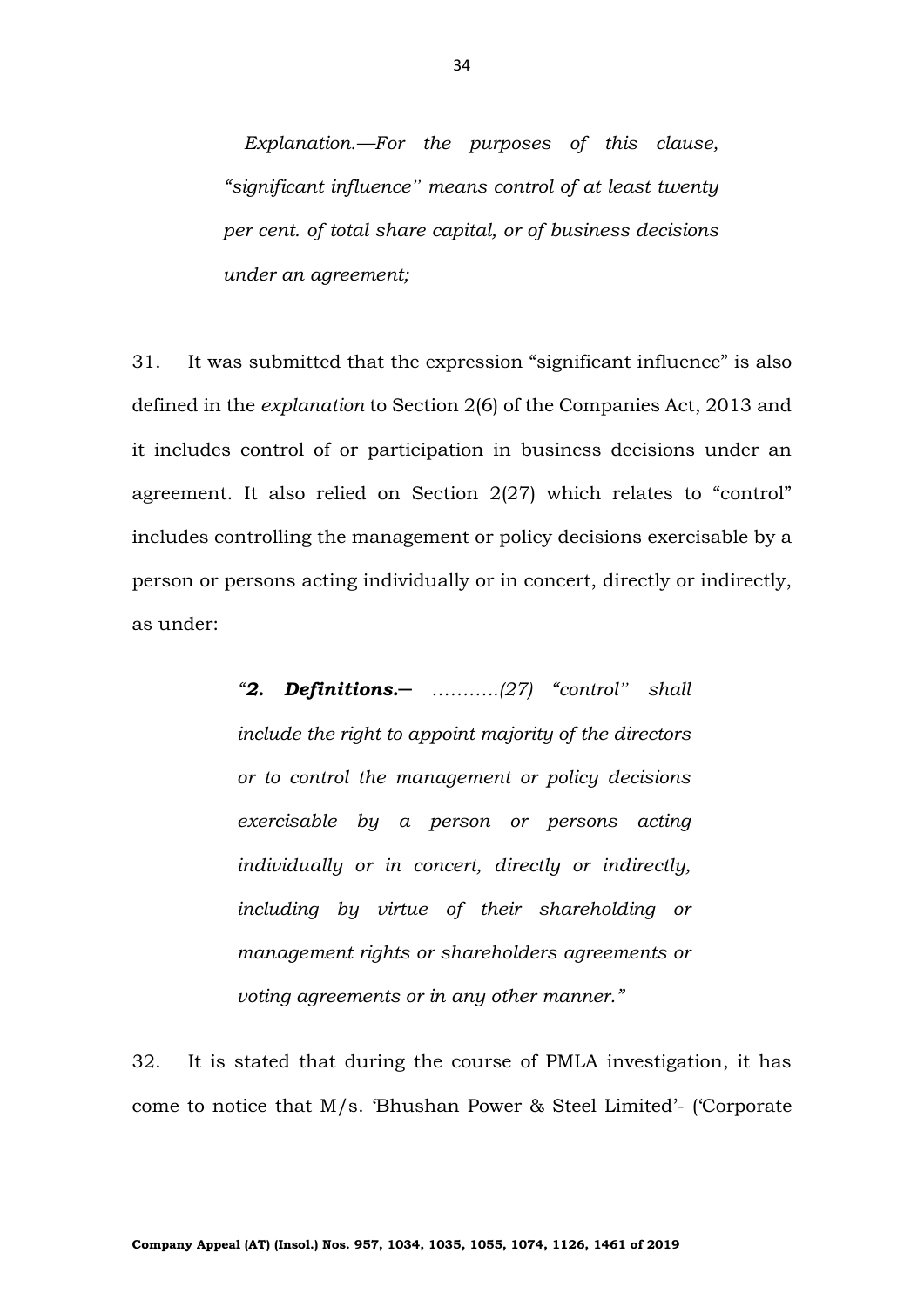> *Explanation.—For the purposes of this clause, "significant influence'' means control of at least twenty per cent. of total share capital, or of business decisions under an agreement;*

31. It was submitted that the expression "significant influence" is also defined in the *explanation* to Section 2(6) of the Companies Act, 2013 and it includes control of or participation in business decisions under an agreement. It also relied on Section 2(27) which relates to "control" includes controlling the management or policy decisions exercisable by a person or persons acting individually or in concert, directly or indirectly, as under:

> *"**2. Definitions.—** ………..(27) "control'' shall include the right to appoint majority of the directors or to control the management or policy decisions exercisable by a person or persons acting individually or in concert, directly or indirectly, including by virtue of their shareholding or management rights or shareholders agreements or voting agreements or in any other manner."*

32. It is stated that during the course of PMLA investigation, it has come to notice that M/s. 'Bhushan Power & Steel Limited'- ('Corporate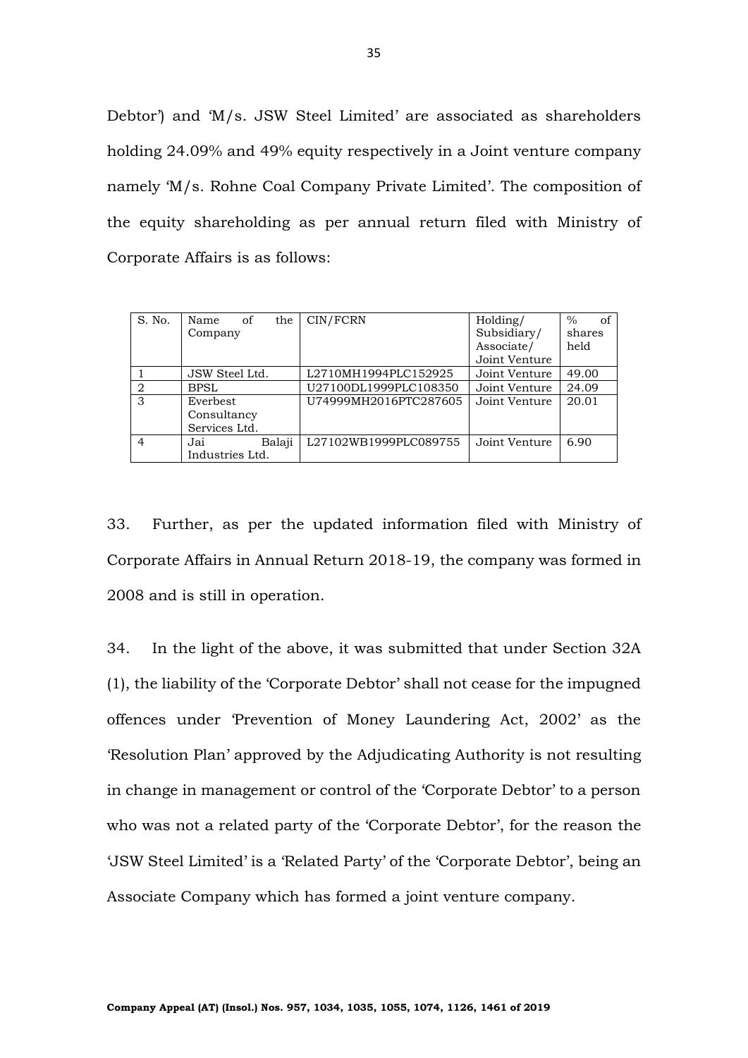Debtor') and 'M/s. JSW Steel Limited' are associated as shareholders holding 24.09% and 49% equity respectively in a Joint venture company namely 'M/s. Rohne Coal Company Private Limited'. The composition of the equity shareholding as per annual return filed with Ministry of Corporate Affairs is as follows:

| S. No. | Name of the Company | CIN/FCRN | Holding/ Subsidiary/ Associate/ Joint Venture | % of shares held |
|---|---|---|---|---|
| 1 | JSW Steel Ltd. | L2710MH1994PLC152925 | Joint Venture | 49.00 |
| 2 | BPSL | U27100DL1999PLC108350 | Joint Venture | 24.09 |
| 3 | Everbest Consultancy Services Ltd. | U74999MH2016PTC287605 | Joint Venture | 20.01 |
| 4 | Jai Balaji Industries Ltd. | L27102WB1999PLC089755 | Joint Venture | 6.90 |

33. Further, as per the updated information filed with Ministry of Corporate Affairs in Annual Return 2018-19, the company was formed in 2008 and is still in operation.

34. In the light of the above, it was submitted that under Section 32A (1), the liability of the 'Corporate Debtor' shall not cease for the impugned offences under 'Prevention of Money Laundering Act, 2002' as the 'Resolution Plan' approved by the Adjudicating Authority is not resulting in change in management or control of the 'Corporate Debtor' to a person who was not a related party of the 'Corporate Debtor', for the reason the 'JSW Steel Limited' is a 'Related Party' of the 'Corporate Debtor', being an Associate Company which has formed a joint venture company.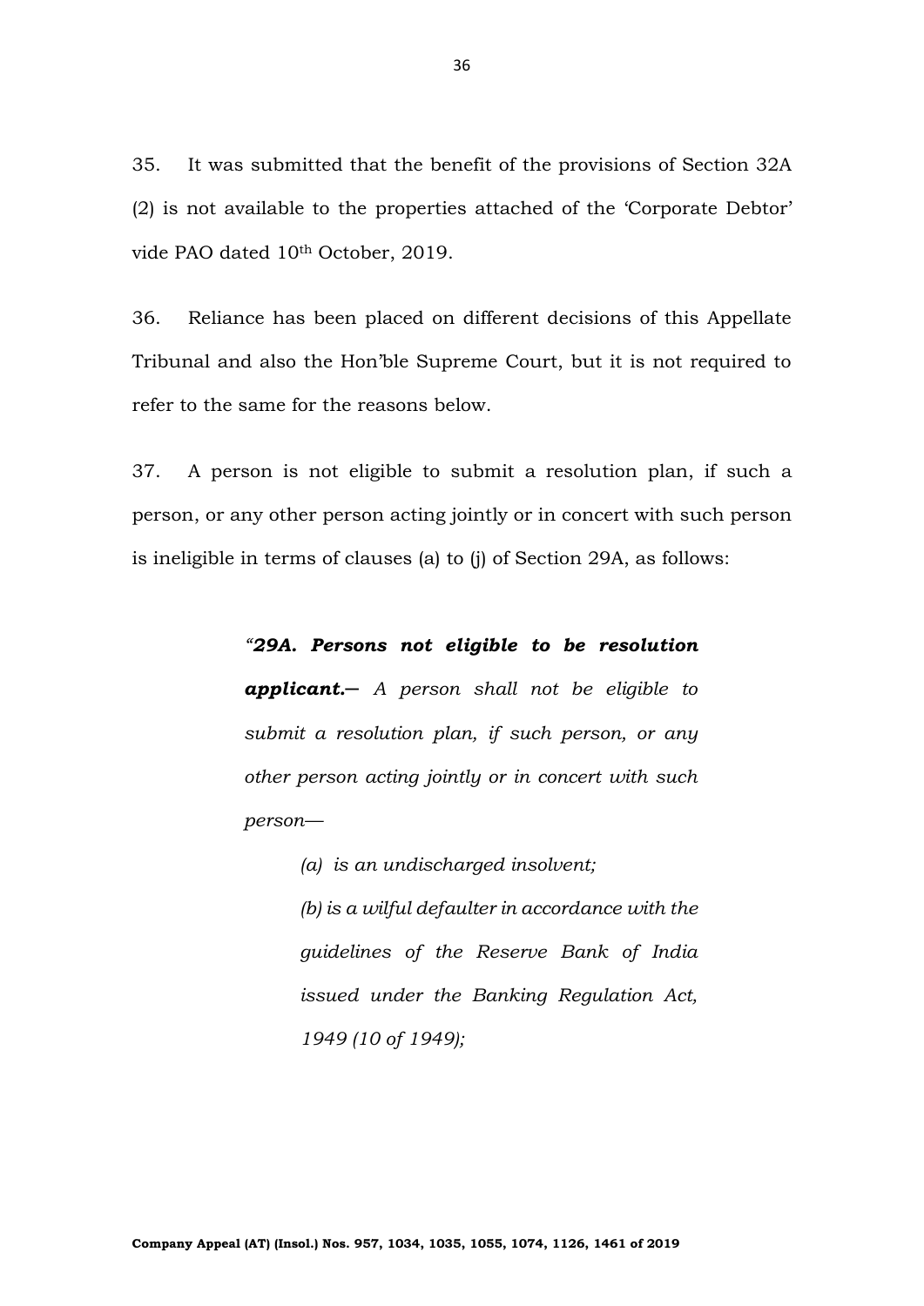35. It was submitted that the benefit of the provisions of Section 32A (2) is not available to the properties attached of the 'Corporate Debtor' vide PAO dated 10th October, 2019.

36. Reliance has been placed on different decisions of this Appellate Tribunal and also the Hon'ble Supreme Court, but it is not required to refer to the same for the reasons below.

37. A person is not eligible to submit a resolution plan, if such a person, or any other person acting jointly or in concert with such person is ineligible in terms of clauses (a) to (j) of Section 29A, as follows:

> *"**29A. Persons not eligible to be resolution applicant.**— A person shall not be eligible to submit a resolution plan, if such person, or any other person acting jointly or in concert with such person—*
>
> > *(a) is an undischarged insolvent;*
> >
> > *(b) is a wilful defaulter in accordance with the guidelines of the Reserve Bank of India issued under the Banking Regulation Act, 1949 (10 of 1949);*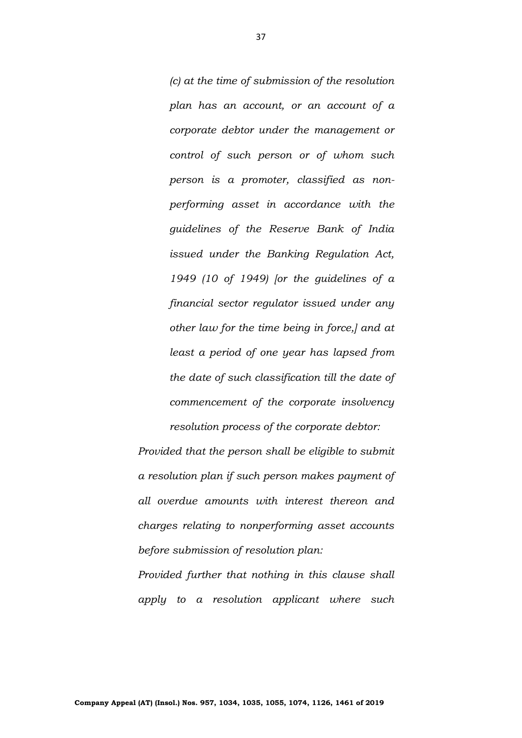*(c) at the time of submission of the resolution plan has an account, or an account of a corporate debtor under the management or control of such person or of whom such person is a promoter, classified as non-performing asset in accordance with the guidelines of the Reserve Bank of India issued under the Banking Regulation Act, 1949 (10 of 1949) [or the guidelines of a financial sector regulator issued under any other law for the time being in force,] and at least a period of one year has lapsed from the date of such classification till the date of commencement of the corporate insolvency resolution process of the corporate debtor:*

*Provided that the person shall be eligible to submit a resolution plan if such person makes payment of all overdue amounts with interest thereon and charges relating to nonperforming asset accounts before submission of resolution plan:*

*Provided further that nothing in this clause shall apply to a resolution applicant where such*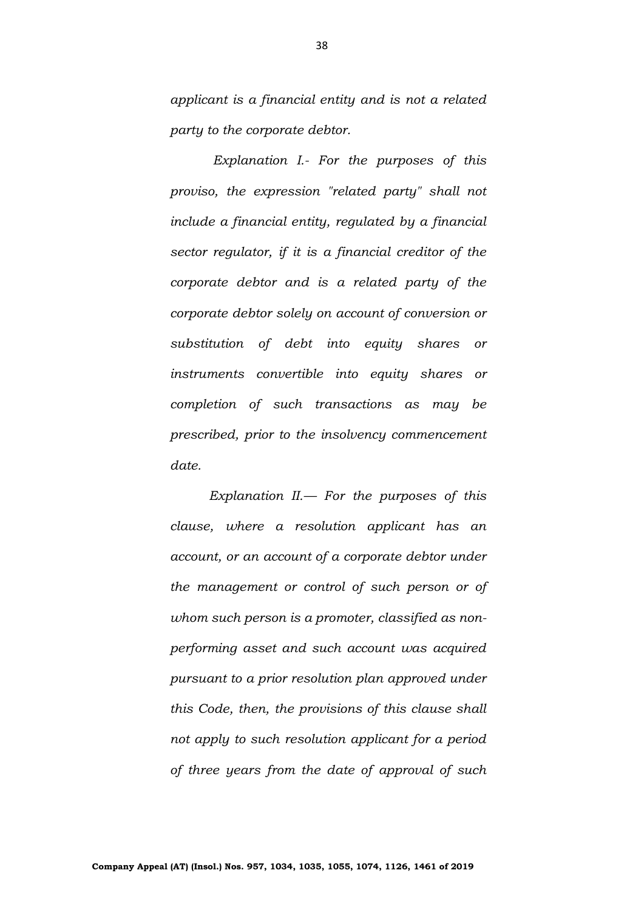*applicant is a financial entity and is not a related party to the corporate debtor.*

*Explanation I.- For the purposes of this proviso, the expression "related party" shall not include a financial entity, regulated by a financial sector regulator, if it is a financial creditor of the corporate debtor and is a related party of the corporate debtor solely on account of conversion or substitution of debt into equity shares or instruments convertible into equity shares or completion of such transactions as may be prescribed, prior to the insolvency commencement date.*

*Explanation II.— For the purposes of this clause, where a resolution applicant has an account, or an account of a corporate debtor under the management or control of such person or of whom such person is a promoter, classified as non-performing asset and such account was acquired pursuant to a prior resolution plan approved under this Code, then, the provisions of this clause shall not apply to such resolution applicant for a period of three years from the date of approval of such*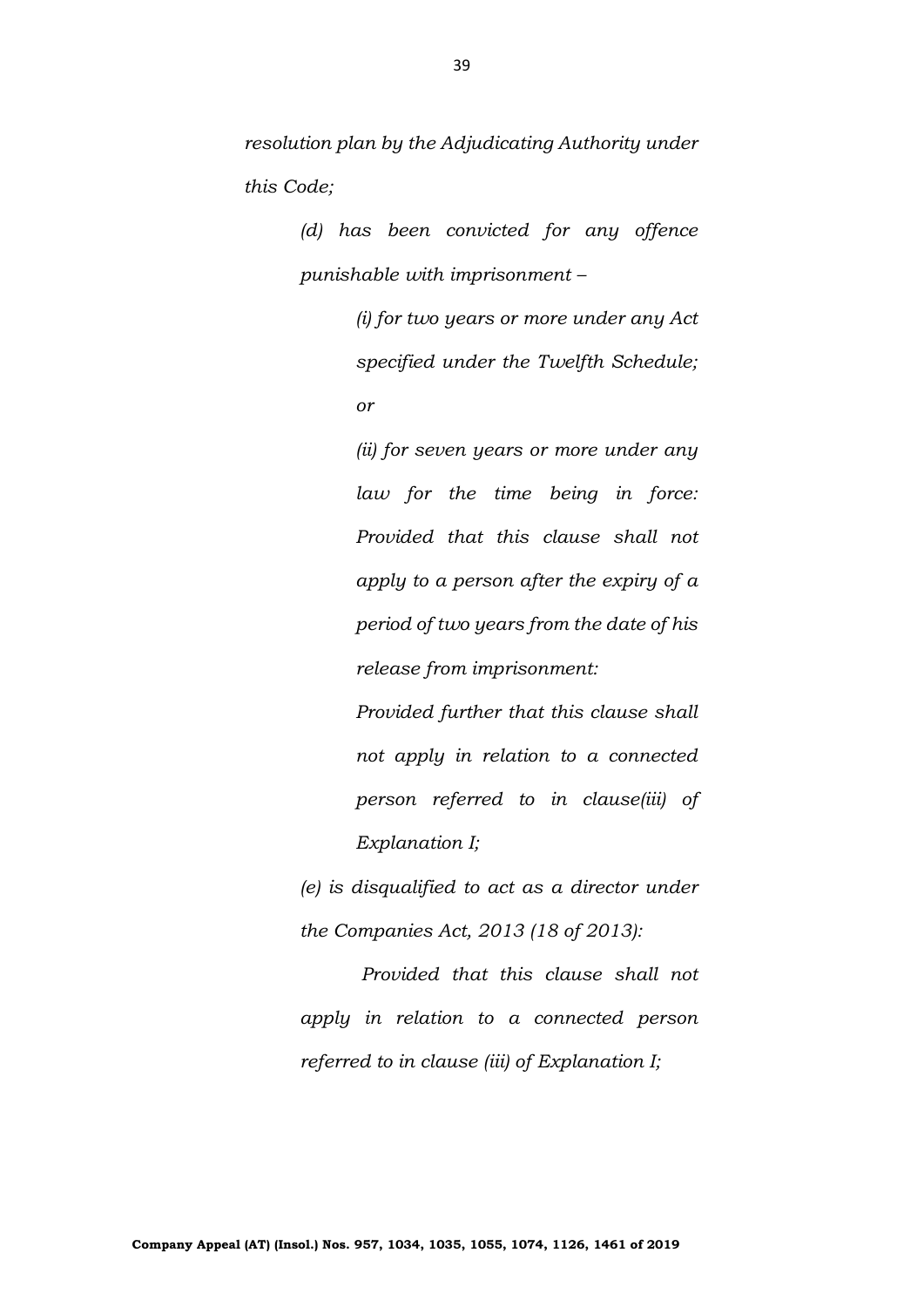*resolution plan by the Adjudicating Authority under this Code;*

> *(d) has been convicted for any offence punishable with imprisonment –*
>
> > *(i) for two years or more under any Act specified under the Twelfth Schedule; or*
> >
> > *(ii) for seven years or more under any law for the time being in force: Provided that this clause shall not apply to a person after the expiry of a period of two years from the date of his release from imprisonment:*
> >
> > *Provided further that this clause shall not apply in relation to a connected person referred to in clause(iii) of Explanation I;*
>
> *(e) is disqualified to act as a director under the Companies Act, 2013 (18 of 2013):*
>
> *Provided that this clause shall not apply in relation to a connected person referred to in clause (iii) of Explanation I;*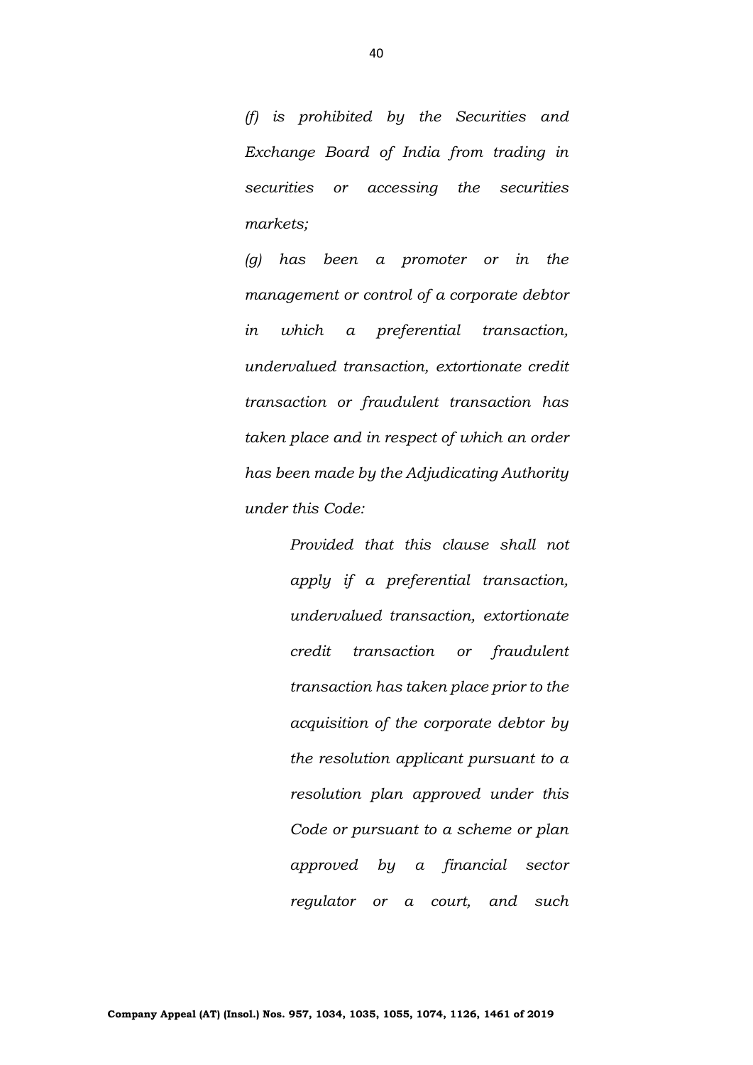*(f) is prohibited by the Securities and Exchange Board of India from trading in securities or accessing the securities markets;*

*(g) has been a promoter or in the management or control of a corporate debtor in which a preferential transaction, undervalued transaction, extortionate credit transaction or fraudulent transaction has taken place and in respect of which an order has been made by the Adjudicating Authority under this Code:*

> *Provided that this clause shall not apply if a preferential transaction, undervalued transaction, extortionate credit transaction or fraudulent transaction has taken place prior to the acquisition of the corporate debtor by the resolution applicant pursuant to a resolution plan approved under this Code or pursuant to a scheme or plan approved by a financial sector regulator or a court, and such*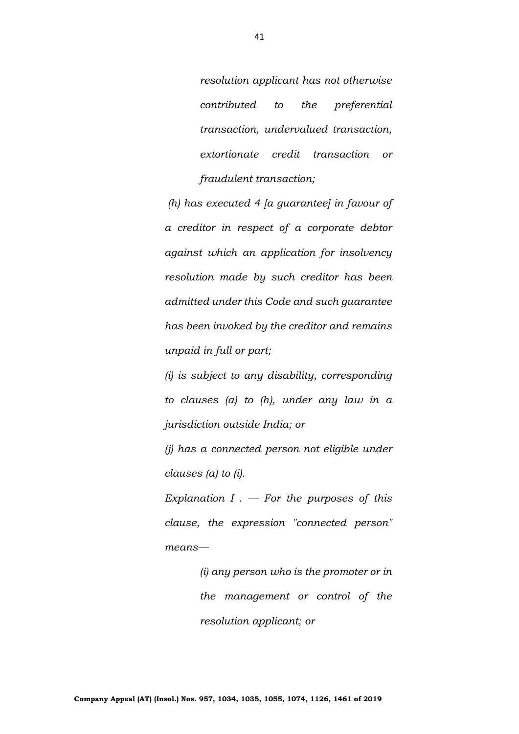*resolution applicant has not otherwise contributed to the preferential transaction, undervalued transaction, extortionate credit transaction or fraudulent transaction;*

*(h) has executed 4 [a guarantee] in favour of a creditor in respect of a corporate debtor against which an application for insolvency resolution made by such creditor has been admitted under this Code and such guarantee has been invoked by the creditor and remains unpaid in full or part;*

*(i) is subject to any disability, corresponding to clauses (a) to (h), under any law in a jurisdiction outside India; or*

*(j) has a connected person not eligible under clauses (a) to (i).*

*Explanation I . — For the purposes of this clause, the expression "connected person" means—*

> *(i) any person who is the promoter or in the management or control of the resolution applicant; or*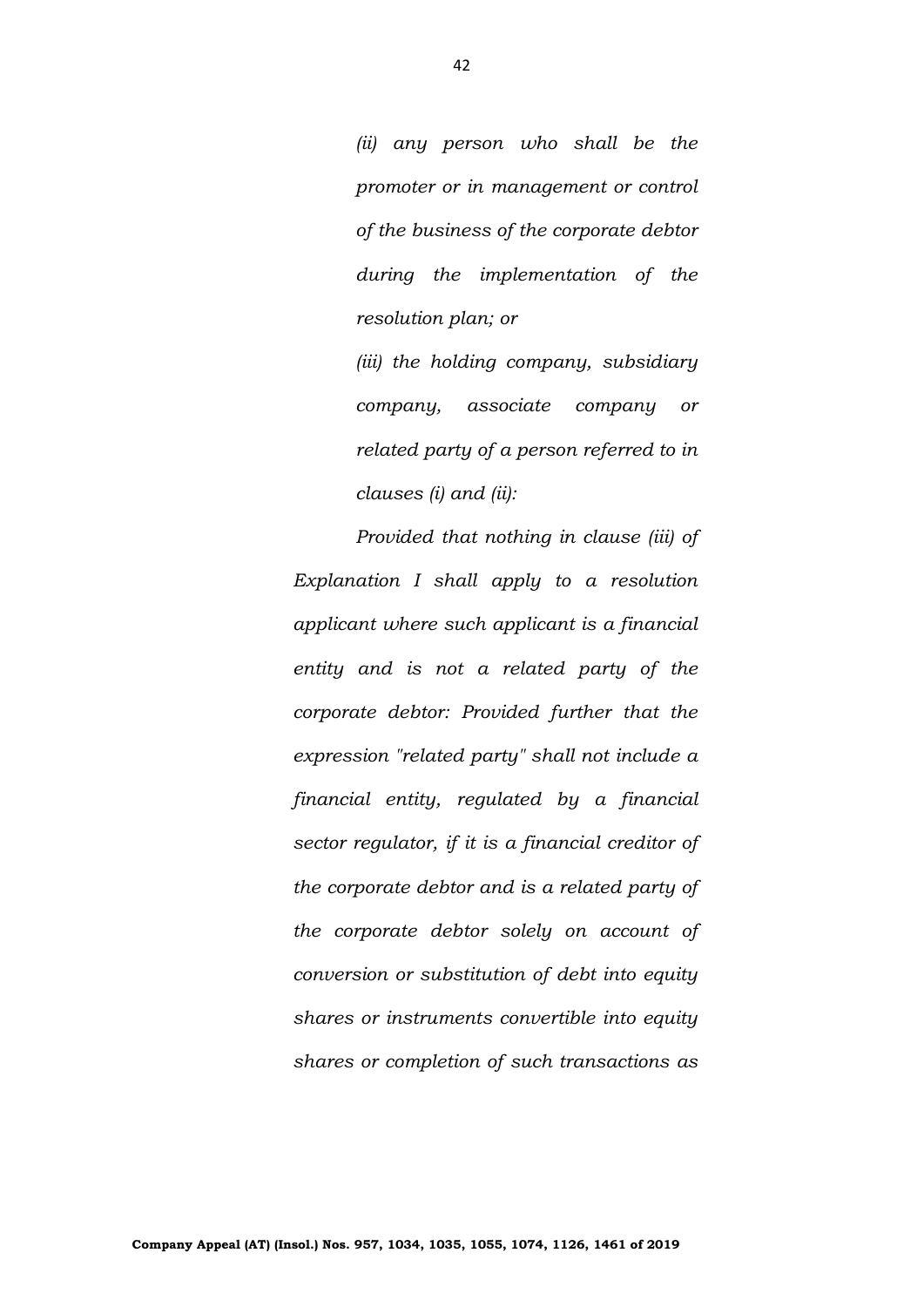*(ii) any person who shall be the promoter or in management or control of the business of the corporate debtor during the implementation of the resolution plan; or*

*(iii) the holding company, subsidiary company, associate company or related party of a person referred to in clauses (i) and (ii):*

*Provided that nothing in clause (iii) of Explanation I shall apply to a resolution applicant where such applicant is a financial entity and is not a related party of the corporate debtor: Provided further that the expression "related party" shall not include a financial entity, regulated by a financial sector regulator, if it is a financial creditor of the corporate debtor and is a related party of the corporate debtor solely on account of conversion or substitution of debt into equity shares or instruments convertible into equity shares or completion of such transactions as*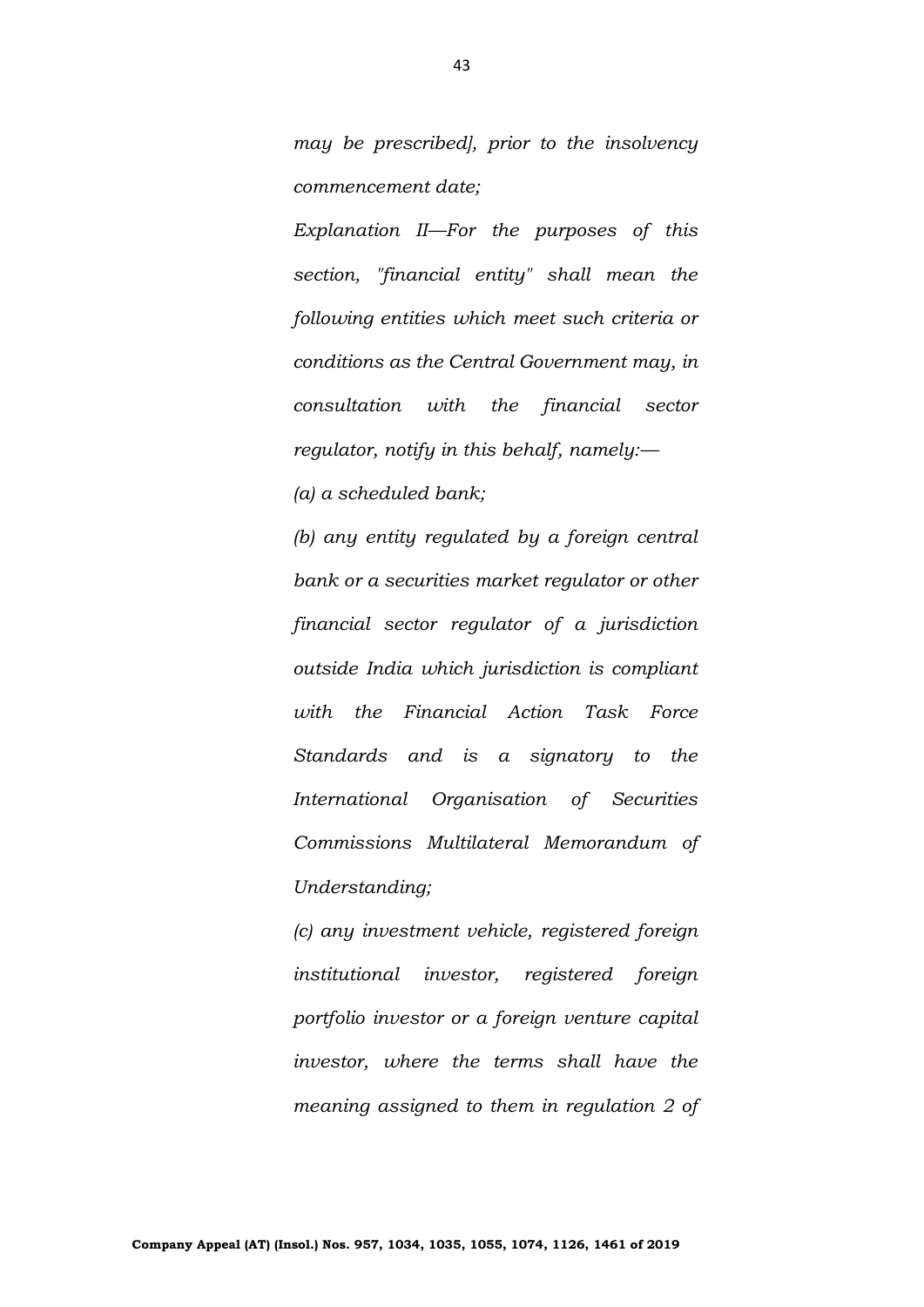*may be prescribed], prior to the insolvency commencement date;*

*Explanation II—For the purposes of this section, "financial entity" shall mean the following entities which meet such criteria or conditions as the Central Government may, in consultation with the financial sector regulator, notify in this behalf, namely:—*

*(a) a scheduled bank;*

*(b) any entity regulated by a foreign central bank or a securities market regulator or other financial sector regulator of a jurisdiction outside India which jurisdiction is compliant with the Financial Action Task Force Standards and is a signatory to the International Organisation of Securities Commissions Multilateral Memorandum of Understanding;*

*(c) any investment vehicle, registered foreign institutional investor, registered foreign portfolio investor or a foreign venture capital investor, where the terms shall have the meaning assigned to them in regulation 2 of*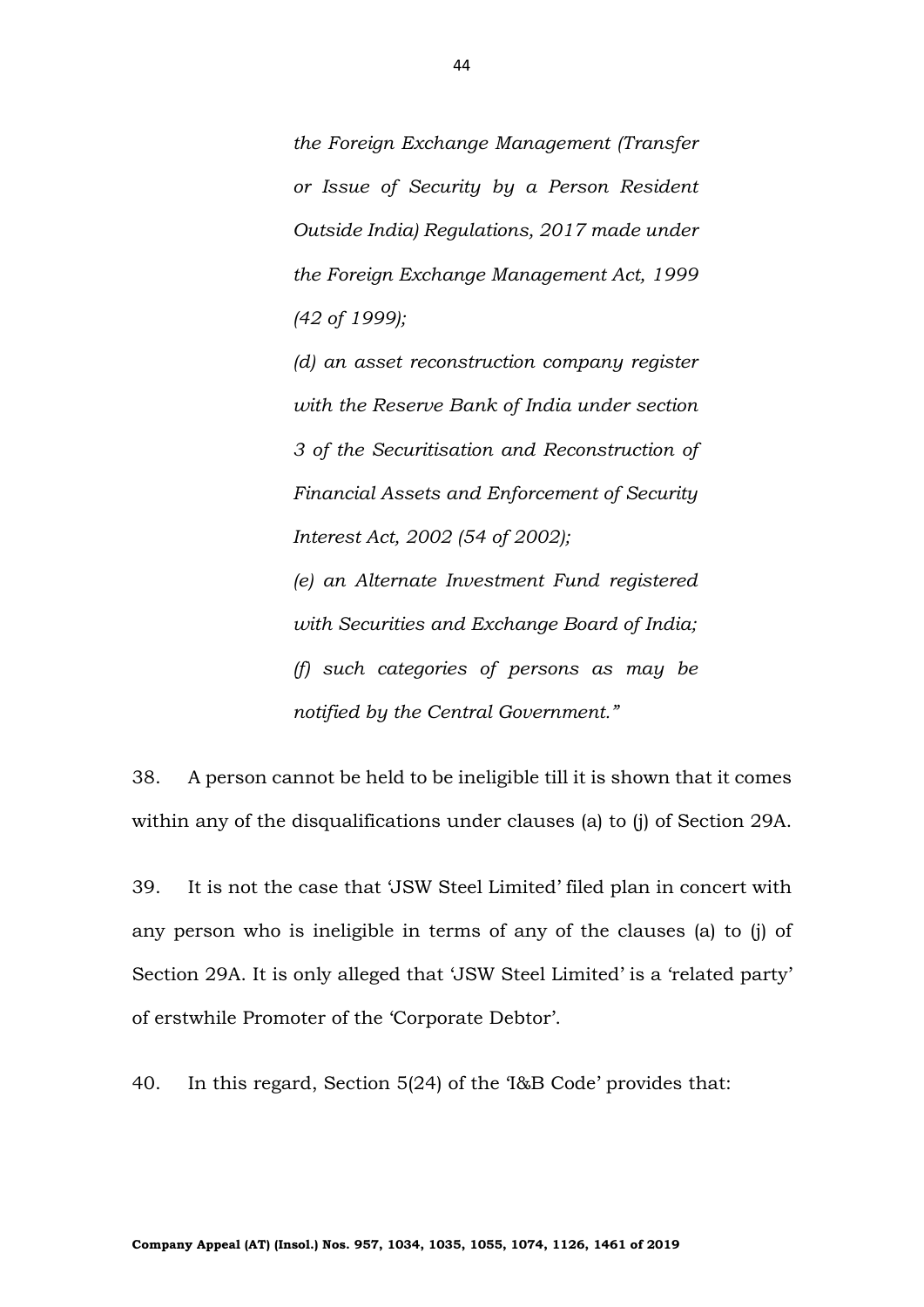*the Foreign Exchange Management (Transfer or Issue of Security by a Person Resident Outside India) Regulations, 2017 made under the Foreign Exchange Management Act, 1999 (42 of 1999);*

*(d) an asset reconstruction company register with the Reserve Bank of India under section 3 of the Securitisation and Reconstruction of Financial Assets and Enforcement of Security Interest Act, 2002 (54 of 2002);*

*(e) an Alternate Investment Fund registered with Securities and Exchange Board of India;*

*(f) such categories of persons as may be notified by the Central Government."*

38. A person cannot be held to be ineligible till it is shown that it comes within any of the disqualifications under clauses (a) to (j) of Section 29A.

39. It is not the case that 'JSW Steel Limited' filed plan in concert with any person who is ineligible in terms of any of the clauses (a) to (j) of Section 29A. It is only alleged that 'JSW Steel Limited' is a 'related party' of erstwhile Promoter of the 'Corporate Debtor'.

40. In this regard, Section 5(24) of the 'I&B Code' provides that: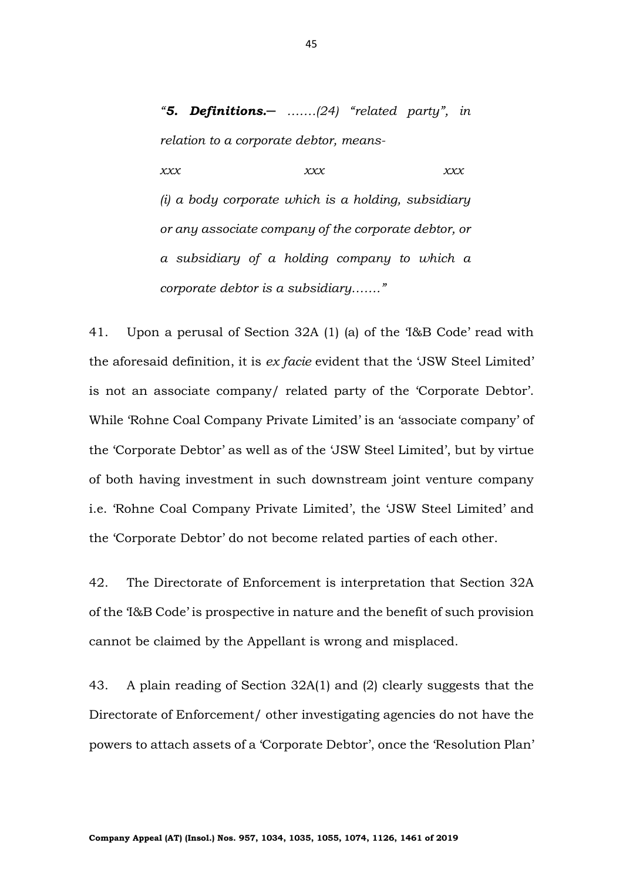> *"**5. Definitions.**— .......(24) "related party", in relation to a corporate debtor, means-*
>
> *xxx xxx xxx*
>
> *(i) a body corporate which is a holding, subsidiary or any associate company of the corporate debtor, or a subsidiary of a holding company to which a corporate debtor is a subsidiary......."*

41. Upon a perusal of Section 32A (1) (a) of the 'I&B Code' read with the aforesaid definition, it is *ex facie* evident that the 'JSW Steel Limited' is not an associate company/ related party of the 'Corporate Debtor'. While 'Rohne Coal Company Private Limited' is an 'associate company' of the 'Corporate Debtor' as well as of the 'JSW Steel Limited', but by virtue of both having investment in such downstream joint venture company i.e. 'Rohne Coal Company Private Limited', the 'JSW Steel Limited' and the 'Corporate Debtor' do not become related parties of each other.

42. The Directorate of Enforcement is interpretation that Section 32A of the 'I&B Code' is prospective in nature and the benefit of such provision cannot be claimed by the Appellant is wrong and misplaced.

43. A plain reading of Section 32A(1) and (2) clearly suggests that the Directorate of Enforcement/ other investigating agencies do not have the powers to attach assets of a 'Corporate Debtor', once the 'Resolution Plan'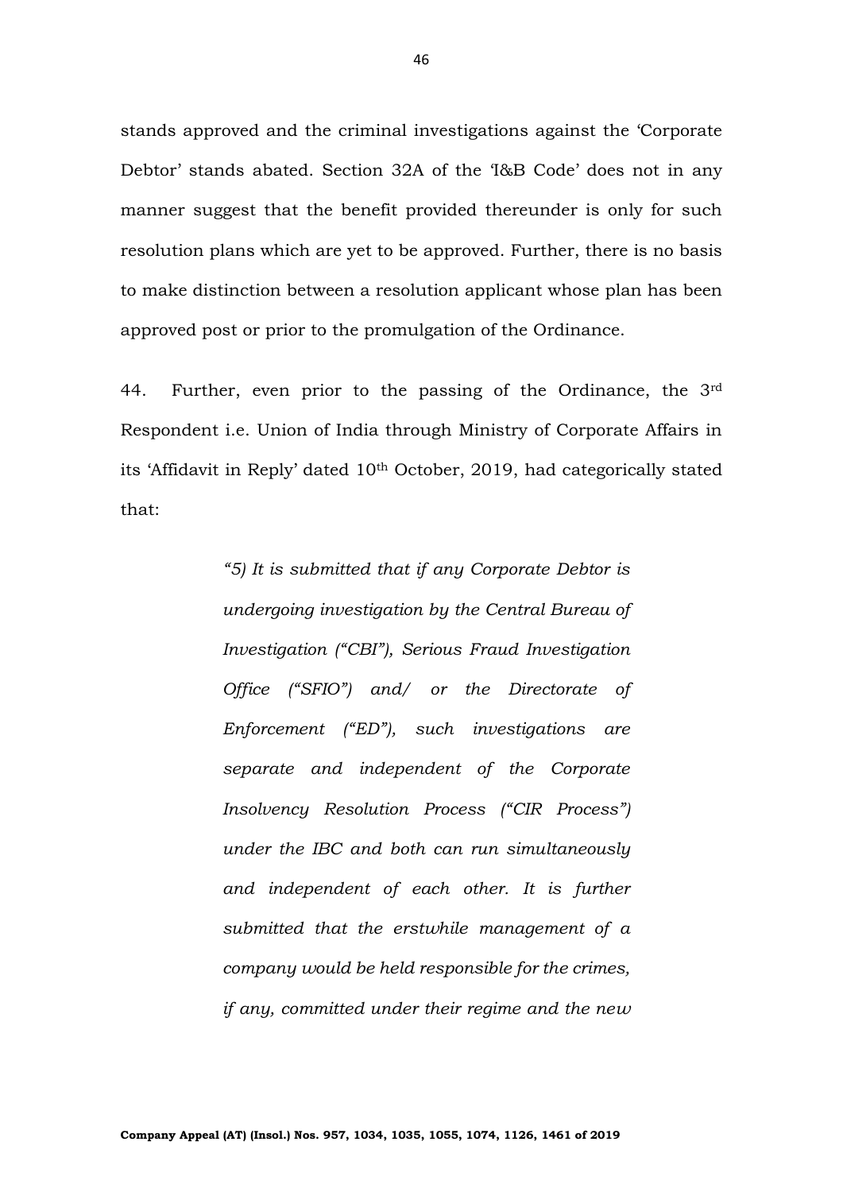stands approved and the criminal investigations against the 'Corporate Debtor' stands abated. Section 32A of the 'I&B Code' does not in any manner suggest that the benefit provided thereunder is only for such resolution plans which are yet to be approved. Further, there is no basis to make distinction between a resolution applicant whose plan has been approved post or prior to the promulgation of the Ordinance.

44. Further, even prior to the passing of the Ordinance, the 3rd Respondent i.e. Union of India through Ministry of Corporate Affairs in its 'Affidavit in Reply' dated 10th October, 2019, had categorically stated that:

> *"5) It is submitted that if any Corporate Debtor is undergoing investigation by the Central Bureau of Investigation ("CBI"), Serious Fraud Investigation Office ("SFIO") and/ or the Directorate of Enforcement ("ED"), such investigations are separate and independent of the Corporate Insolvency Resolution Process ("CIR Process") under the IBC and both can run simultaneously and independent of each other. It is further submitted that the erstwhile management of a company would be held responsible for the crimes, if any, committed under their regime and the new*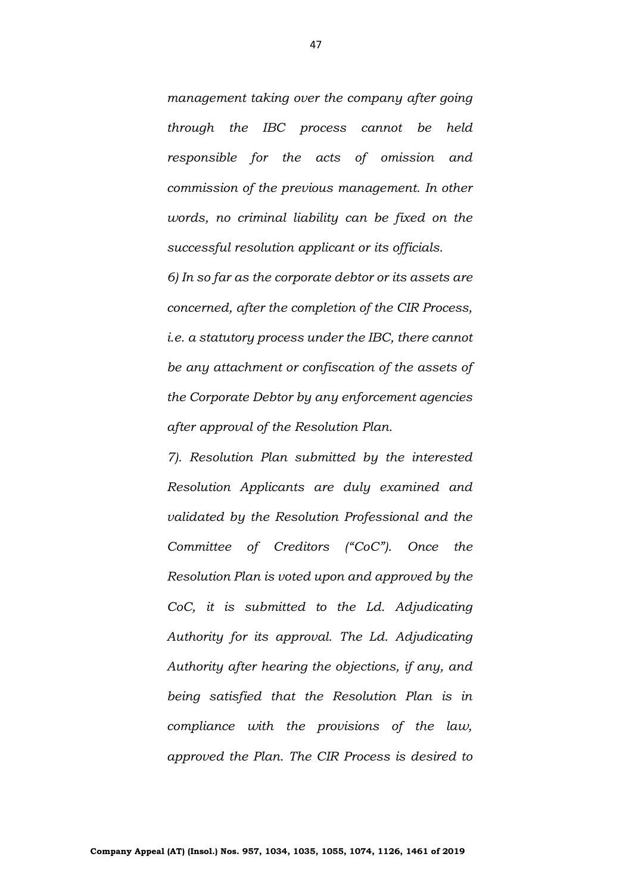*management taking over the company after going through the IBC process cannot be held responsible for the acts of omission and commission of the previous management. In other words, no criminal liability can be fixed on the successful resolution applicant or its officials.*

*6) In so far as the corporate debtor or its assets are concerned, after the completion of the CIR Process, i.e. a statutory process under the IBC, there cannot be any attachment or confiscation of the assets of the Corporate Debtor by any enforcement agencies after approval of the Resolution Plan.*

*7). Resolution Plan submitted by the interested Resolution Applicants are duly examined and validated by the Resolution Professional and the Committee of Creditors ("CoC"). Once the Resolution Plan is voted upon and approved by the CoC, it is submitted to the Ld. Adjudicating Authority for its approval. The Ld. Adjudicating Authority after hearing the objections, if any, and being satisfied that the Resolution Plan is in compliance with the provisions of the law, approved the Plan. The CIR Process is desired to*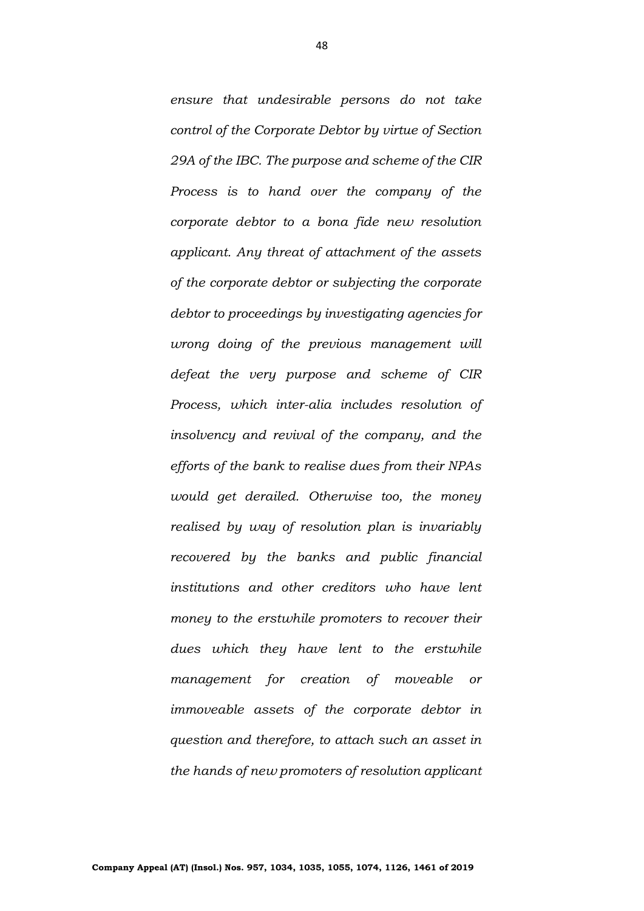*ensure that undesirable persons do not take control of the Corporate Debtor by virtue of Section 29A of the IBC. The purpose and scheme of the CIR Process is to hand over the company of the corporate debtor to a bona fide new resolution applicant. Any threat of attachment of the assets of the corporate debtor or subjecting the corporate debtor to proceedings by investigating agencies for wrong doing of the previous management will defeat the very purpose and scheme of CIR Process, which inter-alia includes resolution of insolvency and revival of the company, and the efforts of the bank to realise dues from their NPAs would get derailed. Otherwise too, the money realised by way of resolution plan is invariably recovered by the banks and public financial institutions and other creditors who have lent money to the erstwhile promoters to recover their dues which they have lent to the erstwhile management for creation of moveable or immoveable assets of the corporate debtor in question and therefore, to attach such an asset in the hands of new promoters of resolution applicant*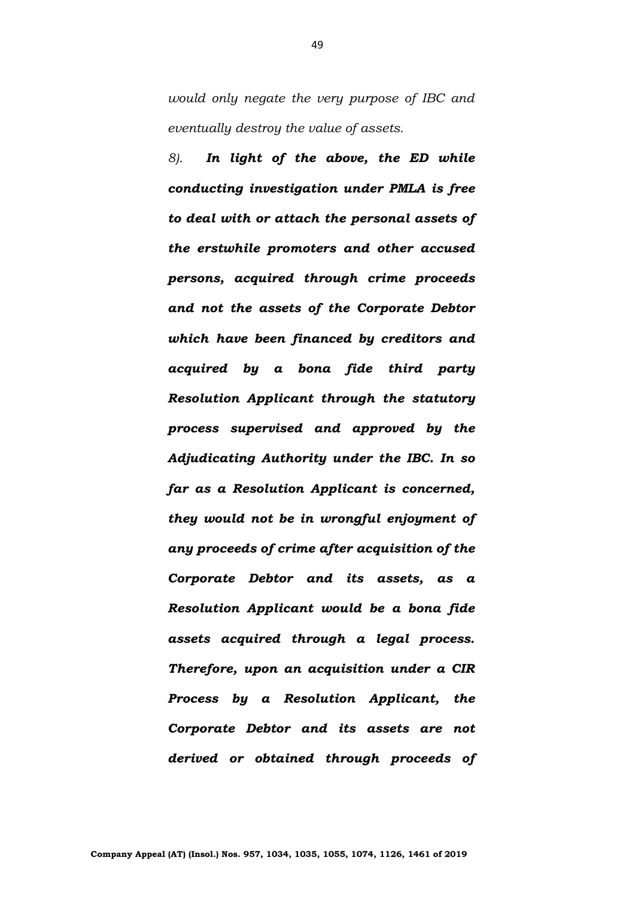*would only negate the very purpose of IBC and eventually destroy the value of assets.*

*8).* ***In light of the above, the ED while conducting investigation under PMLA is free to deal with or attach the personal assets of the erstwhile promoters and other accused persons, acquired through crime proceeds and not the assets of the Corporate Debtor which have been financed by creditors and acquired by a bona fide third party Resolution Applicant through the statutory process supervised and approved by the Adjudicating Authority under the IBC. In so far as a Resolution Applicant is concerned, they would not be in wrongful enjoyment of any proceeds of crime after acquisition of the Corporate Debtor and its assets, as a Resolution Applicant would be a bona fide assets acquired through a legal process. Therefore, upon an acquisition under a CIR Process by a Resolution Applicant, the Corporate Debtor and its assets are not derived or obtained through proceeds of***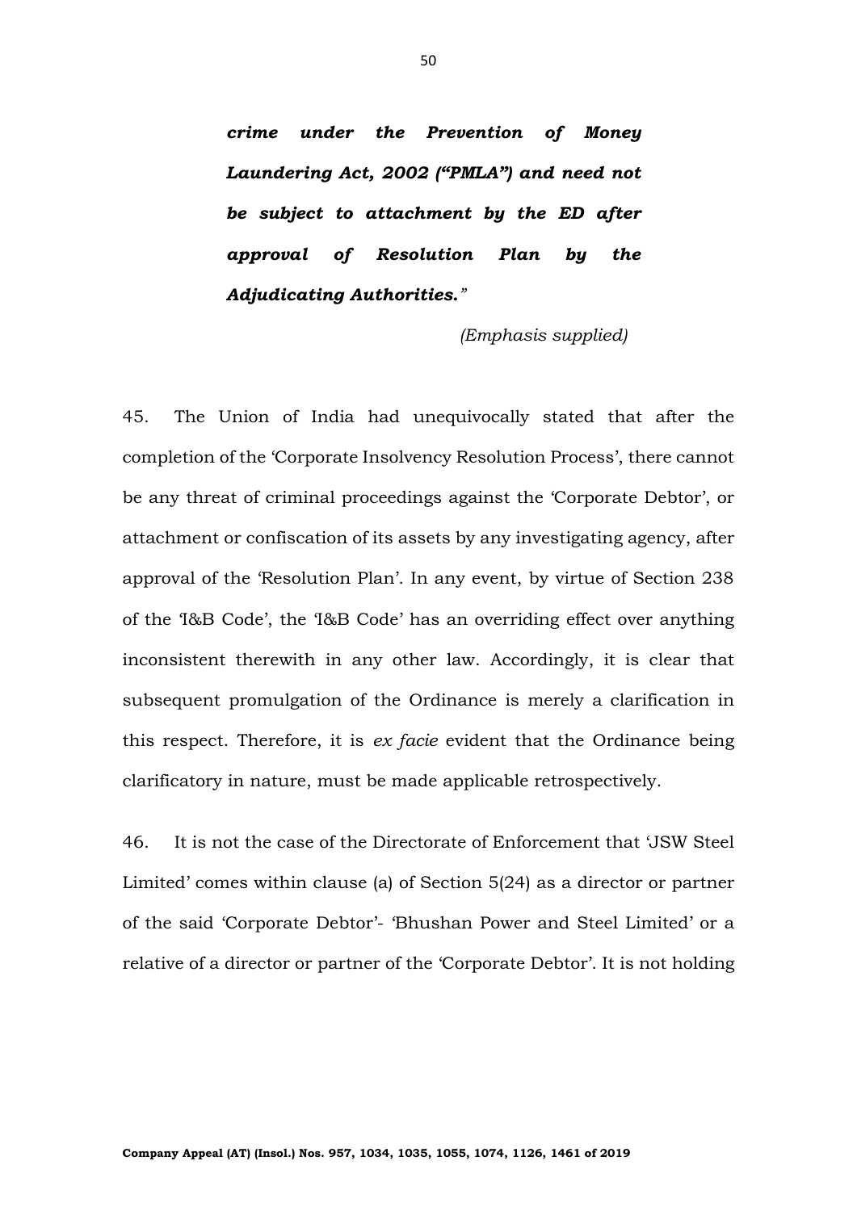> ***crime under the Prevention of Money Laundering Act, 2002 ("PMLA") and need not be subject to attachment by the ED after approval of Resolution Plan by the Adjudicating Authorities."***
>
> *(Emphasis supplied)*

45. The Union of India had unequivocally stated that after the completion of the 'Corporate Insolvency Resolution Process', there cannot be any threat of criminal proceedings against the 'Corporate Debtor', or attachment or confiscation of its assets by any investigating agency, after approval of the 'Resolution Plan'. In any event, by virtue of Section 238 of the 'I&B Code', the 'I&B Code' has an overriding effect over anything inconsistent therewith in any other law. Accordingly, it is clear that subsequent promulgation of the Ordinance is merely a clarification in this respect. Therefore, it is *ex facie* evident that the Ordinance being clarificatory in nature, must be made applicable retrospectively.

46. It is not the case of the Directorate of Enforcement that 'JSW Steel Limited' comes within clause (a) of Section 5(24) as a director or partner of the said 'Corporate Debtor'- 'Bhushan Power and Steel Limited' or a relative of a director or partner of the 'Corporate Debtor'. It is not holding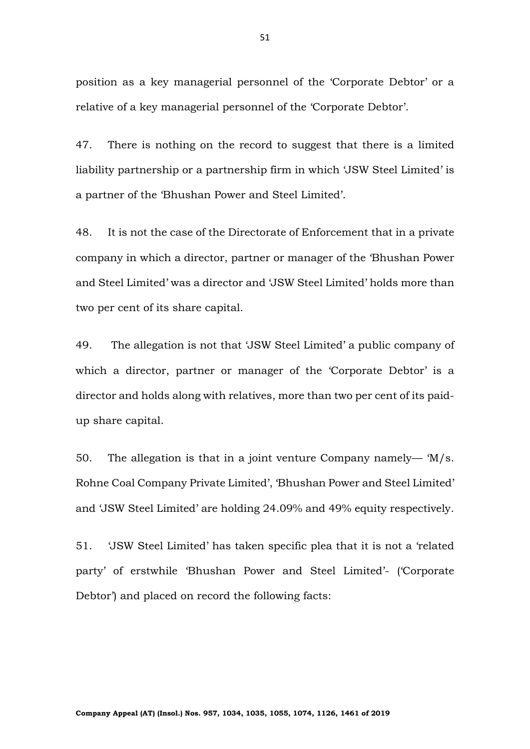position as a key managerial personnel of the 'Corporate Debtor' or a relative of a key managerial personnel of the 'Corporate Debtor'.

47. There is nothing on the record to suggest that there is a limited liability partnership or a partnership firm in which 'JSW Steel Limited' is a partner of the 'Bhushan Power and Steel Limited'.

48. It is not the case of the Directorate of Enforcement that in a private company in which a director, partner or manager of the 'Bhushan Power and Steel Limited' was a director and 'JSW Steel Limited' holds more than two per cent of its share capital.

49. The allegation is not that 'JSW Steel Limited' a public company of which a director, partner or manager of the 'Corporate Debtor' is a director and holds along with relatives, more than two per cent of its paid-up share capital.

50. The allegation is that in a joint venture Company namely— 'M/s. Rohne Coal Company Private Limited', 'Bhushan Power and Steel Limited' and 'JSW Steel Limited' are holding 24.09% and 49% equity respectively.

51. 'JSW Steel Limited' has taken specific plea that it is not a 'related party' of erstwhile 'Bhushan Power and Steel Limited'- ('Corporate Debtor') and placed on record the following facts: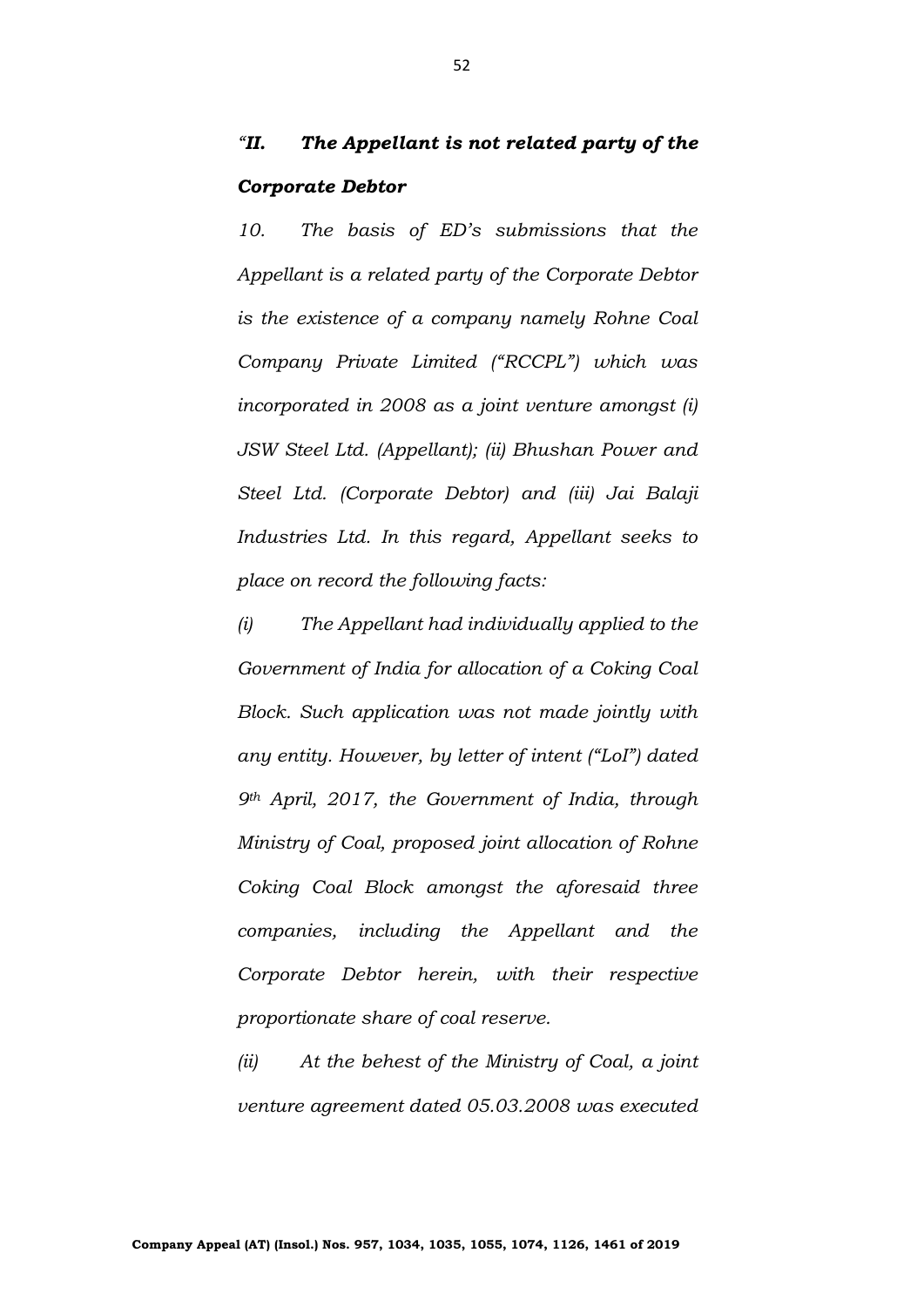*"**II. The Appellant is not related party of the Corporate Debtor***

*10. The basis of ED's submissions that the Appellant is a related party of the Corporate Debtor is the existence of a company namely Rohne Coal Company Private Limited ("RCCPL") which was incorporated in 2008 as a joint venture amongst (i) JSW Steel Ltd. (Appellant); (ii) Bhushan Power and Steel Ltd. (Corporate Debtor) and (iii) Jai Balaji Industries Ltd. In this regard, Appellant seeks to place on record the following facts:*

*(i) The Appellant had individually applied to the Government of India for allocation of a Coking Coal Block. Such application was not made jointly with any entity. However, by letter of intent ("LoI") dated 9th April, 2017, the Government of India, through Ministry of Coal, proposed joint allocation of Rohne Coking Coal Block amongst the aforesaid three companies, including the Appellant and the Corporate Debtor herein, with their respective proportionate share of coal reserve.*

*(ii) At the behest of the Ministry of Coal, a joint venture agreement dated 05.03.2008 was executed*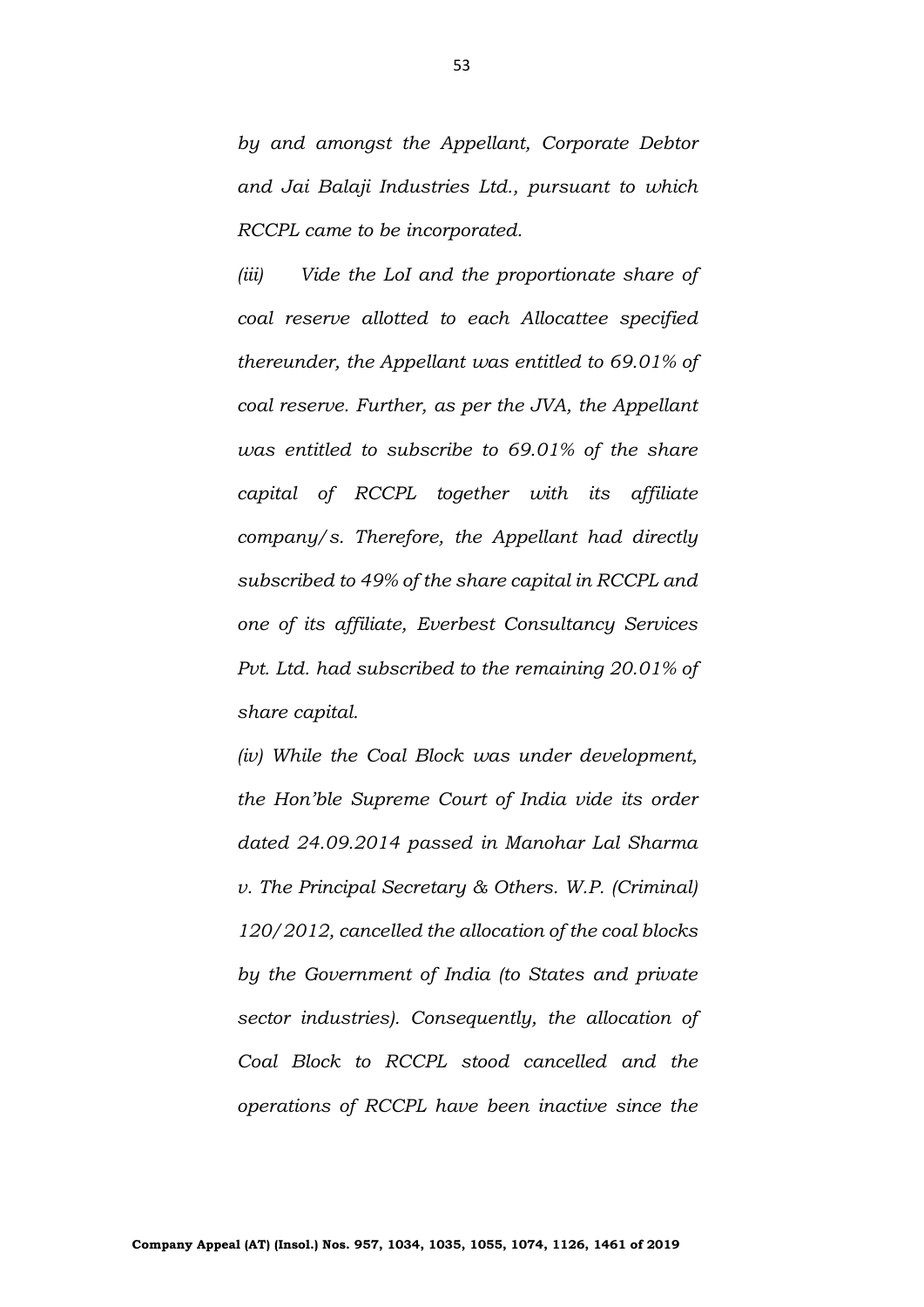*by and amongst the Appellant, Corporate Debtor and Jai Balaji Industries Ltd., pursuant to which RCCPL came to be incorporated.*

*(iii) Vide the LoI and the proportionate share of coal reserve allotted to each Allocattee specified thereunder, the Appellant was entitled to 69.01% of coal reserve. Further, as per the JVA, the Appellant was entitled to subscribe to 69.01% of the share capital of RCCPL together with its affiliate company/s. Therefore, the Appellant had directly subscribed to 49% of the share capital in RCCPL and one of its affiliate, Everbest Consultancy Services Pvt. Ltd. had subscribed to the remaining 20.01% of share capital.*

*(iv) While the Coal Block was under development, the Hon'ble Supreme Court of India vide its order dated 24.09.2014 passed in Manohar Lal Sharma v. The Principal Secretary & Others. W.P. (Criminal) 120/2012, cancelled the allocation of the coal blocks by the Government of India (to States and private sector industries). Consequently, the allocation of Coal Block to RCCPL stood cancelled and the operations of RCCPL have been inactive since the*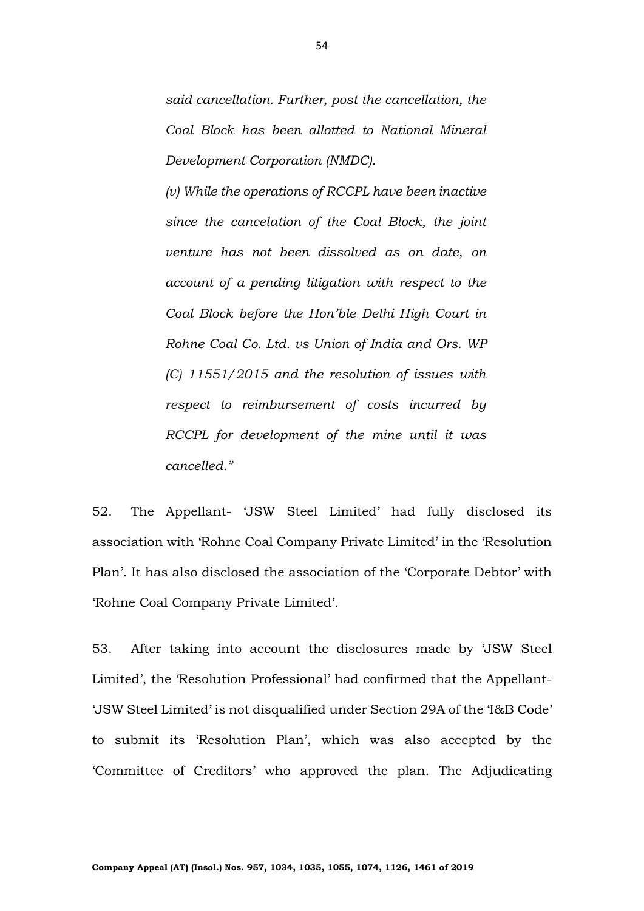*said cancellation. Further, post the cancellation, the Coal Block has been allotted to National Mineral Development Corporation (NMDC).*

*(v) While the operations of RCCPL have been inactive since the cancelation of the Coal Block, the joint venture has not been dissolved as on date, on account of a pending litigation with respect to the Coal Block before the Hon'ble Delhi High Court in Rohne Coal Co. Ltd. vs Union of India and Ors. WP (C) 11551/2015 and the resolution of issues with respect to reimbursement of costs incurred by RCCPL for development of the mine until it was cancelled."*

52. The Appellant- 'JSW Steel Limited' had fully disclosed its association with 'Rohne Coal Company Private Limited' in the 'Resolution Plan'. It has also disclosed the association of the 'Corporate Debtor' with 'Rohne Coal Company Private Limited'.

53. After taking into account the disclosures made by 'JSW Steel Limited', the 'Resolution Professional' had confirmed that the Appellant- 'JSW Steel Limited' is not disqualified under Section 29A of the 'I&B Code' to submit its 'Resolution Plan', which was also accepted by the 'Committee of Creditors' who approved the plan. The Adjudicating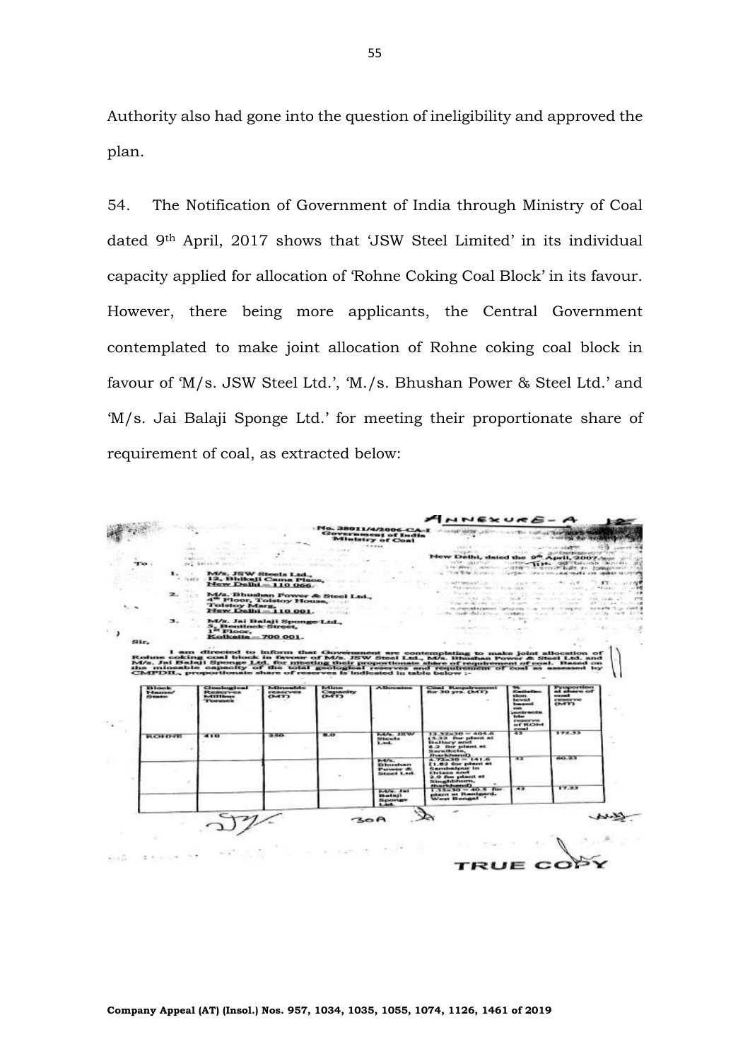Authority also had gone into the question of ineligibility and approved the plan.

54. The Notification of Government of India through Ministry of Coal dated 9th April, 2017 shows that 'JSW Steel Limited' in its individual capacity applied for allocation of 'Rohne Coking Coal Block' in its favour. However, there being more applicants, the Central Government contemplated to make joint allocation of Rohne coking coal block in favour of 'M/s. JSW Steel Ltd.', 'M./s. Bhushan Power & Steel Ltd.' and 'M/s. Jai Balaji Sponge Ltd.' for meeting their proportionate share of requirement of coal, as extracted below:

ANNEXURE-A

No. 38011/4/2006-CA-I
Government of India
Ministry of Coal

New Delhi, dated the 9th April, 2007.

To

1. M/s. JSW Steels Ltd.,
12, Bhikaji Cama Place,
New Delhi – 110 066.

2. M/s. Bhushan Power & Steel Ltd.,
4th Floor, Tolstoy House,
Tolstoy Marg,
New Delhi – 110 001.

3. M/s. Jai Balaji Sponge Ltd.,
5, Bentinck Street,
1st Floor,
Kolkata – 700 001.

Sir,

I am directed to inform that Government are contemplating to make joint allocation of Rohne coking coal block in favour of M/s. JSW Steel Ltd., M/s. Bhushan Power & Steel Ltd. and M/s. Jai Balaji Sponge Ltd. for meeting their proportionate share of requirement of coal. Based on the mineable capacity of the total geological reserves and requirement of coal as assessed by CMPDIL, proportionate share of reserves is indicated in table below :-

| Block Name/ State | Geological Reserves Million Tonnes | Mineable reserves (MT) | Mine Capacity (MT) | Allocatee | Coal Requirement for 30 yrs. (MT) | % Satisfaction level based on extractable reserve of ROM coal | Proportionate share of coal reserve (MT) |
|---|---|---|---|---|---|---|---|
| ROHNE | 410 | 250 | 8.0 | M/s. JSW Steels Ltd. | 13.52x30 = 405.6 (5.32 for plant at Bellary and 8.2 for plant at Saraikela, Jharkhand) | 42 | 172.53 |
| | | | | M/s. Bhushan Power & Steel Ltd. | 4.72x30 = 141.6 (1.82 for plant at Sambalpur in Orissa and 2.9 for plant at Singhbhum, Jharkhand) | 42 | 60.23 |
| | | | | M/s. Jai Balaji Sponge Ltd. | 1.35x30 = 40.5 for plant at Raniganj, West Bengal " | 42 | 17.23 |

30A

TRUE COPY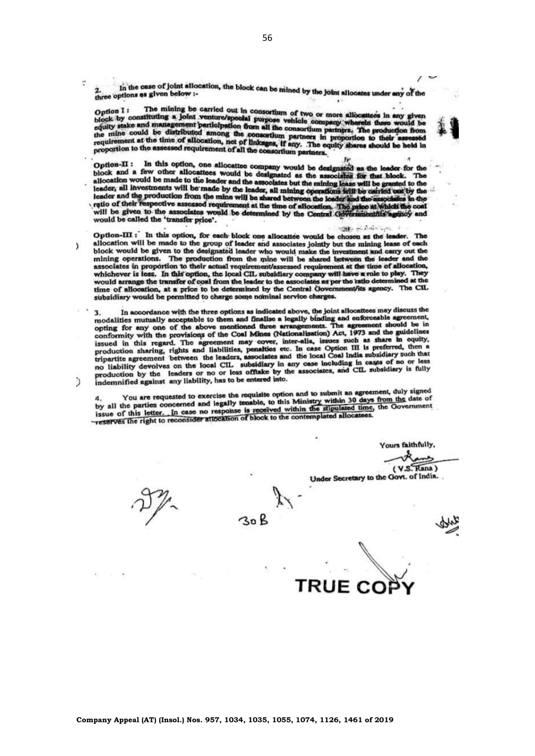2. In the case of joint allocation, the block can be mined by the joint allocates under any of the three options as given below :-

Option I : The mining be carried out in consortium of two or more allocattees in any given block by constituting a joint venture/special purpose vehicle company wherein there would be equity stake and management participation from all the consortium partners. The production from the mine could be distributed among the consortium partners in proportion to their assessed requirement at the time of allocation, net of linkages, if any. The equity shares should be held in proportion to the assessed requirement of all the consortium partners.

Option-II : In this option, one allocattee company would be designated as the leader for the block and a few other allocattees would be designated as the associates for that block. The allocation would be made to the leader and the associates but the mining lease will be granted to the leader, all investments will be made by the leader, all mining operations will be carried out by the leader and the production from the mine will be shared between the leader and the associates in the ratio of their respective assessed requirement at the time of allocation. The price at which the coal will be given to the associates would be determined by the Central Government/its agency and would be called the 'transfer price'.

Option-III : In this option, for each block one allocattee would be chosen as the leader. The allocation will be made to the group of leader and associates jointly but the mining lease of each block would be given to the designated leader who would make the investment and carry out the mining operations. The production from the mine will be shared between the leader and the associates in proportion to their actual requirement/assessed requirement at the time of allocation, whichever is less. In this option, the local CIL subsidiary company will have a role to play. They would arrange the transfer of coal from the leader to the associates as per the ratio determined at the time of allocation, at a price to be determined by the Central Government/its agency. The CIL subsidiary would be permitted to charge some nominal service charges.

3. In accordance with the three options as indicated above, the joint allocattees may discuss the modalities mutually acceptable to them and finalise a legally binding and enforceable agreement, opting for any one of the above mentioned three arrangements. The agreement should be in conformity with the provisions of the Coal Mines (Nationalisation) Act, 1973 and the guidelines issued in this regard. The agreement may cover, inter-alia, issues such as share in equity, production sharing, rights and liabilities, penalties etc. In case Option III is preferred, then a tripartite agreement between the leaders, associates and the local Coal India subsidiary such that no liability devolves on the local CIL subsidiary in any case including in cases of no or less production by the leaders or no or less offtake by the associates, and CIL subsidiary is fully indemnified against any liability, has to be entered into.

4. You are requested to exercise the requisite option and to submit an agreement, duly signed by all the parties concerned and legally tenable, to this Ministry within 30 days from the date of issue of this letter. In case no response is received within the stipulated time, the Government reserves the right to reconsider allocation of block to the contemplated allocatees.

Yours faithfully,

(V.S. Rana)
Under Secretary to the Govt. of India.

30 B

TRUE COPY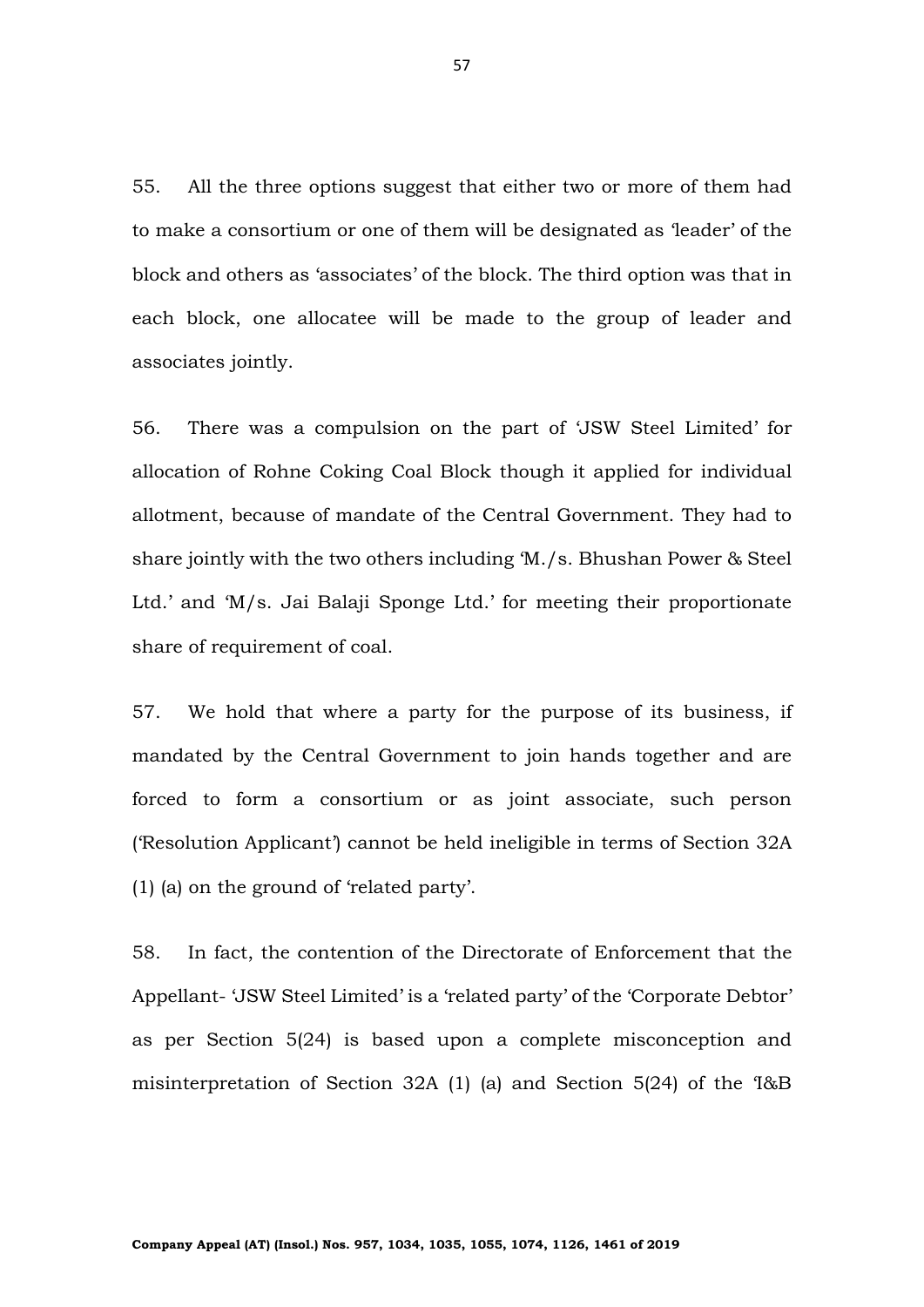55. All the three options suggest that either two or more of them had to make a consortium or one of them will be designated as 'leader' of the block and others as 'associates' of the block. The third option was that in each block, one allocatee will be made to the group of leader and associates jointly.

56. There was a compulsion on the part of 'JSW Steel Limited' for allocation of Rohne Coking Coal Block though it applied for individual allotment, because of mandate of the Central Government. They had to share jointly with the two others including 'M./s. Bhushan Power & Steel Ltd.' and 'M/s. Jai Balaji Sponge Ltd.' for meeting their proportionate share of requirement of coal.

57. We hold that where a party for the purpose of its business, if mandated by the Central Government to join hands together and are forced to form a consortium or as joint associate, such person ('Resolution Applicant') cannot be held ineligible in terms of Section 32A (1) (a) on the ground of 'related party'.

58. In fact, the contention of the Directorate of Enforcement that the Appellant- 'JSW Steel Limited' is a 'related party' of the 'Corporate Debtor' as per Section 5(24) is based upon a complete misconception and misinterpretation of Section 32A (1) (a) and Section 5(24) of the 'I&B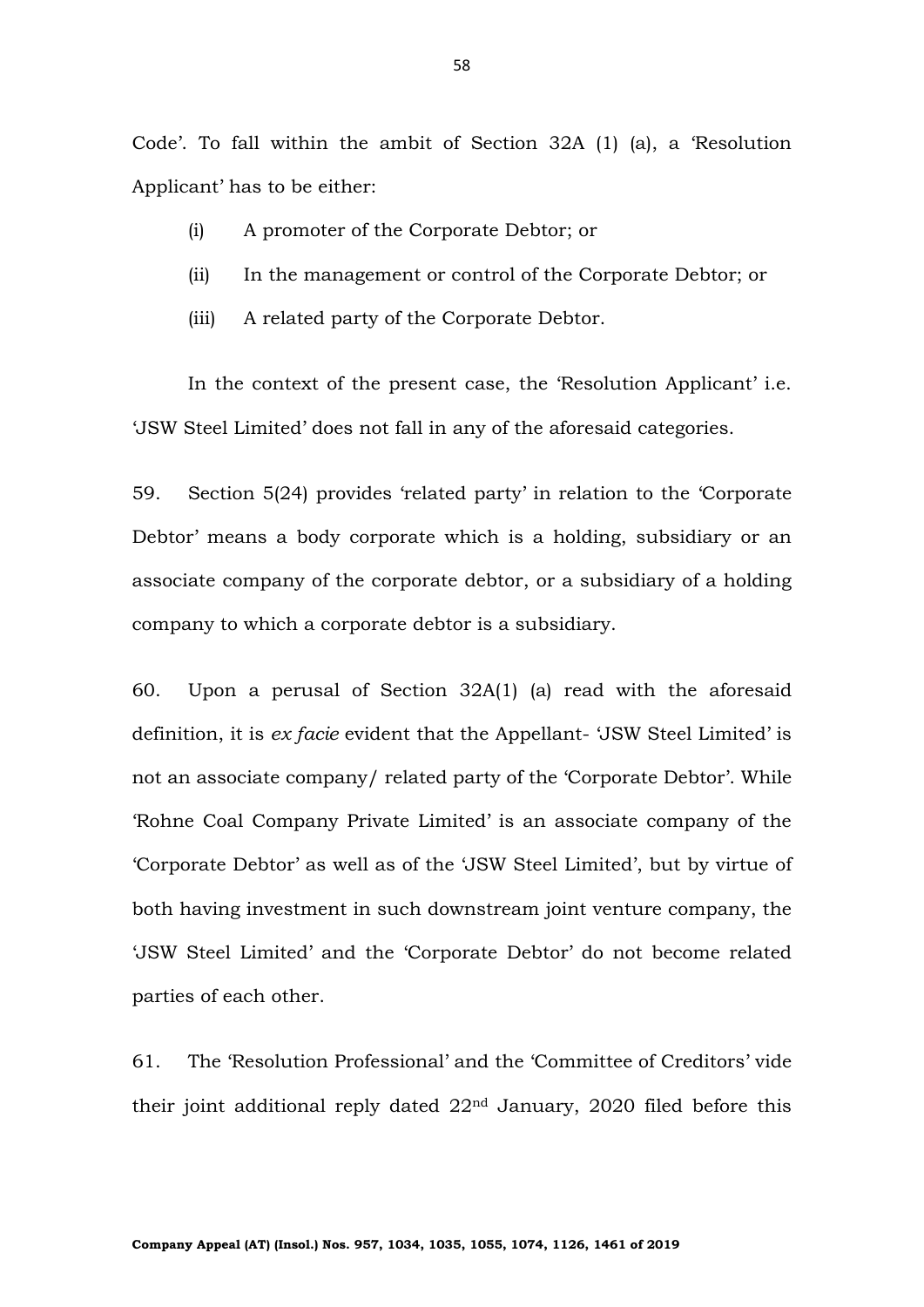Code'. To fall within the ambit of Section 32A (1) (a), a 'Resolution Applicant' has to be either:

(i) A promoter of the Corporate Debtor; or

(ii) In the management or control of the Corporate Debtor; or

(iii) A related party of the Corporate Debtor.

In the context of the present case, the 'Resolution Applicant' i.e. 'JSW Steel Limited' does not fall in any of the aforesaid categories.

59. Section 5(24) provides 'related party' in relation to the 'Corporate Debtor' means a body corporate which is a holding, subsidiary or an associate company of the corporate debtor, or a subsidiary of a holding company to which a corporate debtor is a subsidiary.

60. Upon a perusal of Section 32A(1) (a) read with the aforesaid definition, it is *ex facie* evident that the Appellant- 'JSW Steel Limited' is not an associate company/ related party of the 'Corporate Debtor'. While 'Rohne Coal Company Private Limited' is an associate company of the 'Corporate Debtor' as well as of the 'JSW Steel Limited', but by virtue of both having investment in such downstream joint venture company, the 'JSW Steel Limited' and the 'Corporate Debtor' do not become related parties of each other.

61. The 'Resolution Professional' and the 'Committee of Creditors' vide their joint additional reply dated 22nd January, 2020 filed before this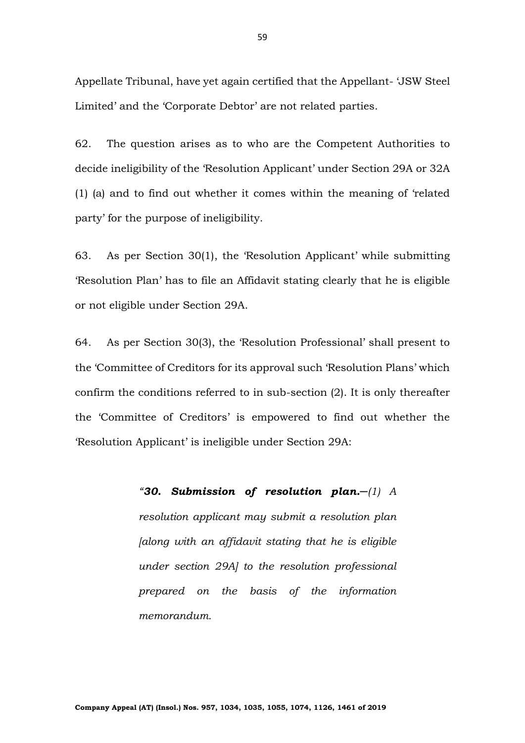Appellate Tribunal, have yet again certified that the Appellant- 'JSW Steel Limited' and the 'Corporate Debtor' are not related parties.

62. The question arises as to who are the Competent Authorities to decide ineligibility of the 'Resolution Applicant' under Section 29A or 32A (1) (a) and to find out whether it comes within the meaning of 'related party' for the purpose of ineligibility.

63. As per Section 30(1), the 'Resolution Applicant' while submitting 'Resolution Plan' has to file an Affidavit stating clearly that he is eligible or not eligible under Section 29A.

64. As per Section 30(3), the 'Resolution Professional' shall present to the 'Committee of Creditors for its approval such 'Resolution Plans' which confirm the conditions referred to in sub-section (2). It is only thereafter the 'Committee of Creditors' is empowered to find out whether the 'Resolution Applicant' is ineligible under Section 29A:

> *"**30. Submission of resolution plan.**—(1) A resolution applicant may submit a resolution plan [along with an affidavit stating that he is eligible under section 29A] to the resolution professional prepared on the basis of the information memorandum.*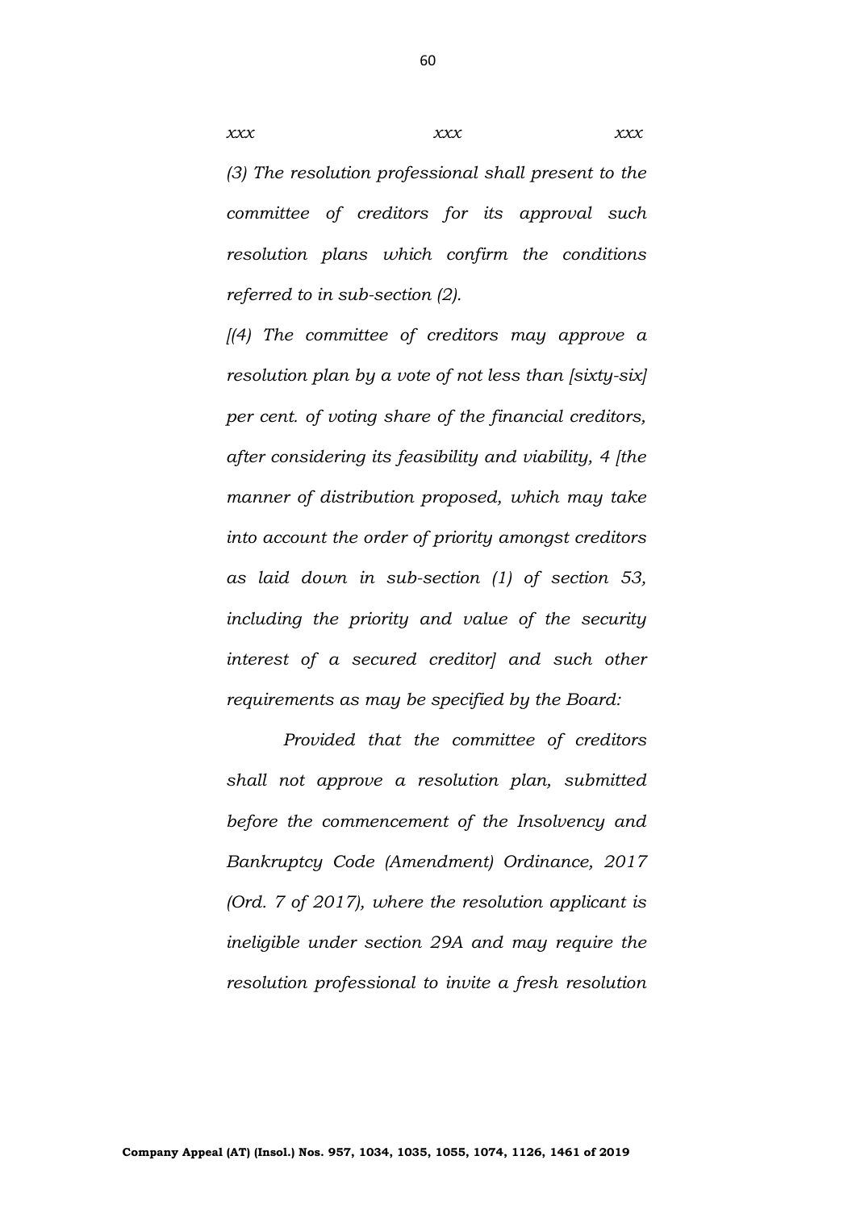*xxx xxx xxx*

*(3) The resolution professional shall present to the committee of creditors for its approval such resolution plans which confirm the conditions referred to in sub-section (2).*

*[(4) The committee of creditors may approve a resolution plan by a vote of not less than [sixty-six] per cent. of voting share of the financial creditors, after considering its feasibility and viability, 4 [the manner of distribution proposed, which may take into account the order of priority amongst creditors as laid down in sub-section (1) of section 53, including the priority and value of the security interest of a secured creditor] and such other requirements as may be specified by the Board:*

*Provided that the committee of creditors shall not approve a resolution plan, submitted before the commencement of the Insolvency and Bankruptcy Code (Amendment) Ordinance, 2017 (Ord. 7 of 2017), where the resolution applicant is ineligible under section 29A and may require the resolution professional to invite a fresh resolution*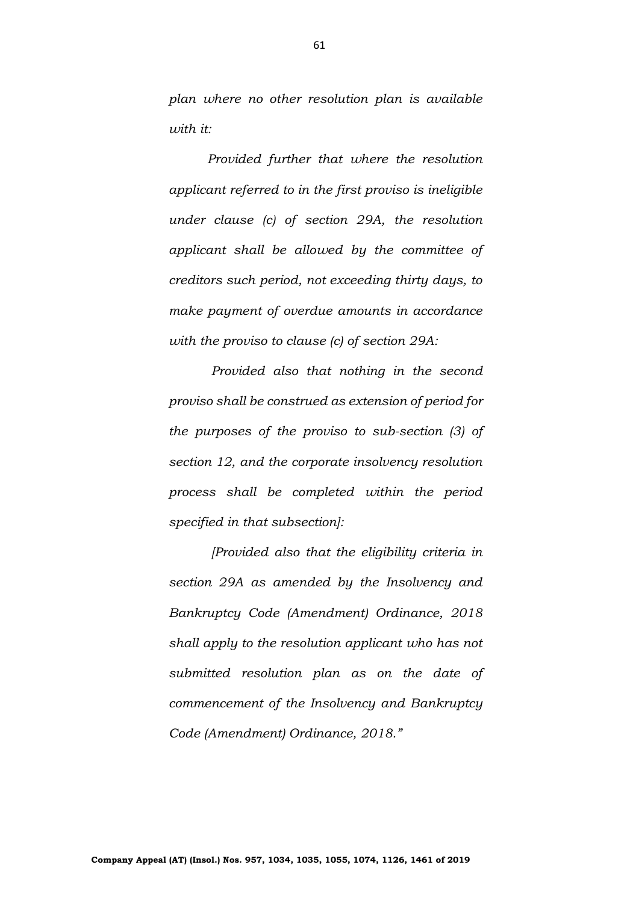*plan where no other resolution plan is available with it:*

*Provided further that where the resolution applicant referred to in the first proviso is ineligible under clause (c) of section 29A, the resolution applicant shall be allowed by the committee of creditors such period, not exceeding thirty days, to make payment of overdue amounts in accordance with the proviso to clause (c) of section 29A:*

*Provided also that nothing in the second proviso shall be construed as extension of period for the purposes of the proviso to sub-section (3) of section 12, and the corporate insolvency resolution process shall be completed within the period specified in that subsection]:*

*[Provided also that the eligibility criteria in section 29A as amended by the Insolvency and Bankruptcy Code (Amendment) Ordinance, 2018 shall apply to the resolution applicant who has not submitted resolution plan as on the date of commencement of the Insolvency and Bankruptcy Code (Amendment) Ordinance, 2018."*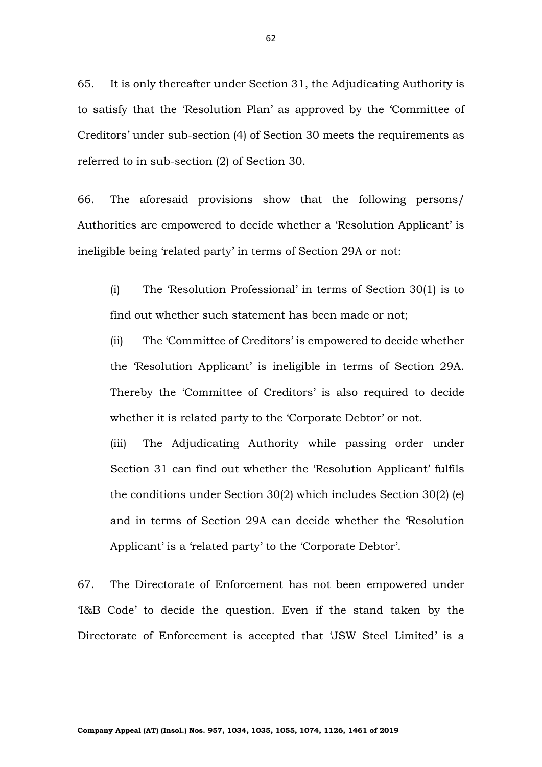65. It is only thereafter under Section 31, the Adjudicating Authority is to satisfy that the 'Resolution Plan' as approved by the 'Committee of Creditors' under sub-section (4) of Section 30 meets the requirements as referred to in sub-section (2) of Section 30.

66. The aforesaid provisions show that the following persons/ Authorities are empowered to decide whether a 'Resolution Applicant' is ineligible being 'related party' in terms of Section 29A or not:

(i) The 'Resolution Professional' in terms of Section 30(1) is to find out whether such statement has been made or not;

(ii) The 'Committee of Creditors' is empowered to decide whether the 'Resolution Applicant' is ineligible in terms of Section 29A. Thereby the 'Committee of Creditors' is also required to decide whether it is related party to the 'Corporate Debtor' or not.

(iii) The Adjudicating Authority while passing order under Section 31 can find out whether the 'Resolution Applicant' fulfils the conditions under Section 30(2) which includes Section 30(2) (e) and in terms of Section 29A can decide whether the 'Resolution Applicant' is a 'related party' to the 'Corporate Debtor'.

67. The Directorate of Enforcement has not been empowered under 'I&B Code' to decide the question. Even if the stand taken by the Directorate of Enforcement is accepted that 'JSW Steel Limited' is a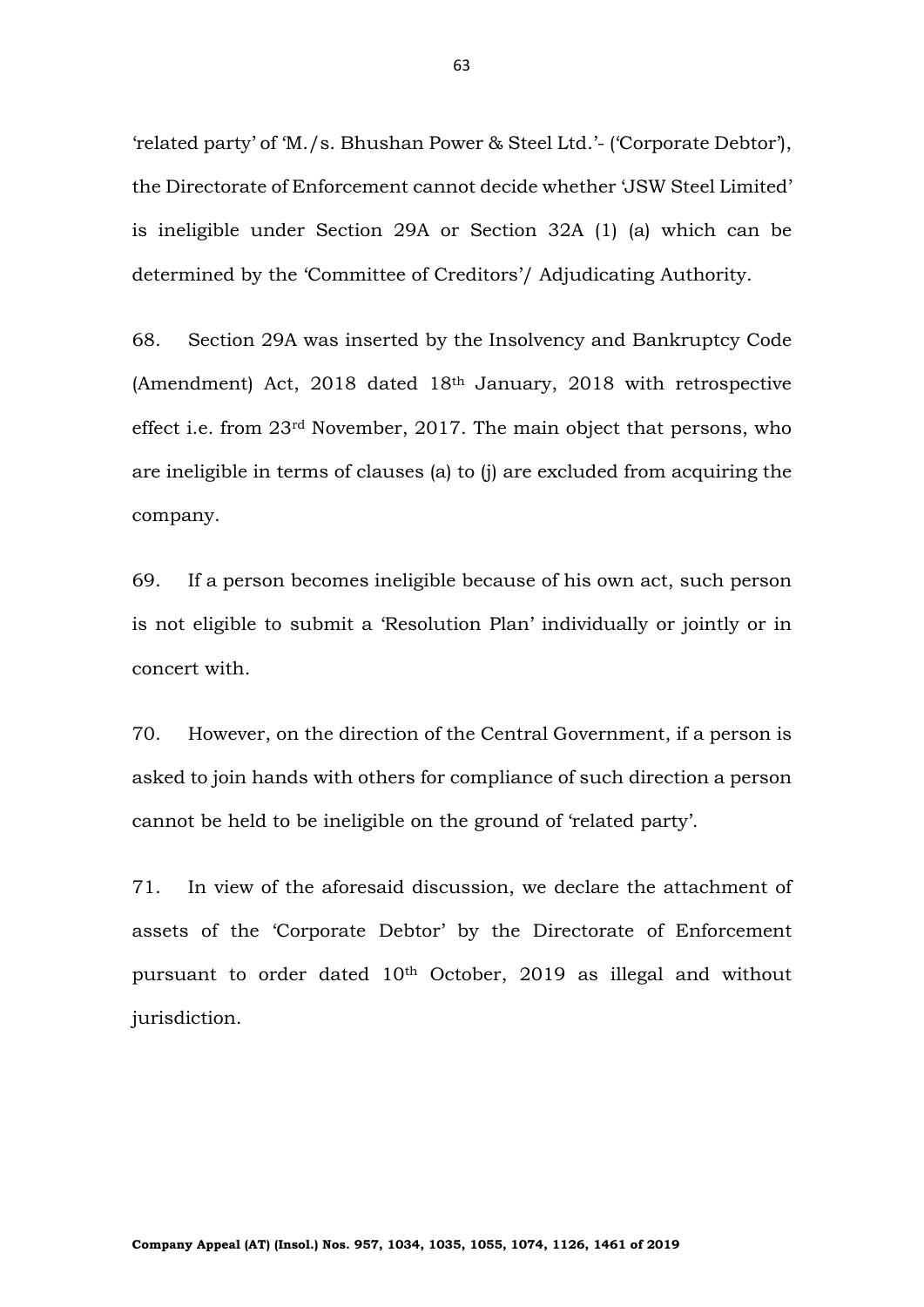'related party' of 'M./s. Bhushan Power & Steel Ltd.'- ('Corporate Debtor'), the Directorate of Enforcement cannot decide whether 'JSW Steel Limited' is ineligible under Section 29A or Section 32A (1) (a) which can be determined by the 'Committee of Creditors'/ Adjudicating Authority.

68. Section 29A was inserted by the Insolvency and Bankruptcy Code (Amendment) Act, 2018 dated 18th January, 2018 with retrospective effect i.e. from 23rd November, 2017. The main object that persons, who are ineligible in terms of clauses (a) to (j) are excluded from acquiring the company.

69. If a person becomes ineligible because of his own act, such person is not eligible to submit a 'Resolution Plan' individually or jointly or in concert with.

70. However, on the direction of the Central Government, if a person is asked to join hands with others for compliance of such direction a person cannot be held to be ineligible on the ground of 'related party'.

71. In view of the aforesaid discussion, we declare the attachment of assets of the 'Corporate Debtor' by the Directorate of Enforcement pursuant to order dated 10th October, 2019 as illegal and without jurisdiction.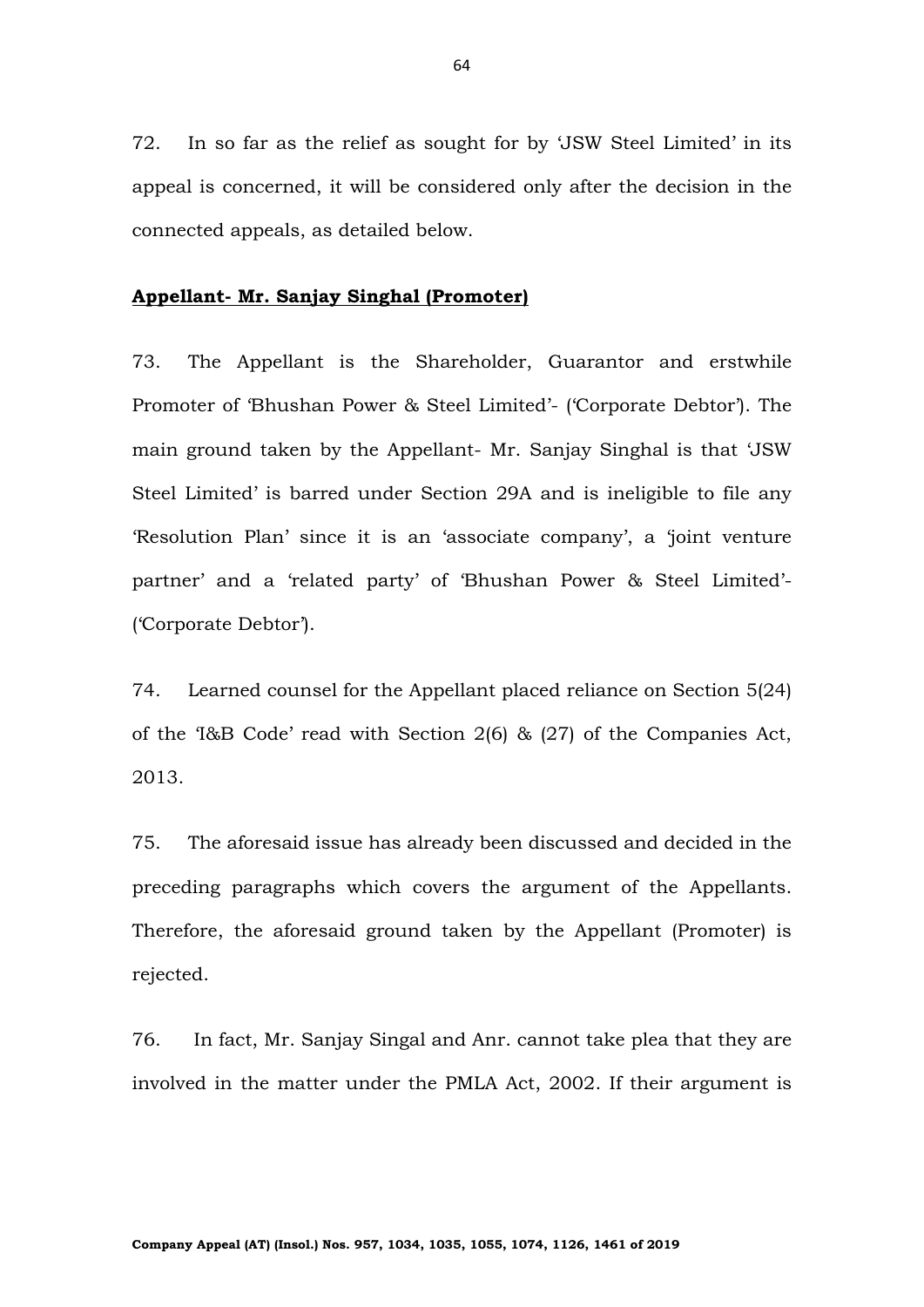72. In so far as the relief as sought for by 'JSW Steel Limited' in its appeal is concerned, it will be considered only after the decision in the connected appeals, as detailed below.

**Appellant- Mr. Sanjay Singhal (Promoter)**

73. The Appellant is the Shareholder, Guarantor and erstwhile Promoter of 'Bhushan Power & Steel Limited'- ('Corporate Debtor'). The main ground taken by the Appellant- Mr. Sanjay Singhal is that 'JSW Steel Limited' is barred under Section 29A and is ineligible to file any 'Resolution Plan' since it is an 'associate company', a 'joint venture partner' and a 'related party' of 'Bhushan Power & Steel Limited'- ('Corporate Debtor').

74. Learned counsel for the Appellant placed reliance on Section 5(24) of the 'I&B Code' read with Section 2(6) & (27) of the Companies Act, 2013.

75. The aforesaid issue has already been discussed and decided in the preceding paragraphs which covers the argument of the Appellants. Therefore, the aforesaid ground taken by the Appellant (Promoter) is rejected.

76. In fact, Mr. Sanjay Singal and Anr. cannot take plea that they are involved in the matter under the PMLA Act, 2002. If their argument is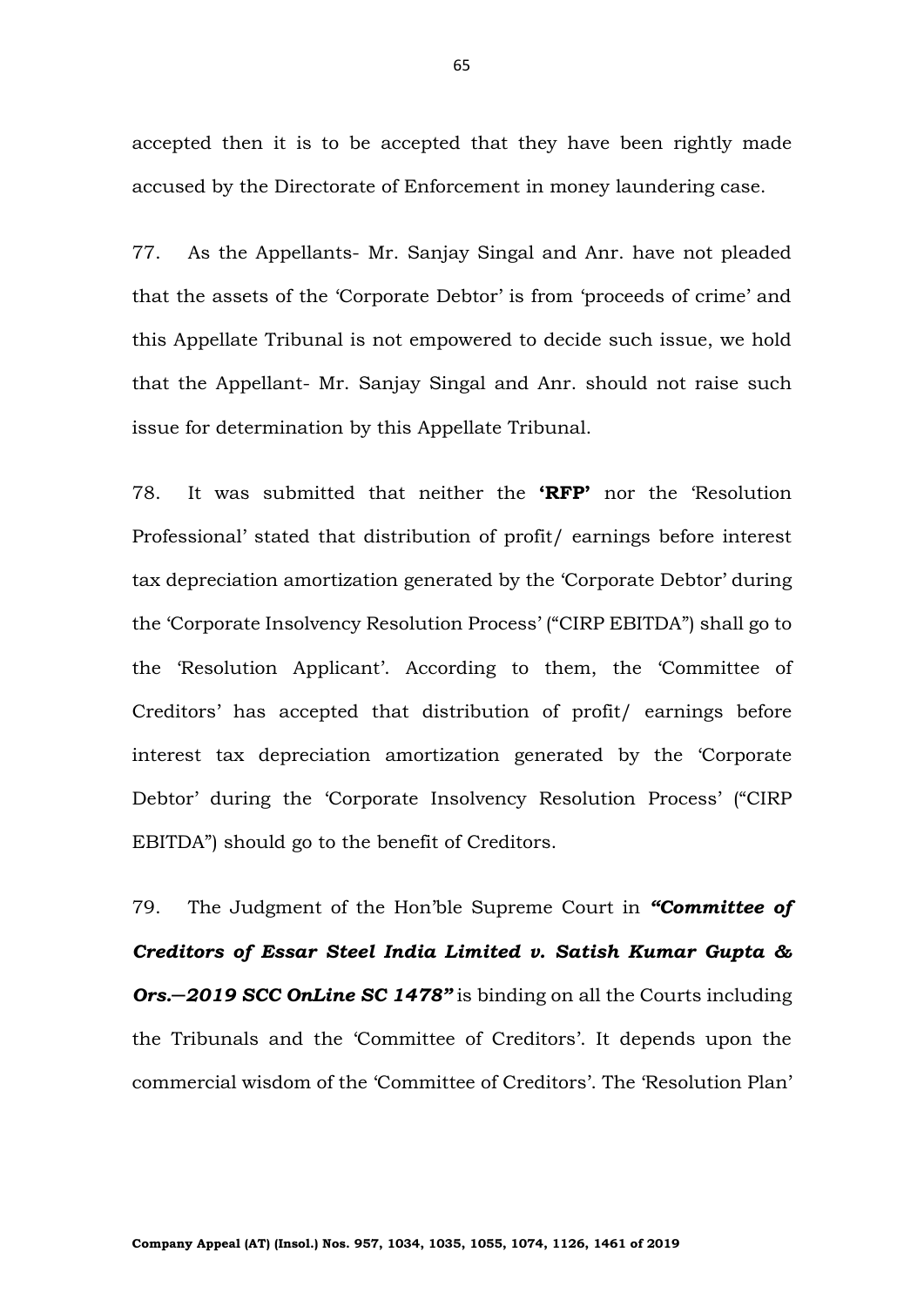accepted then it is to be accepted that they have been rightly made accused by the Directorate of Enforcement in money laundering case.

77. As the Appellants- Mr. Sanjay Singal and Anr. have not pleaded that the assets of the 'Corporate Debtor' is from 'proceeds of crime' and this Appellate Tribunal is not empowered to decide such issue, we hold that the Appellant- Mr. Sanjay Singal and Anr. should not raise such issue for determination by this Appellate Tribunal.

78. It was submitted that neither the **'RFP'** nor the 'Resolution Professional' stated that distribution of profit/ earnings before interest tax depreciation amortization generated by the 'Corporate Debtor' during the 'Corporate Insolvency Resolution Process' ("CIRP EBITDA") shall go to the 'Resolution Applicant'. According to them, the 'Committee of Creditors' has accepted that distribution of profit/ earnings before interest tax depreciation amortization generated by the 'Corporate Debtor' during the 'Corporate Insolvency Resolution Process' ("CIRP EBITDA") should go to the benefit of Creditors.

79. The Judgment of the Hon'ble Supreme Court in ***"Committee of Creditors of Essar Steel India Limited v. Satish Kumar Gupta & Ors.—2019 SCC OnLine SC 1478"*** is binding on all the Courts including the Tribunals and the 'Committee of Creditors'. It depends upon the commercial wisdom of the 'Committee of Creditors'. The 'Resolution Plan'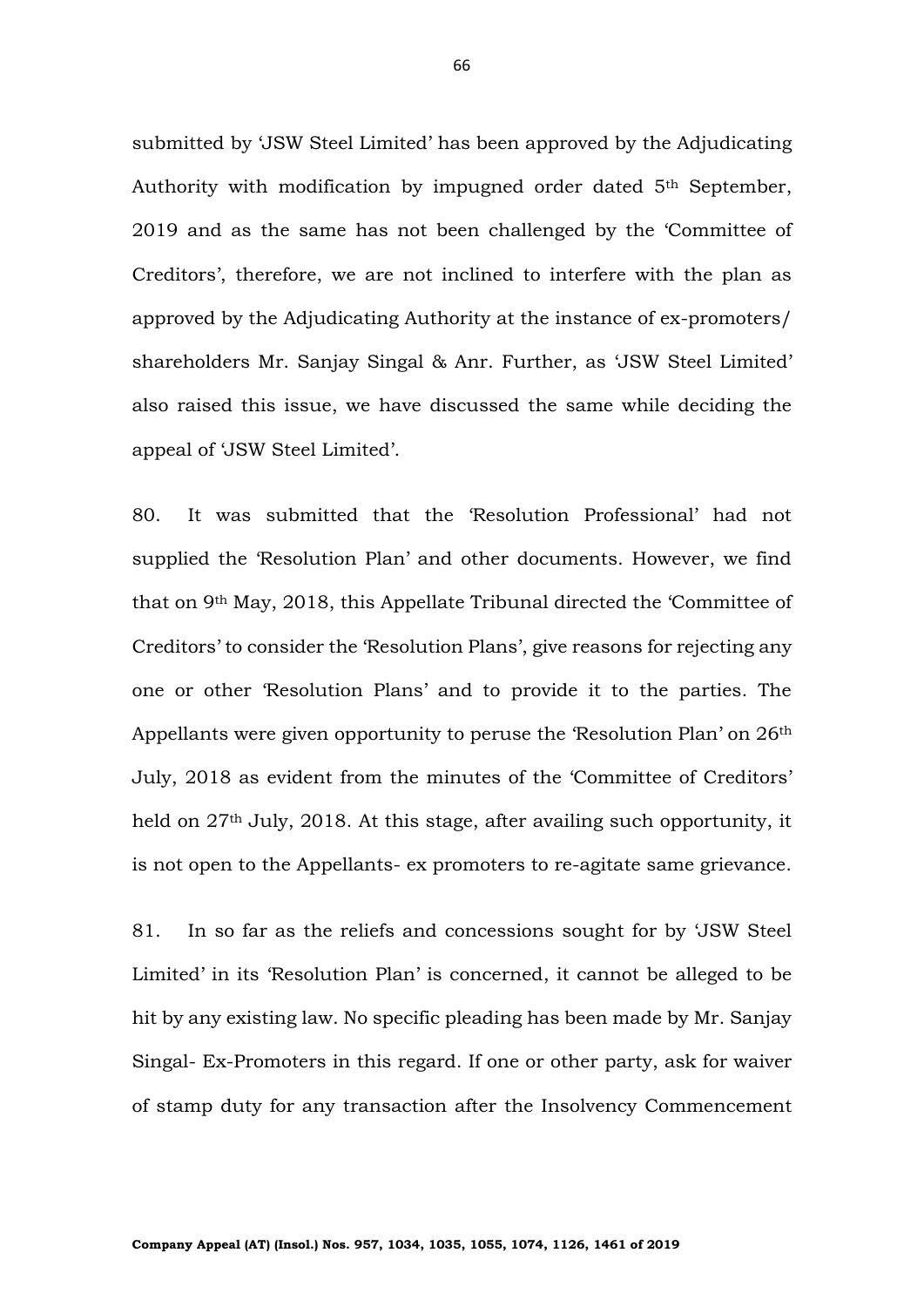submitted by 'JSW Steel Limited' has been approved by the Adjudicating Authority with modification by impugned order dated 5th September, 2019 and as the same has not been challenged by the 'Committee of Creditors', therefore, we are not inclined to interfere with the plan as approved by the Adjudicating Authority at the instance of ex-promoters/ shareholders Mr. Sanjay Singal & Anr. Further, as 'JSW Steel Limited' also raised this issue, we have discussed the same while deciding the appeal of 'JSW Steel Limited'.

80. It was submitted that the 'Resolution Professional' had not supplied the 'Resolution Plan' and other documents. However, we find that on 9th May, 2018, this Appellate Tribunal directed the 'Committee of Creditors' to consider the 'Resolution Plans', give reasons for rejecting any one or other 'Resolution Plans' and to provide it to the parties. The Appellants were given opportunity to peruse the 'Resolution Plan' on 26th July, 2018 as evident from the minutes of the 'Committee of Creditors' held on 27th July, 2018. At this stage, after availing such opportunity, it is not open to the Appellants- ex promoters to re-agitate same grievance.

81. In so far as the reliefs and concessions sought for by 'JSW Steel Limited' in its 'Resolution Plan' is concerned, it cannot be alleged to be hit by any existing law. No specific pleading has been made by Mr. Sanjay Singal- Ex-Promoters in this regard. If one or other party, ask for waiver of stamp duty for any transaction after the Insolvency Commencement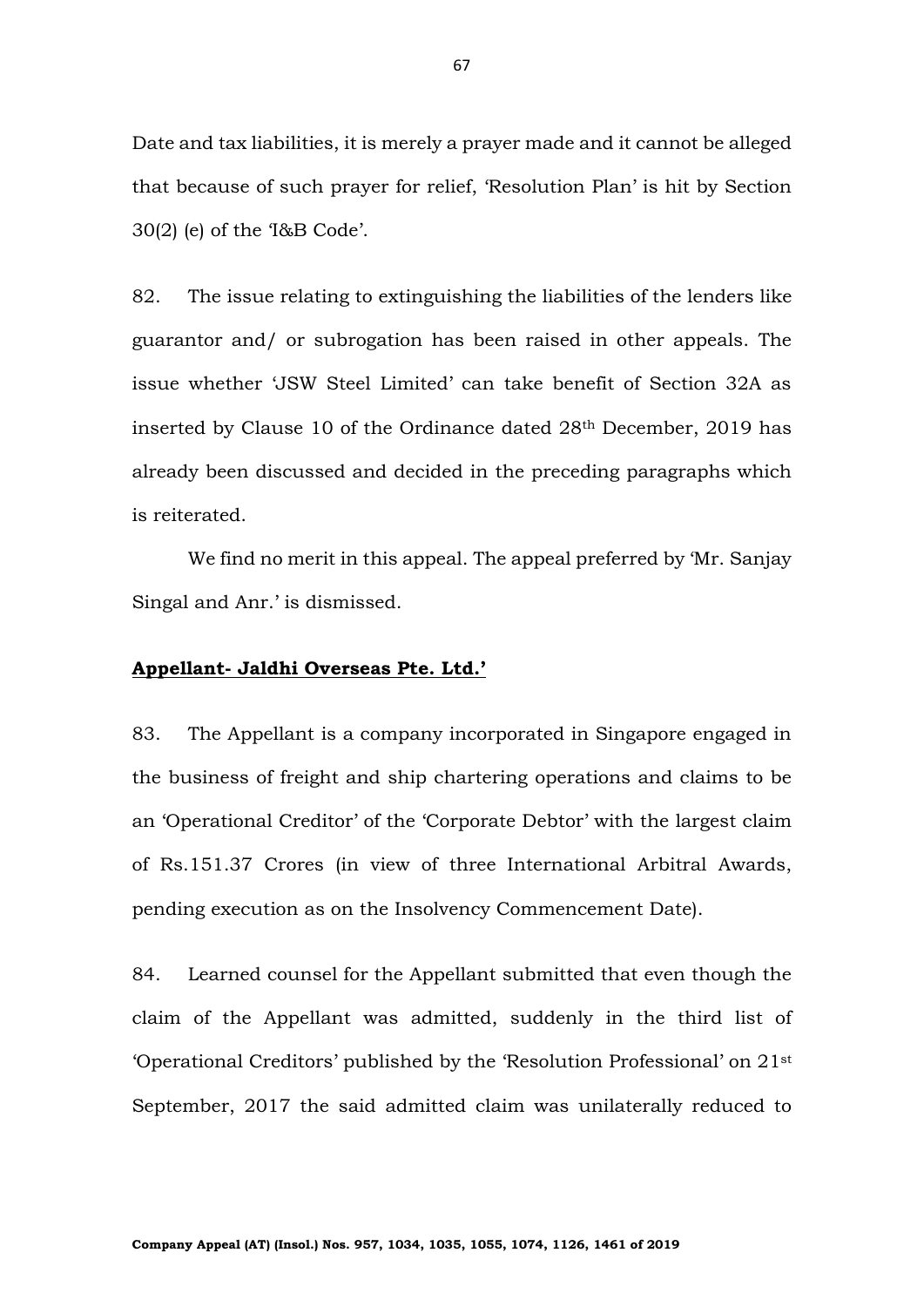Date and tax liabilities, it is merely a prayer made and it cannot be alleged that because of such prayer for relief, 'Resolution Plan' is hit by Section 30(2) (e) of the 'I&B Code'.

82. The issue relating to extinguishing the liabilities of the lenders like guarantor and/ or subrogation has been raised in other appeals. The issue whether 'JSW Steel Limited' can take benefit of Section 32A as inserted by Clause 10 of the Ordinance dated 28th December, 2019 has already been discussed and decided in the preceding paragraphs which is reiterated.

We find no merit in this appeal. The appeal preferred by 'Mr. Sanjay Singal and Anr.' is dismissed.

**Appellant- Jaldhi Overseas Pte. Ltd.'**

83. The Appellant is a company incorporated in Singapore engaged in the business of freight and ship chartering operations and claims to be an 'Operational Creditor' of the 'Corporate Debtor' with the largest claim of Rs.151.37 Crores (in view of three International Arbitral Awards, pending execution as on the Insolvency Commencement Date).

84. Learned counsel for the Appellant submitted that even though the claim of the Appellant was admitted, suddenly in the third list of 'Operational Creditors' published by the 'Resolution Professional' on 21st September, 2017 the said admitted claim was unilaterally reduced to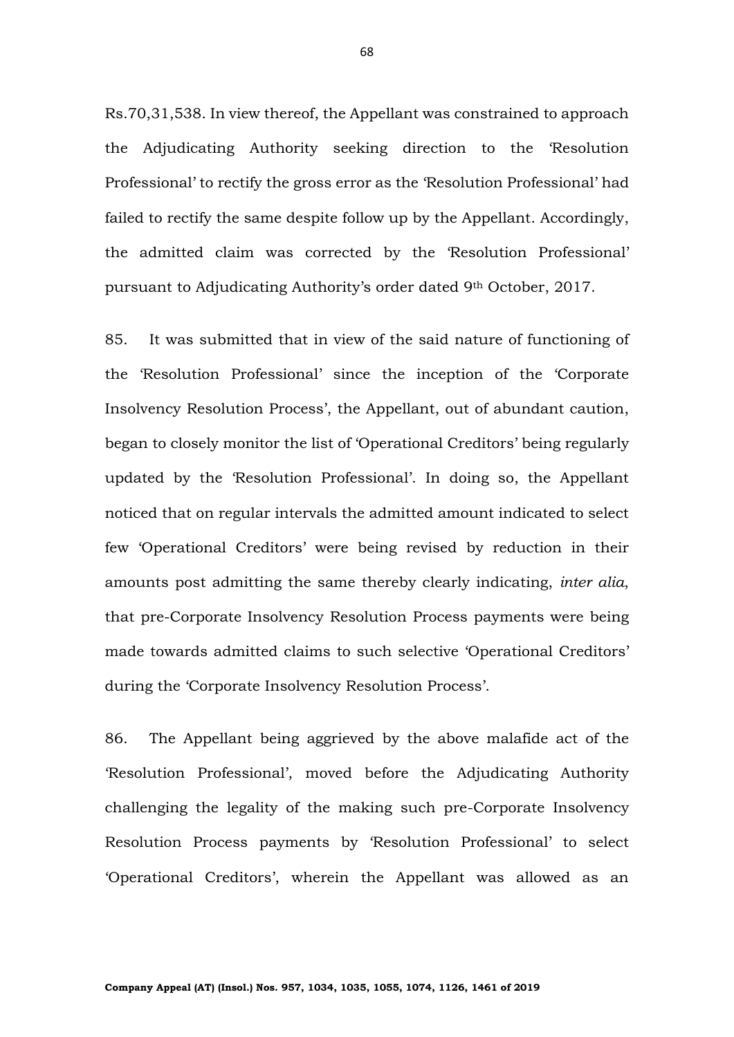Rs.70,31,538. In view thereof, the Appellant was constrained to approach the Adjudicating Authority seeking direction to the 'Resolution Professional' to rectify the gross error as the 'Resolution Professional' had failed to rectify the same despite follow up by the Appellant. Accordingly, the admitted claim was corrected by the 'Resolution Professional' pursuant to Adjudicating Authority's order dated 9th October, 2017.

85. It was submitted that in view of the said nature of functioning of the 'Resolution Professional' since the inception of the 'Corporate Insolvency Resolution Process', the Appellant, out of abundant caution, began to closely monitor the list of 'Operational Creditors' being regularly updated by the 'Resolution Professional'. In doing so, the Appellant noticed that on regular intervals the admitted amount indicated to select few 'Operational Creditors' were being revised by reduction in their amounts post admitting the same thereby clearly indicating, *inter alia*, that pre-Corporate Insolvency Resolution Process payments were being made towards admitted claims to such selective 'Operational Creditors' during the 'Corporate Insolvency Resolution Process'.

86. The Appellant being aggrieved by the above malafide act of the 'Resolution Professional', moved before the Adjudicating Authority challenging the legality of the making such pre-Corporate Insolvency Resolution Process payments by 'Resolution Professional' to select 'Operational Creditors', wherein the Appellant was allowed as an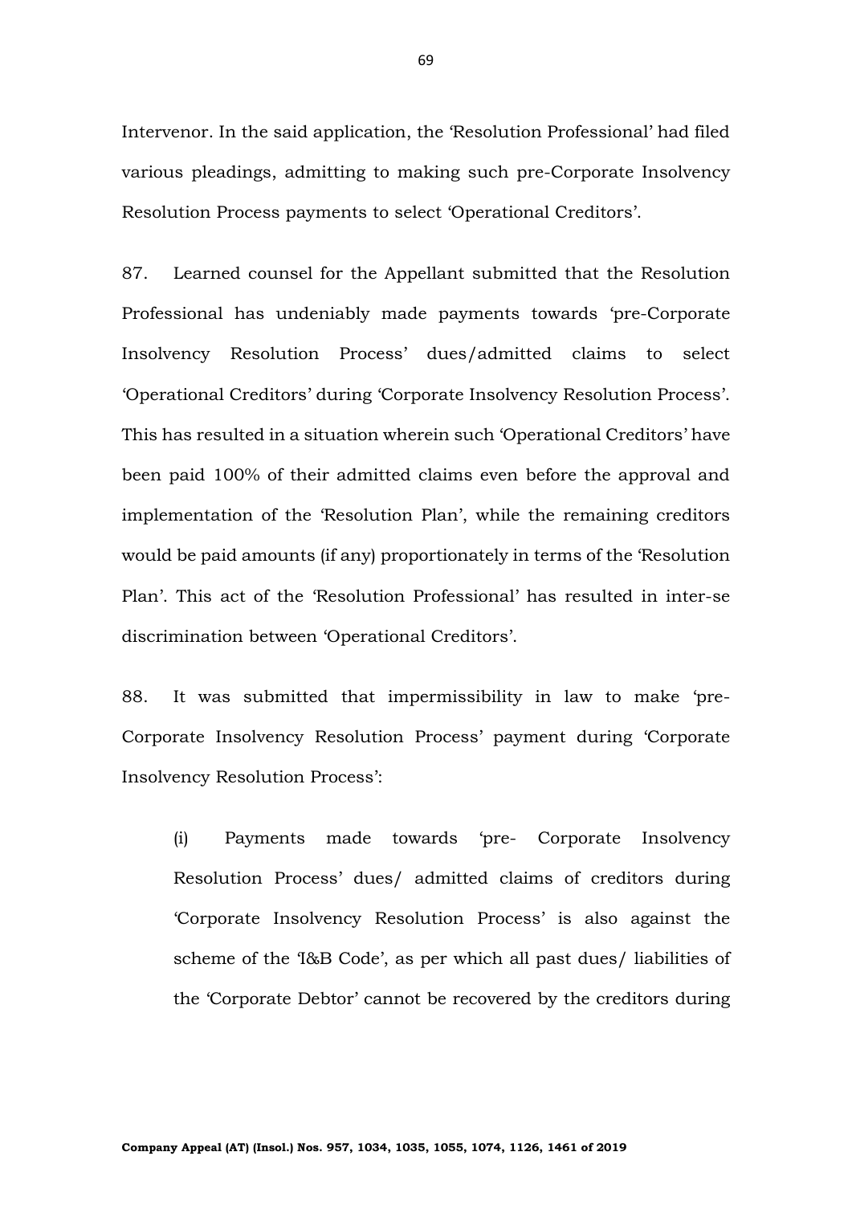Intervenor. In the said application, the 'Resolution Professional' had filed various pleadings, admitting to making such pre-Corporate Insolvency Resolution Process payments to select 'Operational Creditors'.

87. Learned counsel for the Appellant submitted that the Resolution Professional has undeniably made payments towards 'pre-Corporate Insolvency Resolution Process' dues/admitted claims to select 'Operational Creditors' during 'Corporate Insolvency Resolution Process'. This has resulted in a situation wherein such 'Operational Creditors' have been paid 100% of their admitted claims even before the approval and implementation of the 'Resolution Plan', while the remaining creditors would be paid amounts (if any) proportionately in terms of the 'Resolution Plan'. This act of the 'Resolution Professional' has resulted in inter-se discrimination between 'Operational Creditors'.

88. It was submitted that impermissibility in law to make 'pre-Corporate Insolvency Resolution Process' payment during 'Corporate Insolvency Resolution Process':

(i) Payments made towards 'pre- Corporate Insolvency Resolution Process' dues/ admitted claims of creditors during 'Corporate Insolvency Resolution Process' is also against the scheme of the 'I&B Code', as per which all past dues/ liabilities of the 'Corporate Debtor' cannot be recovered by the creditors during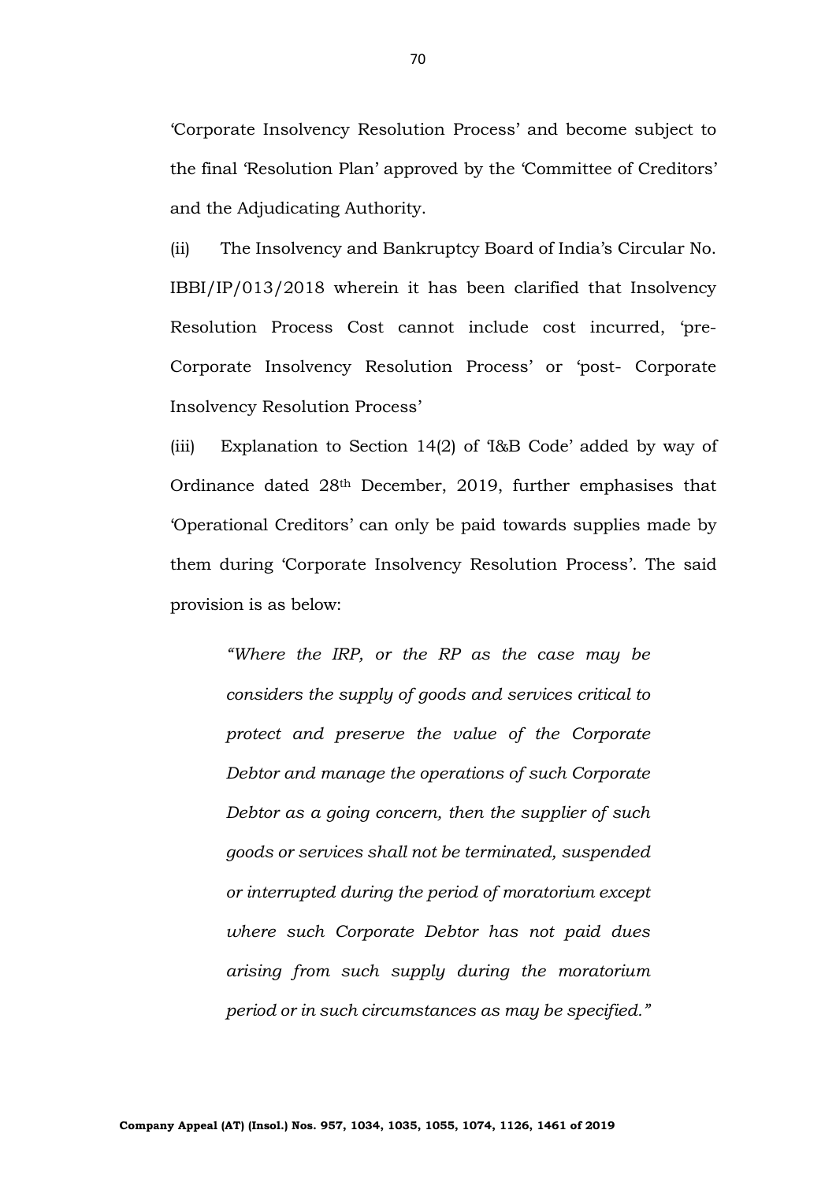'Corporate Insolvency Resolution Process' and become subject to the final 'Resolution Plan' approved by the 'Committee of Creditors' and the Adjudicating Authority.

(ii) The Insolvency and Bankruptcy Board of India's Circular No. IBBI/IP/013/2018 wherein it has been clarified that Insolvency Resolution Process Cost cannot include cost incurred, 'pre-Corporate Insolvency Resolution Process' or 'post- Corporate Insolvency Resolution Process'

(iii) Explanation to Section 14(2) of 'I&B Code' added by way of Ordinance dated 28th December, 2019, further emphasises that 'Operational Creditors' can only be paid towards supplies made by them during 'Corporate Insolvency Resolution Process'. The said provision is as below:

> *"Where the IRP, or the RP as the case may be considers the supply of goods and services critical to protect and preserve the value of the Corporate Debtor and manage the operations of such Corporate Debtor as a going concern, then the supplier of such goods or services shall not be terminated, suspended or interrupted during the period of moratorium except where such Corporate Debtor has not paid dues arising from such supply during the moratorium period or in such circumstances as may be specified."*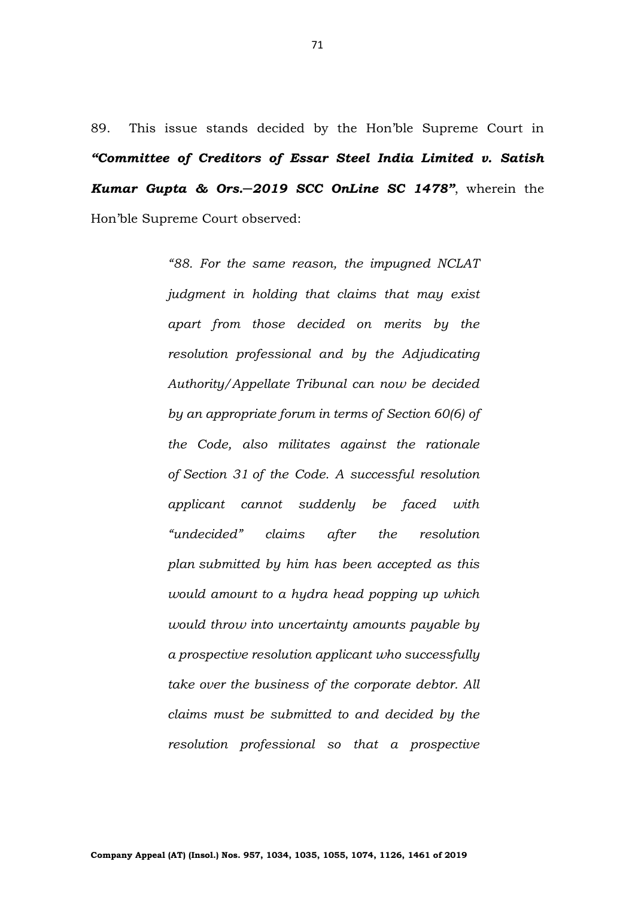89. This issue stands decided by the Hon'ble Supreme Court in ***"Committee of Creditors of Essar Steel India Limited v. Satish Kumar Gupta & Ors.—2019 SCC OnLine SC 1478"***, wherein the Hon'ble Supreme Court observed:

> *"88. For the same reason, the impugned NCLAT judgment in holding that claims that may exist apart from those decided on merits by the resolution professional and by the Adjudicating Authority/Appellate Tribunal can now be decided by an appropriate forum in terms of Section 60(6) of the Code, also militates against the rationale of Section 31 of the Code. A successful resolution applicant cannot suddenly be faced with "undecided" claims after the resolution plan submitted by him has been accepted as this would amount to a hydra head popping up which would throw into uncertainty amounts payable by a prospective resolution applicant who successfully take over the business of the corporate debtor. All claims must be submitted to and decided by the resolution professional so that a prospective*

**Company Appeal (AT) (Insol.) Nos. 957, 1034, 1035, 1055, 1074, 1126, 1461 of 2019**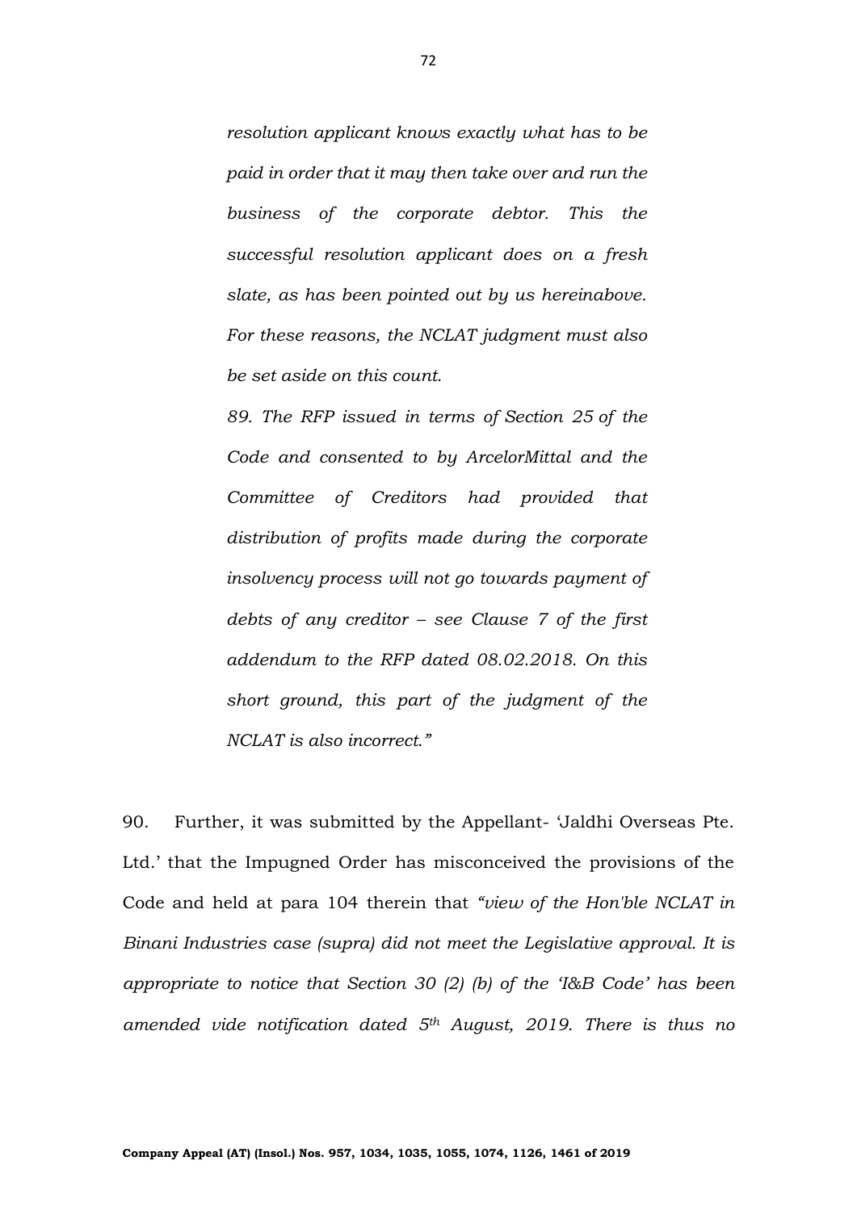> *resolution applicant knows exactly what has to be paid in order that it may then take over and run the business of the corporate debtor. This the successful resolution applicant does on a fresh slate, as has been pointed out by us hereinabove. For these reasons, the NCLAT judgment must also be set aside on this count.*
>
> *89. The RFP issued in terms of Section 25 of the Code and consented to by ArcelorMittal and the Committee of Creditors had provided that distribution of profits made during the corporate insolvency process will not go towards payment of debts of any creditor – see Clause 7 of the first addendum to the RFP dated 08.02.2018. On this short ground, this part of the judgment of the NCLAT is also incorrect."*

90. Further, it was submitted by the Appellant- 'Jaldhi Overseas Pte. Ltd.' that the Impugned Order has misconceived the provisions of the Code and held at para 104 therein that *"view of the Hon'ble NCLAT in Binani Industries case (supra) did not meet the Legislative approval. It is appropriate to notice that Section 30 (2) (b) of the 'I&B Code' has been amended vide notification dated 5th August, 2019. There is thus no*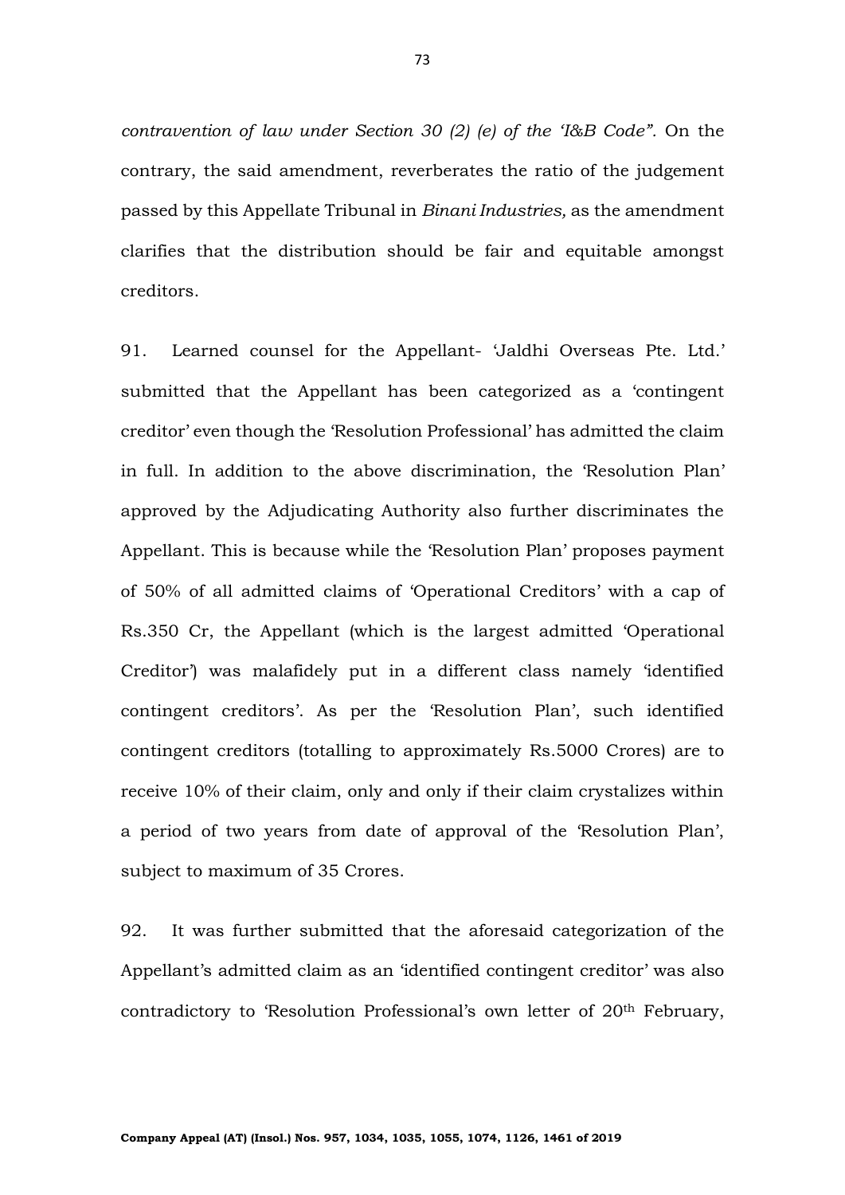*contravention of law under Section 30 (2) (e) of the 'I&B Code"*. On the contrary, the said amendment, reverberates the ratio of the judgement passed by this Appellate Tribunal in *Binani Industries,* as the amendment clarifies that the distribution should be fair and equitable amongst creditors.

91. Learned counsel for the Appellant- 'Jaldhi Overseas Pte. Ltd.' submitted that the Appellant has been categorized as a 'contingent creditor' even though the 'Resolution Professional' has admitted the claim in full. In addition to the above discrimination, the 'Resolution Plan' approved by the Adjudicating Authority also further discriminates the Appellant. This is because while the 'Resolution Plan' proposes payment of 50% of all admitted claims of 'Operational Creditors' with a cap of Rs.350 Cr, the Appellant (which is the largest admitted 'Operational Creditor') was malafidely put in a different class namely 'identified contingent creditors'. As per the 'Resolution Plan', such identified contingent creditors (totalling to approximately Rs.5000 Crores) are to receive 10% of their claim, only and only if their claim crystalizes within a period of two years from date of approval of the 'Resolution Plan', subject to maximum of 35 Crores.

92. It was further submitted that the aforesaid categorization of the Appellant's admitted claim as an 'identified contingent creditor' was also contradictory to 'Resolution Professional's own letter of 20th February,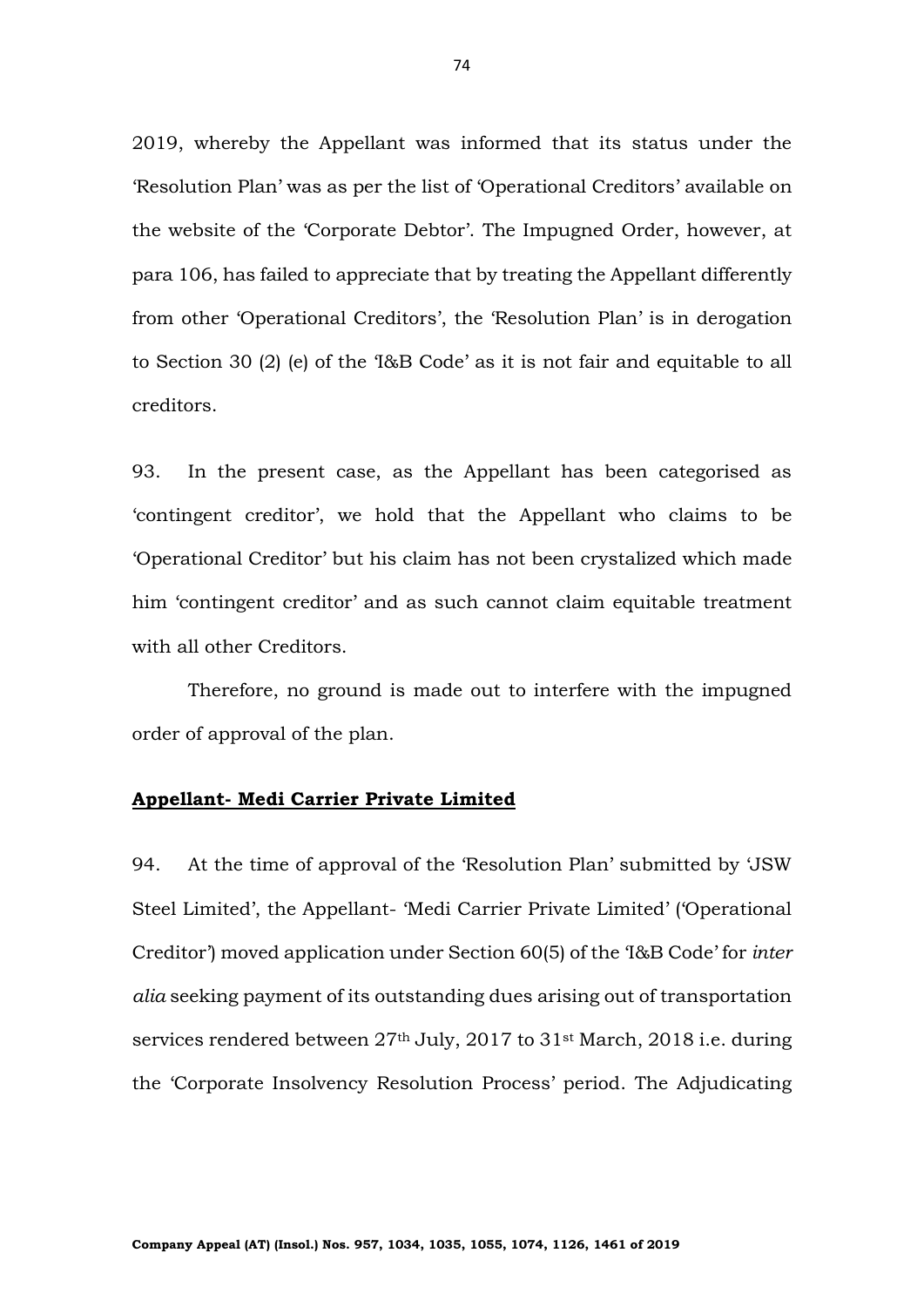2019, whereby the Appellant was informed that its status under the 'Resolution Plan' was as per the list of 'Operational Creditors' available on the website of the 'Corporate Debtor'. The Impugned Order, however, at para 106, has failed to appreciate that by treating the Appellant differently from other 'Operational Creditors', the 'Resolution Plan' is in derogation to Section 30 (2) (e) of the 'I&B Code' as it is not fair and equitable to all creditors.

93. In the present case, as the Appellant has been categorised as 'contingent creditor', we hold that the Appellant who claims to be 'Operational Creditor' but his claim has not been crystalized which made him 'contingent creditor' and as such cannot claim equitable treatment with all other Creditors.

Therefore, no ground is made out to interfere with the impugned order of approval of the plan.

**Appellant- Medi Carrier Private Limited**

94. At the time of approval of the 'Resolution Plan' submitted by 'JSW Steel Limited', the Appellant- 'Medi Carrier Private Limited' ('Operational Creditor') moved application under Section 60(5) of the 'I&B Code' for *inter alia* seeking payment of its outstanding dues arising out of transportation services rendered between 27th July, 2017 to 31st March, 2018 i.e. during the 'Corporate Insolvency Resolution Process' period. The Adjudicating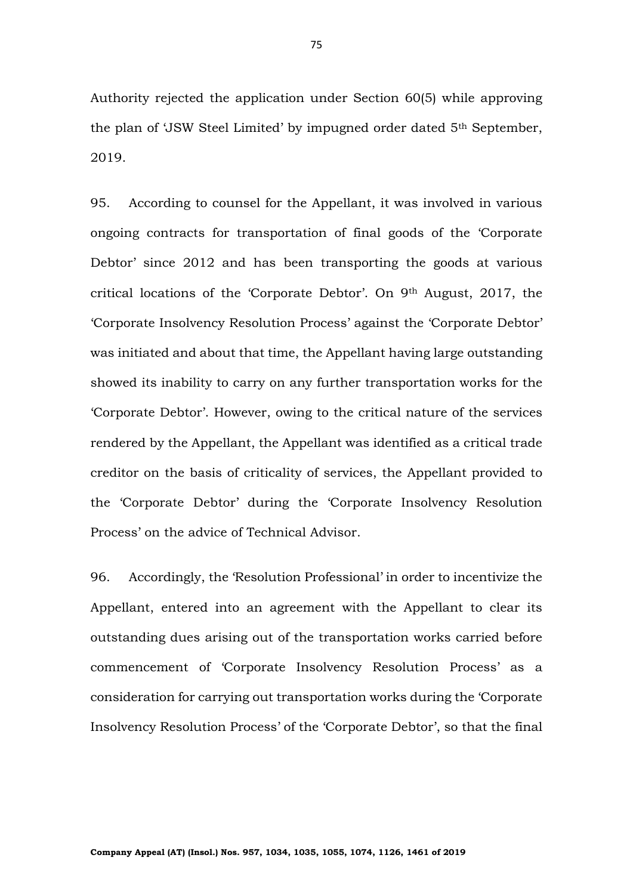Authority rejected the application under Section 60(5) while approving the plan of 'JSW Steel Limited' by impugned order dated 5th September, 2019.

95. According to counsel for the Appellant, it was involved in various ongoing contracts for transportation of final goods of the 'Corporate Debtor' since 2012 and has been transporting the goods at various critical locations of the 'Corporate Debtor'. On 9th August, 2017, the 'Corporate Insolvency Resolution Process' against the 'Corporate Debtor' was initiated and about that time, the Appellant having large outstanding showed its inability to carry on any further transportation works for the 'Corporate Debtor'. However, owing to the critical nature of the services rendered by the Appellant, the Appellant was identified as a critical trade creditor on the basis of criticality of services, the Appellant provided to the 'Corporate Debtor' during the 'Corporate Insolvency Resolution Process' on the advice of Technical Advisor.

96. Accordingly, the 'Resolution Professional' in order to incentivize the Appellant, entered into an agreement with the Appellant to clear its outstanding dues arising out of the transportation works carried before commencement of 'Corporate Insolvency Resolution Process' as a consideration for carrying out transportation works during the 'Corporate Insolvency Resolution Process' of the 'Corporate Debtor', so that the final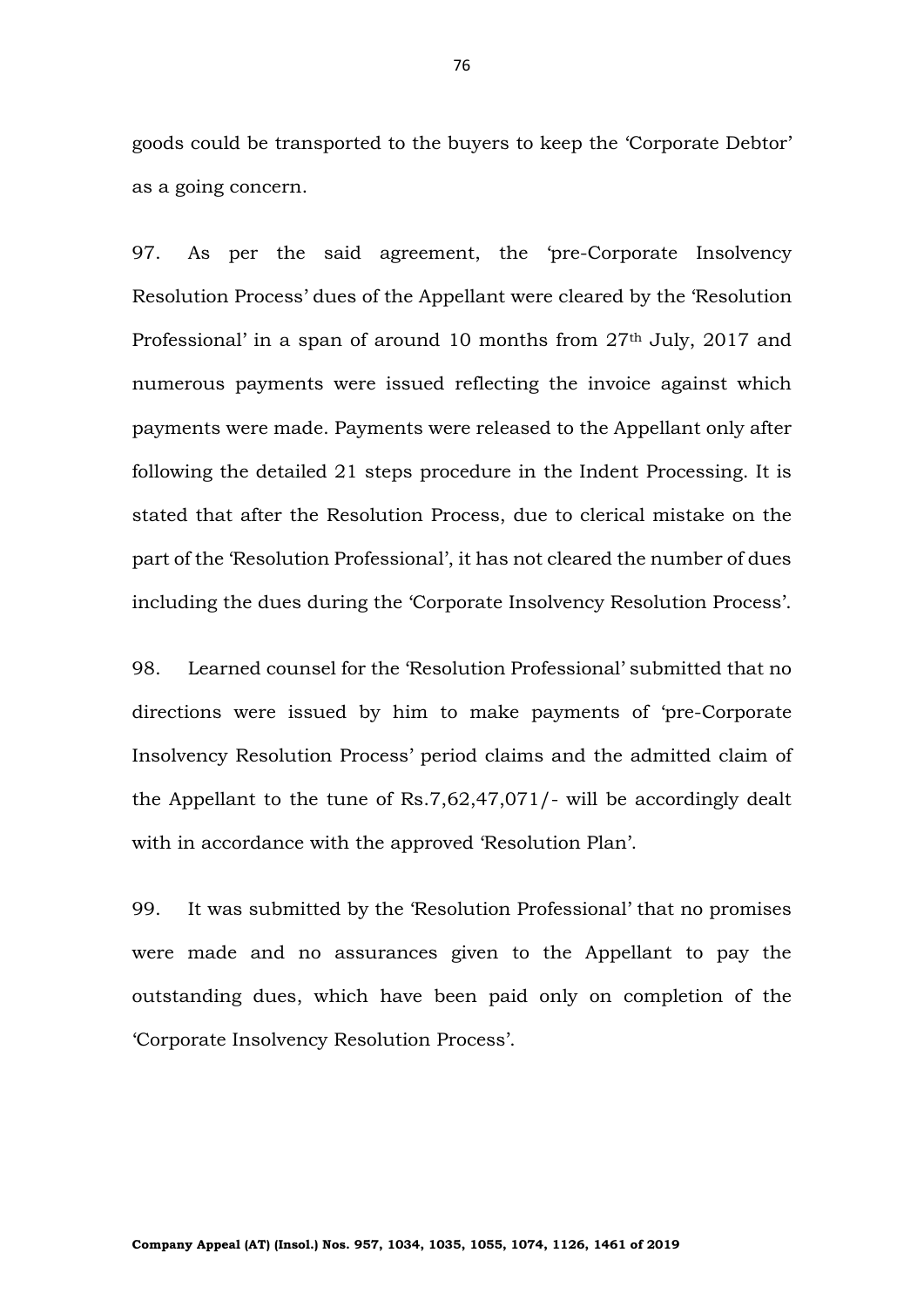goods could be transported to the buyers to keep the 'Corporate Debtor' as a going concern.

97. As per the said agreement, the 'pre-Corporate Insolvency Resolution Process' dues of the Appellant were cleared by the 'Resolution Professional' in a span of around 10 months from 27th July, 2017 and numerous payments were issued reflecting the invoice against which payments were made. Payments were released to the Appellant only after following the detailed 21 steps procedure in the Indent Processing. It is stated that after the Resolution Process, due to clerical mistake on the part of the 'Resolution Professional', it has not cleared the number of dues including the dues during the 'Corporate Insolvency Resolution Process'.

98. Learned counsel for the 'Resolution Professional' submitted that no directions were issued by him to make payments of 'pre-Corporate Insolvency Resolution Process' period claims and the admitted claim of the Appellant to the tune of Rs.7,62,47,071/- will be accordingly dealt with in accordance with the approved 'Resolution Plan'.

99. It was submitted by the 'Resolution Professional' that no promises were made and no assurances given to the Appellant to pay the outstanding dues, which have been paid only on completion of the 'Corporate Insolvency Resolution Process'.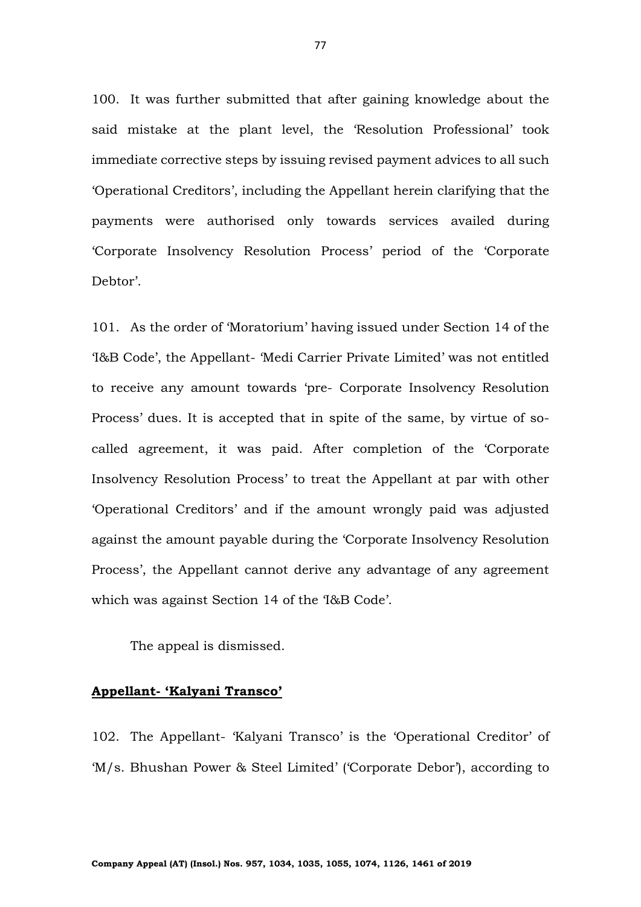100. It was further submitted that after gaining knowledge about the said mistake at the plant level, the 'Resolution Professional' took immediate corrective steps by issuing revised payment advices to all such 'Operational Creditors', including the Appellant herein clarifying that the payments were authorised only towards services availed during 'Corporate Insolvency Resolution Process' period of the 'Corporate Debtor'.

101. As the order of 'Moratorium' having issued under Section 14 of the 'I&B Code', the Appellant- 'Medi Carrier Private Limited' was not entitled to receive any amount towards 'pre- Corporate Insolvency Resolution Process' dues. It is accepted that in spite of the same, by virtue of so-called agreement, it was paid. After completion of the 'Corporate Insolvency Resolution Process' to treat the Appellant at par with other 'Operational Creditors' and if the amount wrongly paid was adjusted against the amount payable during the 'Corporate Insolvency Resolution Process', the Appellant cannot derive any advantage of any agreement which was against Section 14 of the 'I&B Code'.

The appeal is dismissed.

**<u>Appellant- 'Kalyani Transco'</u>**

102. The Appellant- 'Kalyani Transco' is the 'Operational Creditor' of 'M/s. Bhushan Power & Steel Limited' ('Corporate Debor'), according to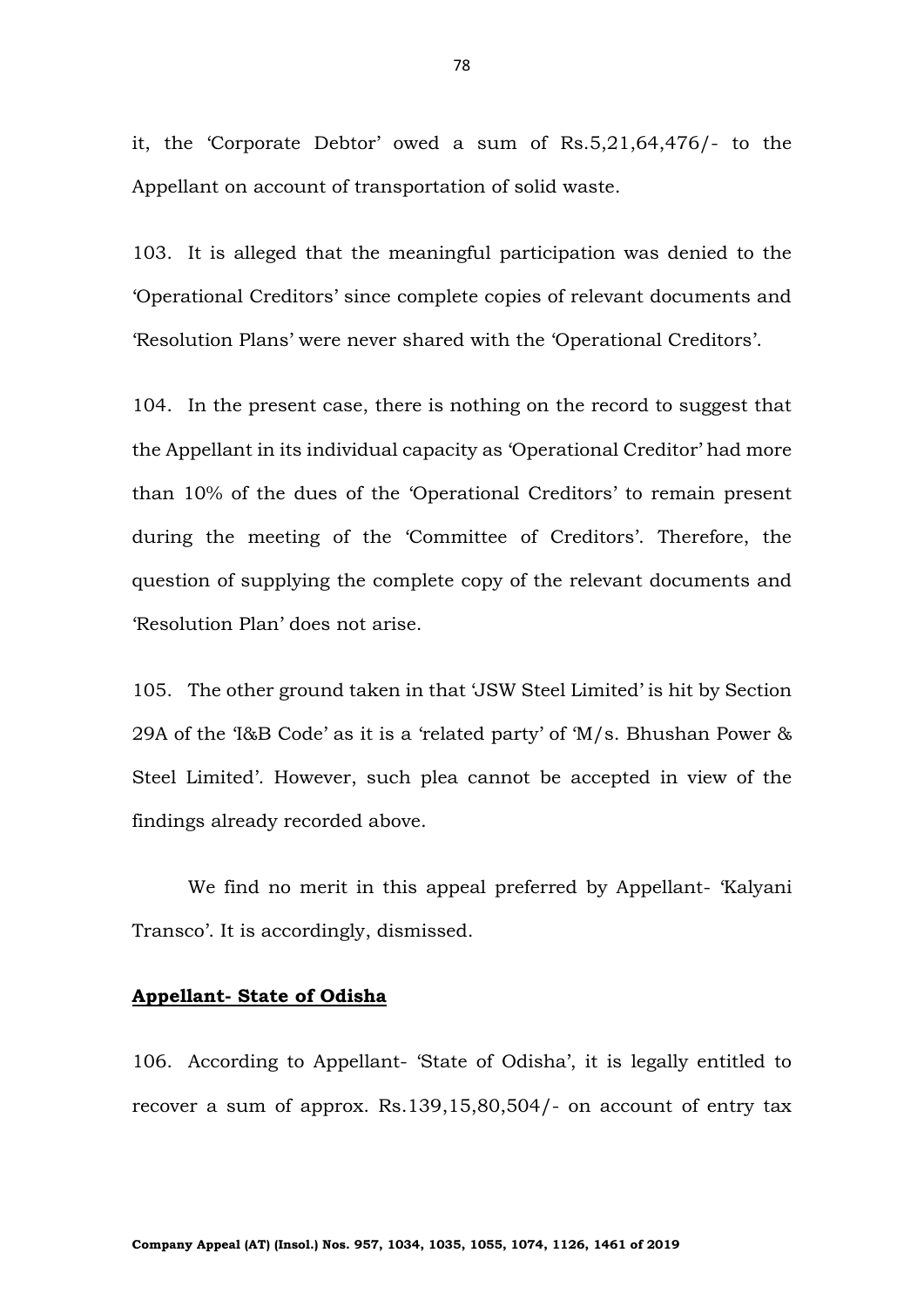it, the 'Corporate Debtor' owed a sum of Rs.5,21,64,476/- to the Appellant on account of transportation of solid waste.

103. It is alleged that the meaningful participation was denied to the 'Operational Creditors' since complete copies of relevant documents and 'Resolution Plans' were never shared with the 'Operational Creditors'.

104. In the present case, there is nothing on the record to suggest that the Appellant in its individual capacity as 'Operational Creditor' had more than 10% of the dues of the 'Operational Creditors' to remain present during the meeting of the 'Committee of Creditors'. Therefore, the question of supplying the complete copy of the relevant documents and 'Resolution Plan' does not arise.

105. The other ground taken in that 'JSW Steel Limited' is hit by Section 29A of the 'I&B Code' as it is a 'related party' of 'M/s. Bhushan Power & Steel Limited'. However, such plea cannot be accepted in view of the findings already recorded above.

We find no merit in this appeal preferred by Appellant- 'Kalyani Transco'. It is accordingly, dismissed.

**Appellant- State of Odisha**

106. According to Appellant- 'State of Odisha', it is legally entitled to recover a sum of approx. Rs.139,15,80,504/- on account of entry tax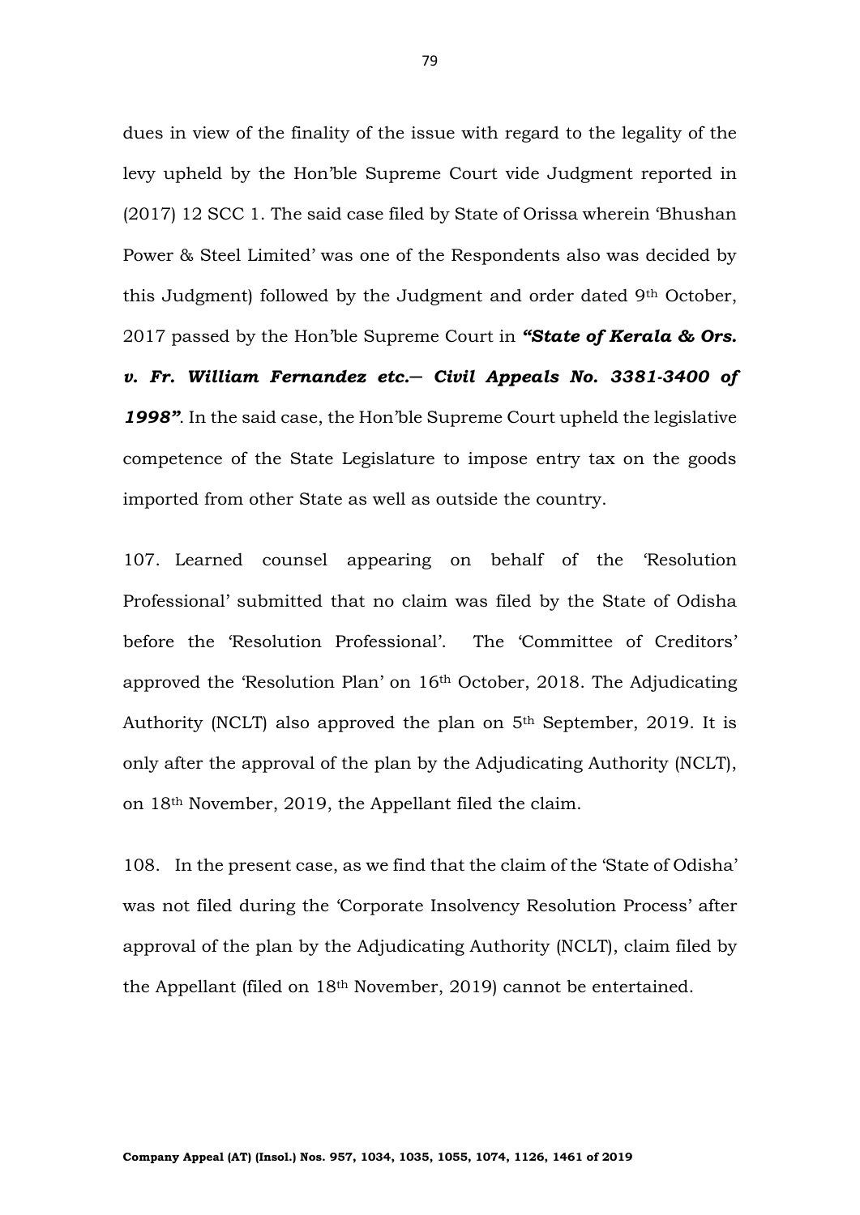dues in view of the finality of the issue with regard to the legality of the levy upheld by the Hon'ble Supreme Court vide Judgment reported in (2017) 12 SCC 1. The said case filed by State of Orissa wherein 'Bhushan Power & Steel Limited' was one of the Respondents also was decided by this Judgment) followed by the Judgment and order dated 9th October, 2017 passed by the Hon'ble Supreme Court in ***"State of Kerala & Ors. v. Fr. William Fernandez etc.— Civil Appeals No. 3381-3400 of 1998"***. In the said case, the Hon'ble Supreme Court upheld the legislative competence of the State Legislature to impose entry tax on the goods imported from other State as well as outside the country.

107. Learned counsel appearing on behalf of the 'Resolution Professional' submitted that no claim was filed by the State of Odisha before the 'Resolution Professional'. The 'Committee of Creditors' approved the 'Resolution Plan' on 16th October, 2018. The Adjudicating Authority (NCLT) also approved the plan on 5th September, 2019. It is only after the approval of the plan by the Adjudicating Authority (NCLT), on 18th November, 2019, the Appellant filed the claim.

108. In the present case, as we find that the claim of the 'State of Odisha' was not filed during the 'Corporate Insolvency Resolution Process' after approval of the plan by the Adjudicating Authority (NCLT), claim filed by the Appellant (filed on 18th November, 2019) cannot be entertained.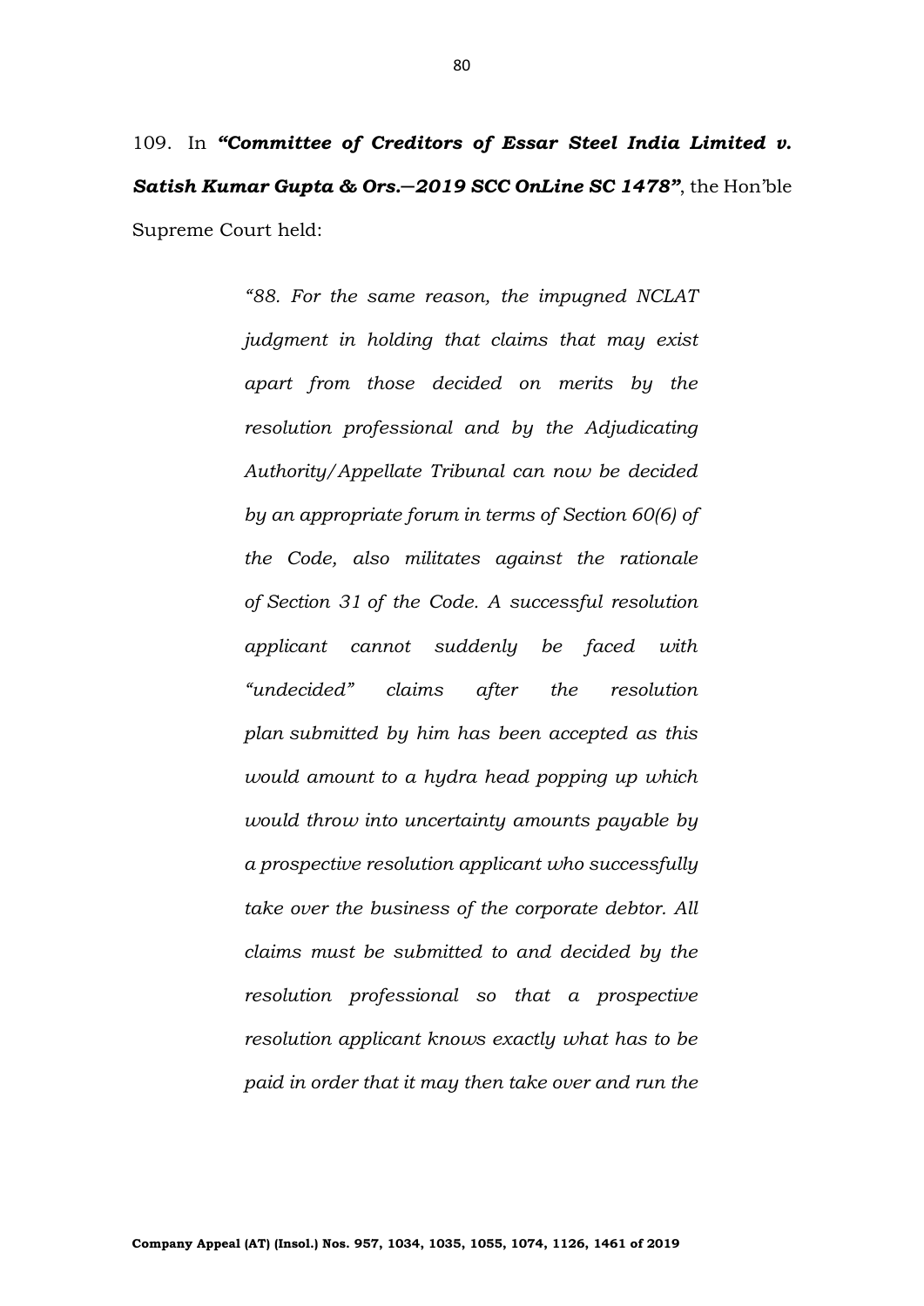109. In ***"Committee of Creditors of Essar Steel India Limited v. Satish Kumar Gupta & Ors.—2019 SCC OnLine SC 1478"***, the Hon'ble Supreme Court held:

> *"88. For the same reason, the impugned NCLAT judgment in holding that claims that may exist apart from those decided on merits by the resolution professional and by the Adjudicating Authority/Appellate Tribunal can now be decided by an appropriate forum in terms of Section 60(6) of the Code, also militates against the rationale of Section 31 of the Code. A successful resolution applicant cannot suddenly be faced with "undecided" claims after the resolution plan submitted by him has been accepted as this would amount to a hydra head popping up which would throw into uncertainty amounts payable by a prospective resolution applicant who successfully take over the business of the corporate debtor. All claims must be submitted to and decided by the resolution professional so that a prospective resolution applicant knows exactly what has to be paid in order that it may then take over and run the*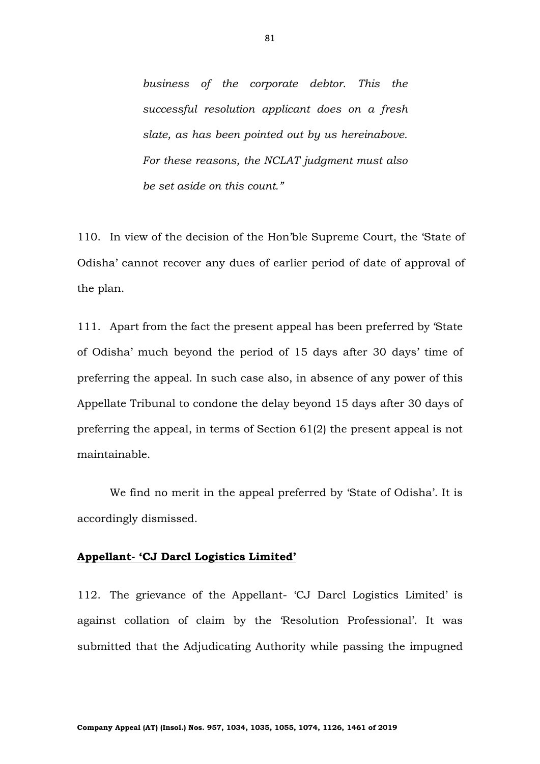> *business of the corporate debtor. This the successful resolution applicant does on a fresh slate, as has been pointed out by us hereinabove. For these reasons, the NCLAT judgment must also be set aside on this count."*

110. In view of the decision of the Hon'ble Supreme Court, the 'State of Odisha' cannot recover any dues of earlier period of date of approval of the plan.

111. Apart from the fact the present appeal has been preferred by 'State of Odisha' much beyond the period of 15 days after 30 days' time of preferring the appeal. In such case also, in absence of any power of this Appellate Tribunal to condone the delay beyond 15 days after 30 days of preferring the appeal, in terms of Section 61(2) the present appeal is not maintainable.

We find no merit in the appeal preferred by 'State of Odisha'. It is accordingly dismissed.

**<u>Appellant- 'CJ Darcl Logistics Limited'</u>**

112. The grievance of the Appellant- 'CJ Darcl Logistics Limited' is against collation of claim by the 'Resolution Professional'. It was submitted that the Adjudicating Authority while passing the impugned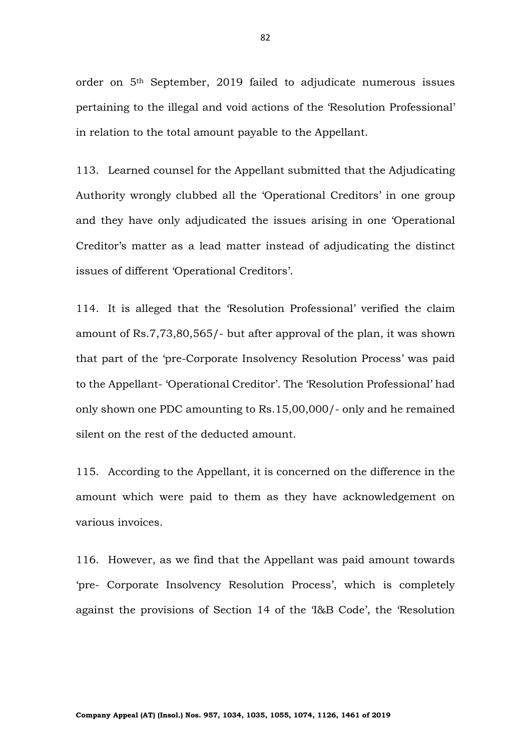order on 5th September, 2019 failed to adjudicate numerous issues pertaining to the illegal and void actions of the 'Resolution Professional' in relation to the total amount payable to the Appellant.

113. Learned counsel for the Appellant submitted that the Adjudicating Authority wrongly clubbed all the 'Operational Creditors' in one group and they have only adjudicated the issues arising in one 'Operational Creditor's matter as a lead matter instead of adjudicating the distinct issues of different 'Operational Creditors'.

114. It is alleged that the 'Resolution Professional' verified the claim amount of Rs.7,73,80,565/- but after approval of the plan, it was shown that part of the 'pre-Corporate Insolvency Resolution Process' was paid to the Appellant- 'Operational Creditor'. The 'Resolution Professional' had only shown one PDC amounting to Rs.15,00,000/- only and he remained silent on the rest of the deducted amount.

115. According to the Appellant, it is concerned on the difference in the amount which were paid to them as they have acknowledgement on various invoices.

116. However, as we find that the Appellant was paid amount towards 'pre- Corporate Insolvency Resolution Process', which is completely against the provisions of Section 14 of the 'I&B Code', the 'Resolution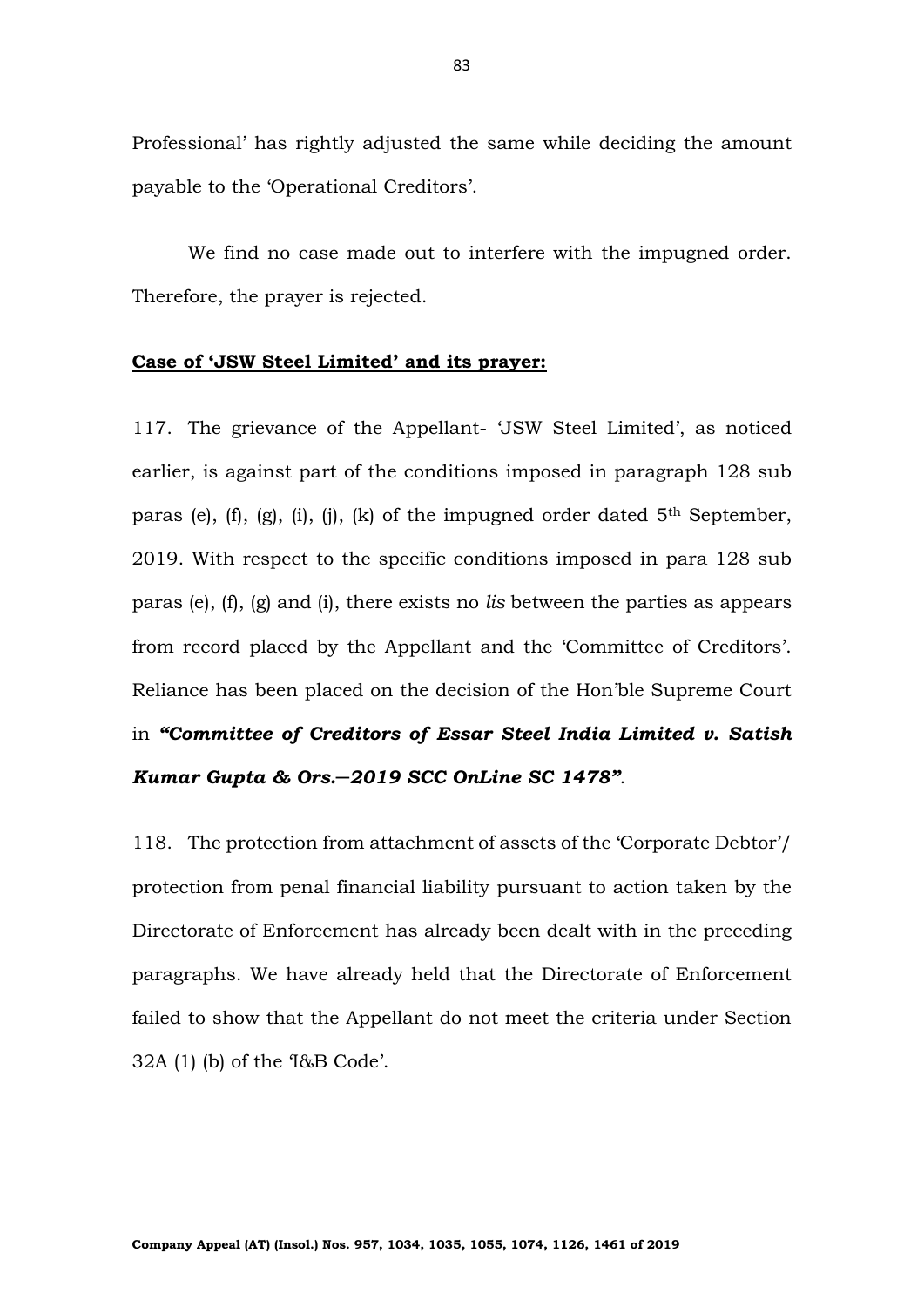Professional' has rightly adjusted the same while deciding the amount payable to the 'Operational Creditors'.

We find no case made out to interfere with the impugned order. Therefore, the prayer is rejected.

**<u>Case of 'JSW Steel Limited' and its prayer:</u>**

117. The grievance of the Appellant- 'JSW Steel Limited', as noticed earlier, is against part of the conditions imposed in paragraph 128 sub paras (e), (f), (g), (i), (j), (k) of the impugned order dated 5th September, 2019. With respect to the specific conditions imposed in para 128 sub paras (e), (f), (g) and (i), there exists no *lis* between the parties as appears from record placed by the Appellant and the 'Committee of Creditors'. Reliance has been placed on the decision of the Hon'ble Supreme Court in ***"Committee of Creditors of Essar Steel India Limited v. Satish Kumar Gupta & Ors.—2019 SCC OnLine SC 1478"***.

118. The protection from attachment of assets of the 'Corporate Debtor'/ protection from penal financial liability pursuant to action taken by the Directorate of Enforcement has already been dealt with in the preceding paragraphs. We have already held that the Directorate of Enforcement failed to show that the Appellant do not meet the criteria under Section 32A (1) (b) of the 'I&B Code'.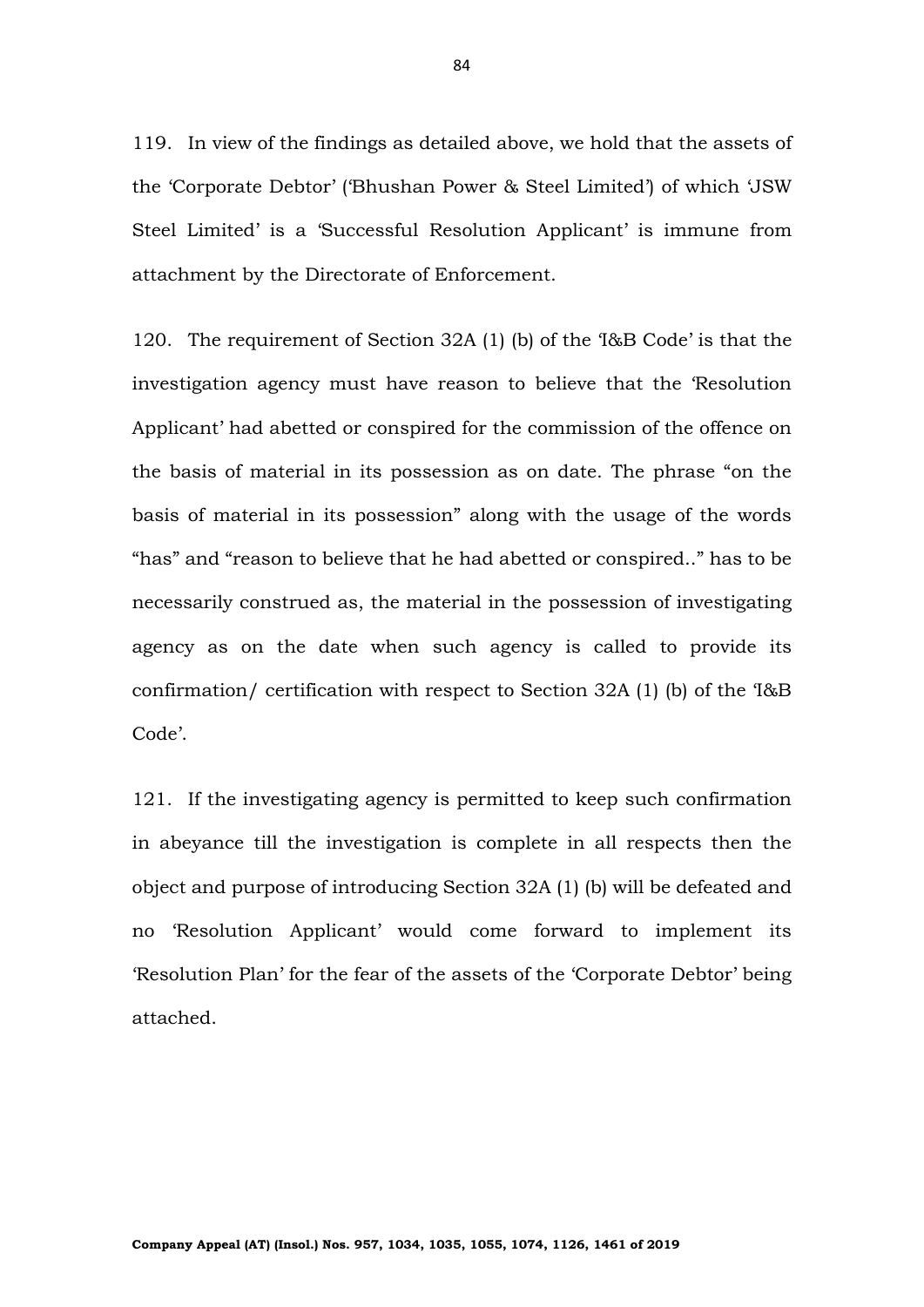119. In view of the findings as detailed above, we hold that the assets of the 'Corporate Debtor' ('Bhushan Power & Steel Limited') of which 'JSW Steel Limited' is a 'Successful Resolution Applicant' is immune from attachment by the Directorate of Enforcement.

120. The requirement of Section 32A (1) (b) of the 'I&B Code' is that the investigation agency must have reason to believe that the 'Resolution Applicant' had abetted or conspired for the commission of the offence on the basis of material in its possession as on date. The phrase "on the basis of material in its possession" along with the usage of the words "has" and "reason to believe that he had abetted or conspired.." has to be necessarily construed as, the material in the possession of investigating agency as on the date when such agency is called to provide its confirmation/ certification with respect to Section 32A (1) (b) of the 'I&B Code'.

121. If the investigating agency is permitted to keep such confirmation in abeyance till the investigation is complete in all respects then the object and purpose of introducing Section 32A (1) (b) will be defeated and no 'Resolution Applicant' would come forward to implement its 'Resolution Plan' for the fear of the assets of the 'Corporate Debtor' being attached.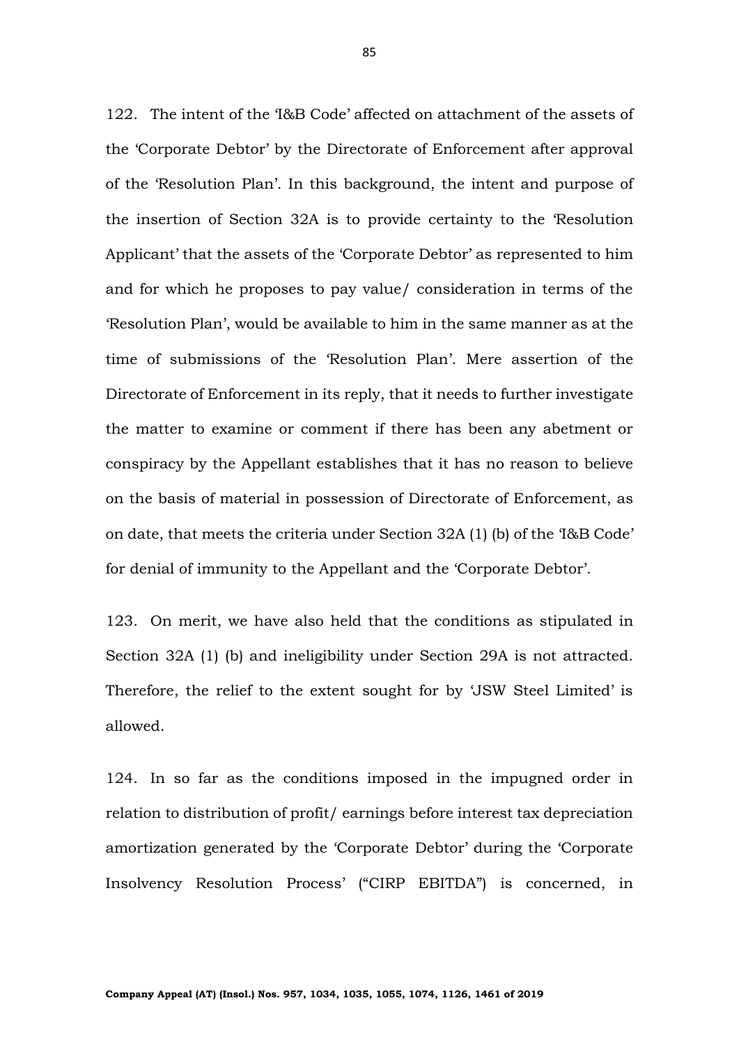122. The intent of the 'I&B Code' affected on attachment of the assets of the 'Corporate Debtor' by the Directorate of Enforcement after approval of the 'Resolution Plan'. In this background, the intent and purpose of the insertion of Section 32A is to provide certainty to the 'Resolution Applicant' that the assets of the 'Corporate Debtor' as represented to him and for which he proposes to pay value/ consideration in terms of the 'Resolution Plan', would be available to him in the same manner as at the time of submissions of the 'Resolution Plan'. Mere assertion of the Directorate of Enforcement in its reply, that it needs to further investigate the matter to examine or comment if there has been any abetment or conspiracy by the Appellant establishes that it has no reason to believe on the basis of material in possession of Directorate of Enforcement, as on date, that meets the criteria under Section 32A (1) (b) of the 'I&B Code' for denial of immunity to the Appellant and the 'Corporate Debtor'.

123. On merit, we have also held that the conditions as stipulated in Section 32A (1) (b) and ineligibility under Section 29A is not attracted. Therefore, the relief to the extent sought for by 'JSW Steel Limited' is allowed.

124. In so far as the conditions imposed in the impugned order in relation to distribution of profit/ earnings before interest tax depreciation amortization generated by the 'Corporate Debtor' during the 'Corporate Insolvency Resolution Process' ("CIRP EBITDA") is concerned, in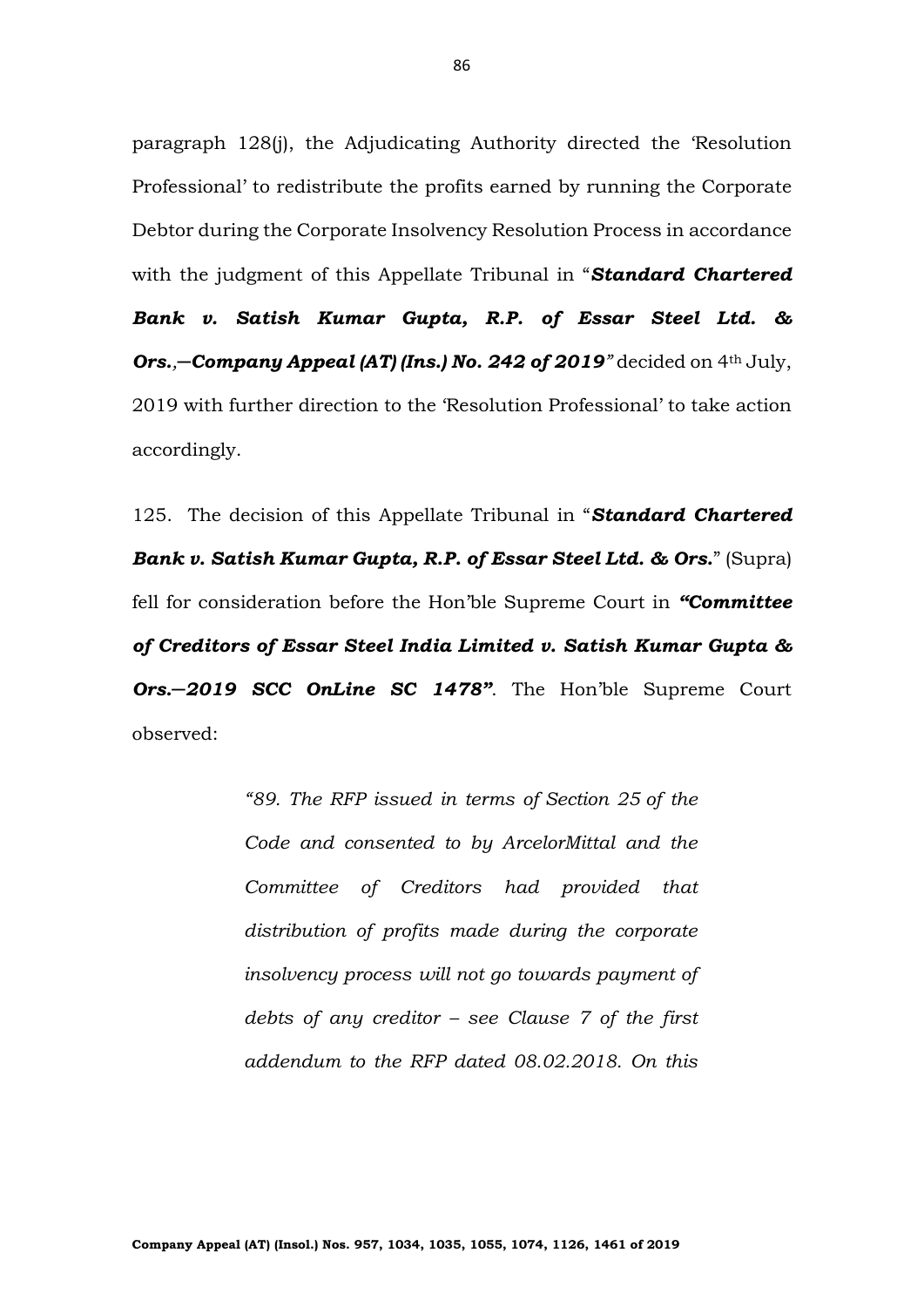paragraph 128(j), the Adjudicating Authority directed the 'Resolution Professional' to redistribute the profits earned by running the Corporate Debtor during the Corporate Insolvency Resolution Process in accordance with the judgment of this Appellate Tribunal in "***Standard Chartered Bank v. Satish Kumar Gupta, R.P. of Essar Steel Ltd. & Ors.,—Company Appeal (AT) (Ins.) No. 242 of 2019"*** decided on 4th July, 2019 with further direction to the 'Resolution Professional' to take action accordingly.

125. The decision of this Appellate Tribunal in "***Standard Chartered Bank v. Satish Kumar Gupta, R.P. of Essar Steel Ltd. & Ors.***" (Supra) fell for consideration before the Hon'ble Supreme Court in ***"Committee of Creditors of Essar Steel India Limited v. Satish Kumar Gupta & Ors.—2019 SCC OnLine SC 1478"***. The Hon'ble Supreme Court observed:

> *"89. The RFP issued in terms of Section 25 of the Code and consented to by ArcelorMittal and the Committee of Creditors had provided that distribution of profits made during the corporate insolvency process will not go towards payment of debts of any creditor – see Clause 7 of the first addendum to the RFP dated 08.02.2018. On this*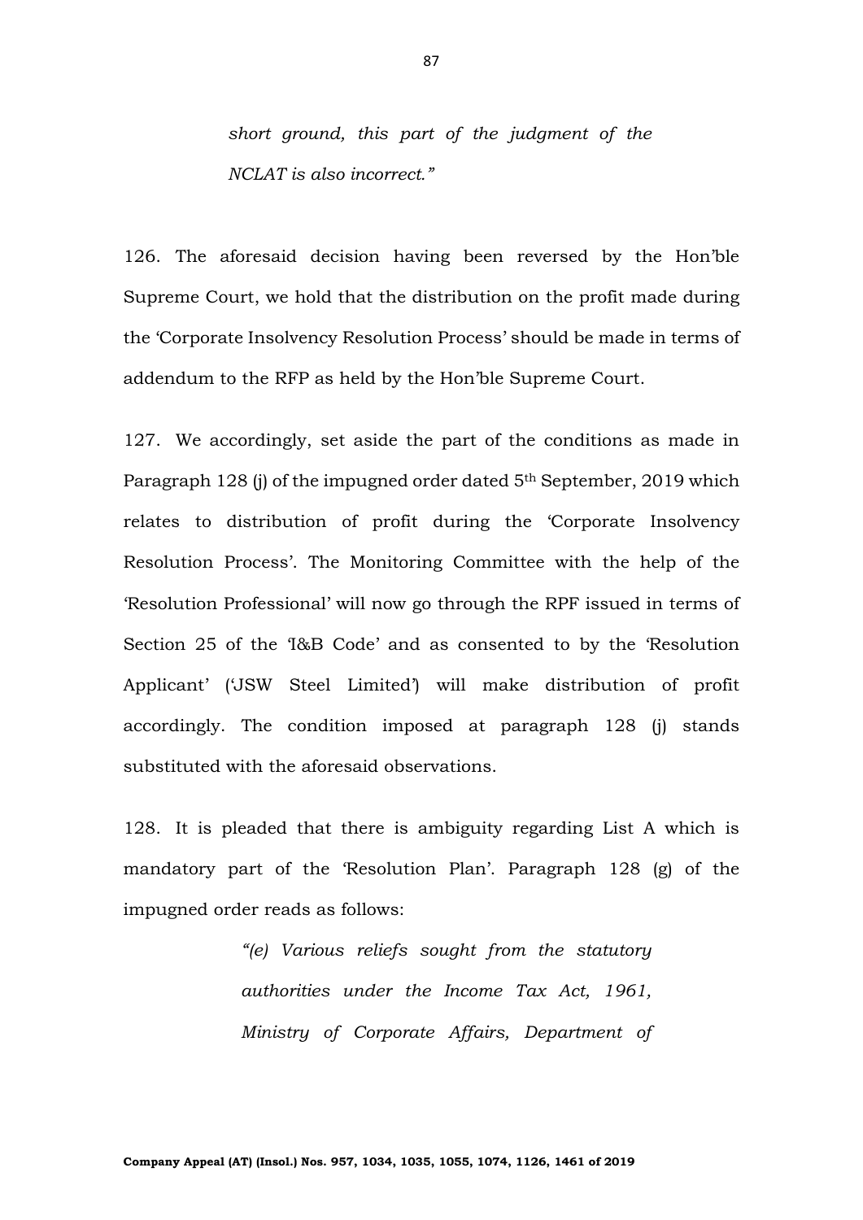> *short ground, this part of the judgment of the NCLAT is also incorrect."*

126. The aforesaid decision having been reversed by the Hon'ble Supreme Court, we hold that the distribution on the profit made during the 'Corporate Insolvency Resolution Process' should be made in terms of addendum to the RFP as held by the Hon'ble Supreme Court.

127. We accordingly, set aside the part of the conditions as made in Paragraph 128 (j) of the impugned order dated 5th September, 2019 which relates to distribution of profit during the 'Corporate Insolvency Resolution Process'. The Monitoring Committee with the help of the 'Resolution Professional' will now go through the RPF issued in terms of Section 25 of the 'I&B Code' and as consented to by the 'Resolution Applicant' ('JSW Steel Limited') will make distribution of profit accordingly. The condition imposed at paragraph 128 (j) stands substituted with the aforesaid observations.

128. It is pleaded that there is ambiguity regarding List A which is mandatory part of the 'Resolution Plan'. Paragraph 128 (g) of the impugned order reads as follows:

> *"(e) Various reliefs sought from the statutory authorities under the Income Tax Act, 1961, Ministry of Corporate Affairs, Department of*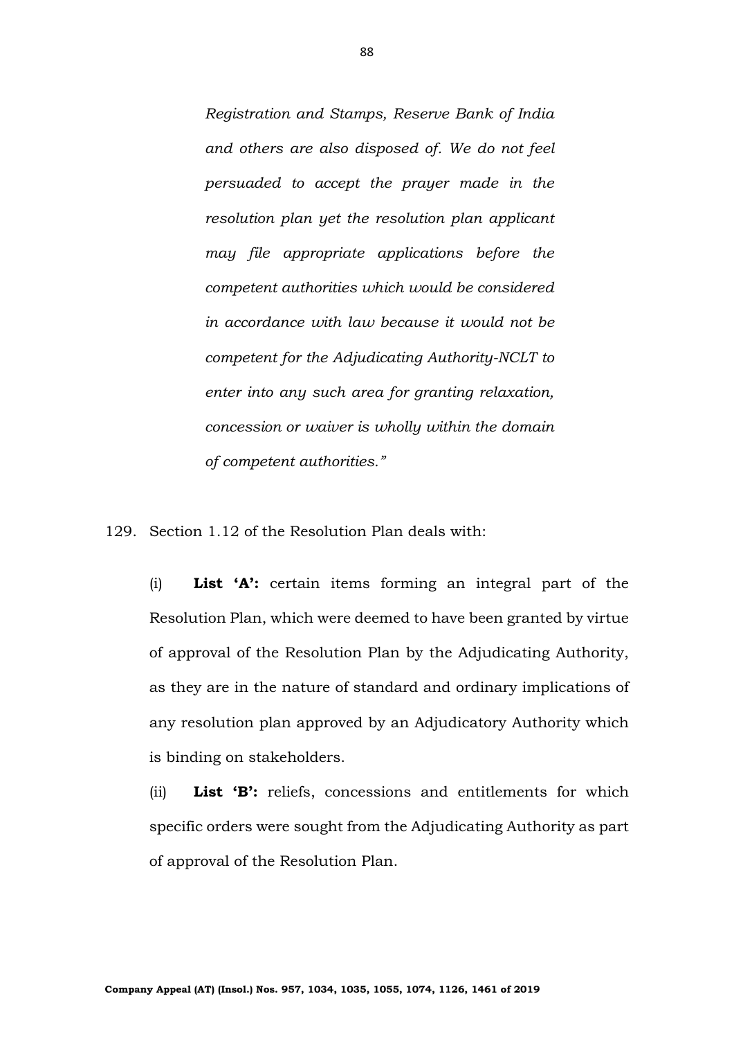*Registration and Stamps, Reserve Bank of India and others are also disposed of. We do not feel persuaded to accept the prayer made in the resolution plan yet the resolution plan applicant may file appropriate applications before the competent authorities which would be considered in accordance with law because it would not be competent for the Adjudicating Authority-NCLT to enter into any such area for granting relaxation, concession or waiver is wholly within the domain of competent authorities."*

129. Section 1.12 of the Resolution Plan deals with:

(i) **List 'A':** certain items forming an integral part of the Resolution Plan, which were deemed to have been granted by virtue of approval of the Resolution Plan by the Adjudicating Authority, as they are in the nature of standard and ordinary implications of any resolution plan approved by an Adjudicatory Authority which is binding on stakeholders.

(ii) **List 'B':** reliefs, concessions and entitlements for which specific orders were sought from the Adjudicating Authority as part of approval of the Resolution Plan.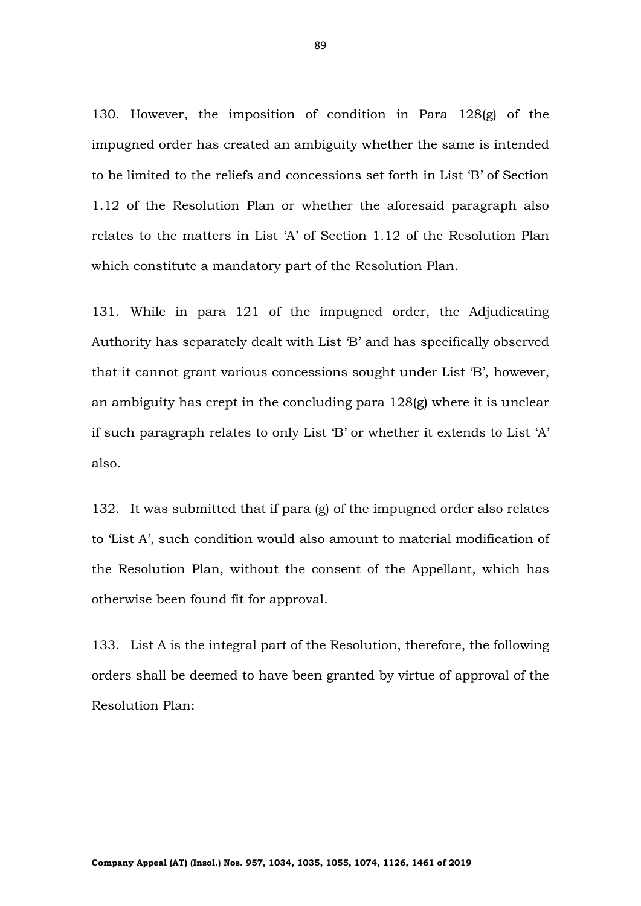130. However, the imposition of condition in Para 128(g) of the impugned order has created an ambiguity whether the same is intended to be limited to the reliefs and concessions set forth in List 'B' of Section 1.12 of the Resolution Plan or whether the aforesaid paragraph also relates to the matters in List 'A' of Section 1.12 of the Resolution Plan which constitute a mandatory part of the Resolution Plan.

131. While in para 121 of the impugned order, the Adjudicating Authority has separately dealt with List 'B' and has specifically observed that it cannot grant various concessions sought under List 'B', however, an ambiguity has crept in the concluding para 128(g) where it is unclear if such paragraph relates to only List 'B' or whether it extends to List 'A' also.

132. It was submitted that if para (g) of the impugned order also relates to 'List A', such condition would also amount to material modification of the Resolution Plan, without the consent of the Appellant, which has otherwise been found fit for approval.

133. List A is the integral part of the Resolution, therefore, the following orders shall be deemed to have been granted by virtue of approval of the Resolution Plan: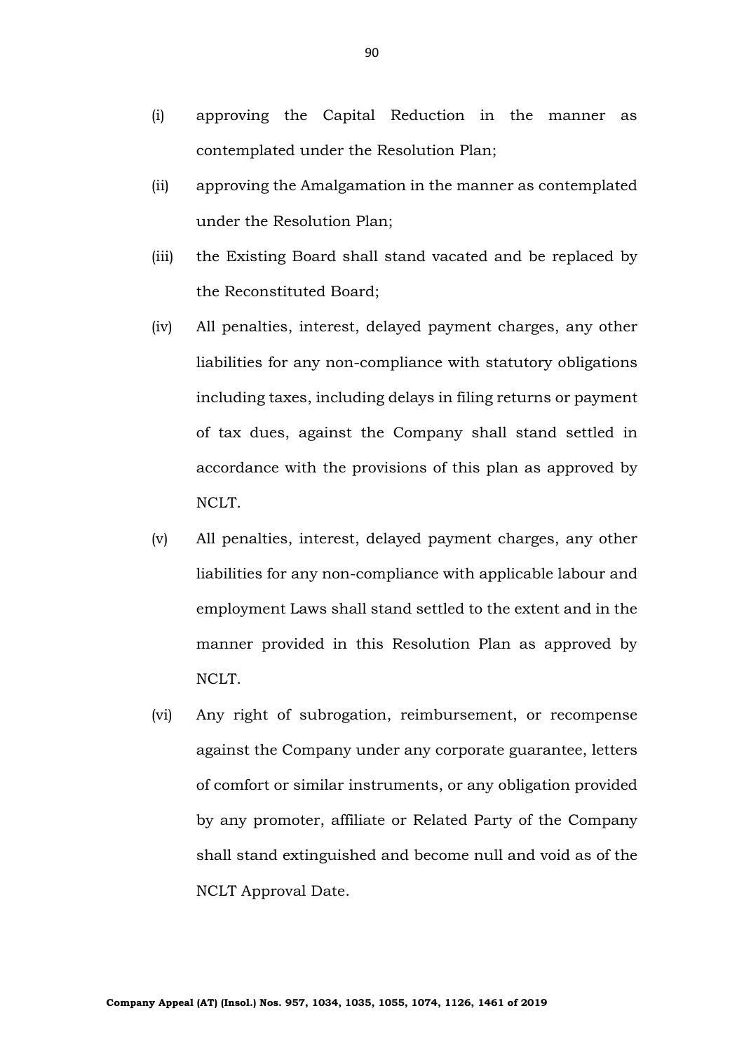(i) approving the Capital Reduction in the manner as contemplated under the Resolution Plan;

(ii) approving the Amalgamation in the manner as contemplated under the Resolution Plan;

(iii) the Existing Board shall stand vacated and be replaced by the Reconstituted Board;

(iv) All penalties, interest, delayed payment charges, any other liabilities for any non-compliance with statutory obligations including taxes, including delays in filing returns or payment of tax dues, against the Company shall stand settled in accordance with the provisions of this plan as approved by NCLT.

(v) All penalties, interest, delayed payment charges, any other liabilities for any non-compliance with applicable labour and employment Laws shall stand settled to the extent and in the manner provided in this Resolution Plan as approved by NCLT.

(vi) Any right of subrogation, reimbursement, or recompense against the Company under any corporate guarantee, letters of comfort or similar instruments, or any obligation provided by any promoter, affiliate or Related Party of the Company shall stand extinguished and become null and void as of the NCLT Approval Date.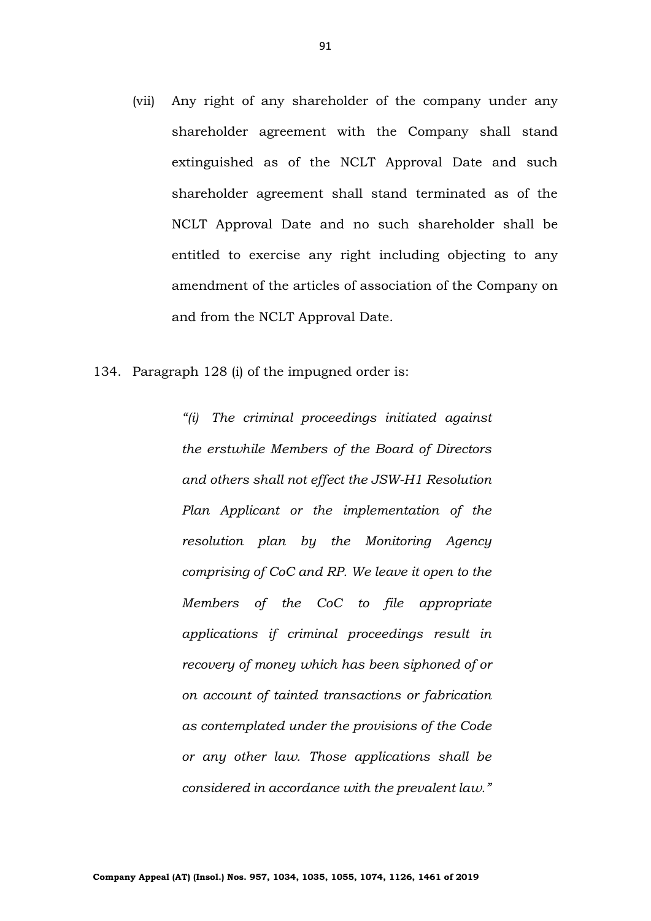(vii) Any right of any shareholder of the company under any shareholder agreement with the Company shall stand extinguished as of the NCLT Approval Date and such shareholder agreement shall stand terminated as of the NCLT Approval Date and no such shareholder shall be entitled to exercise any right including objecting to any amendment of the articles of association of the Company on and from the NCLT Approval Date.

134. Paragraph 128 (i) of the impugned order is:

> *"(i) The criminal proceedings initiated against the erstwhile Members of the Board of Directors and others shall not effect the JSW-H1 Resolution Plan Applicant or the implementation of the resolution plan by the Monitoring Agency comprising of CoC and RP. We leave it open to the Members of the CoC to file appropriate applications if criminal proceedings result in recovery of money which has been siphoned of or on account of tainted transactions or fabrication as contemplated under the provisions of the Code or any other law. Those applications shall be considered in accordance with the prevalent law."*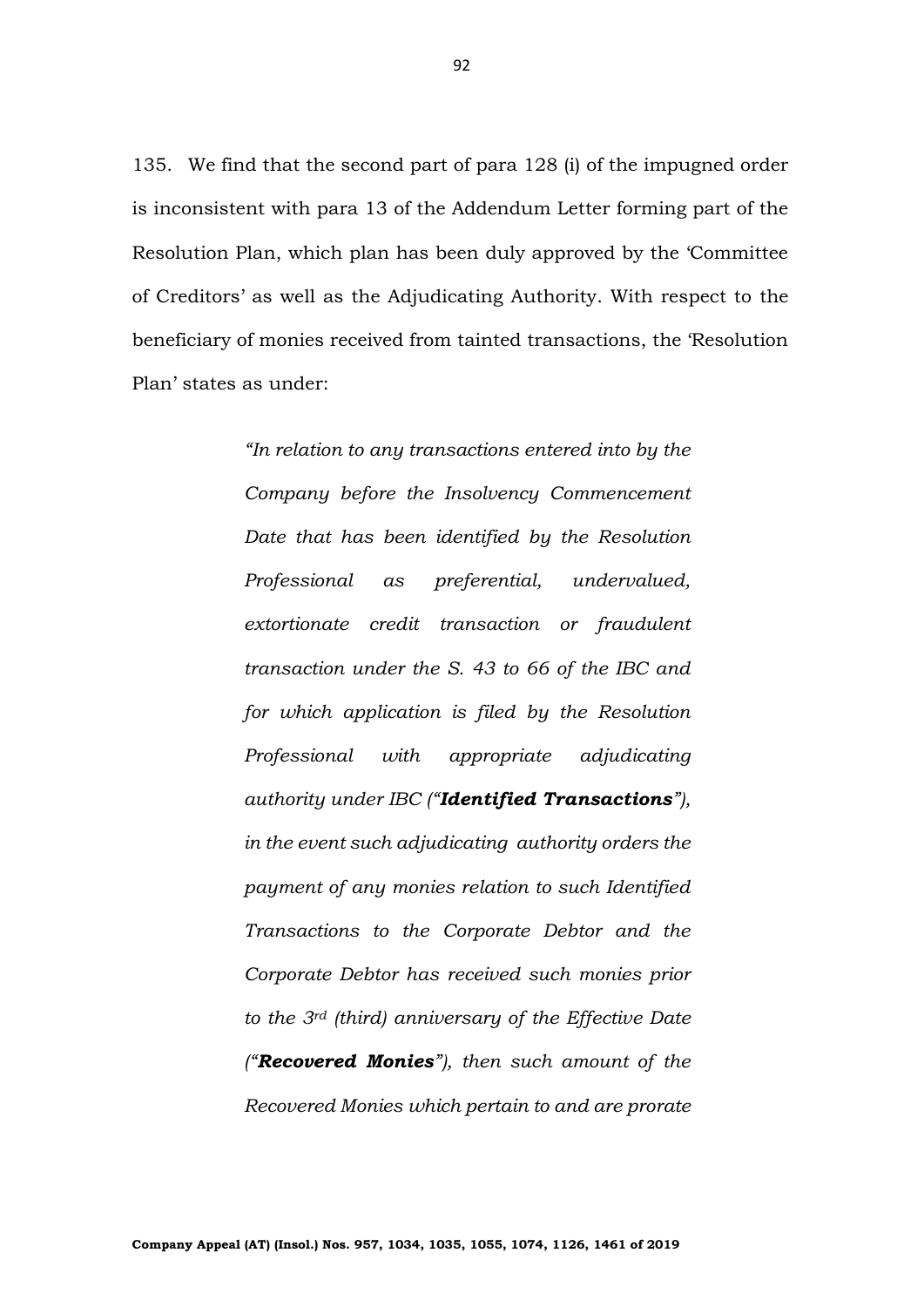135. We find that the second part of para 128 (i) of the impugned order is inconsistent with para 13 of the Addendum Letter forming part of the Resolution Plan, which plan has been duly approved by the 'Committee of Creditors' as well as the Adjudicating Authority. With respect to the beneficiary of monies received from tainted transactions, the 'Resolution Plan' states as under:

> *"In relation to any transactions entered into by the Company before the Insolvency Commencement Date that has been identified by the Resolution Professional as preferential, undervalued, extortionate credit transaction or fraudulent transaction under the S. 43 to 66 of the IBC and for which application is filed by the Resolution Professional with appropriate adjudicating authority under IBC ("**Identified Transactions**"), in the event such adjudicating authority orders the payment of any monies relation to such Identified Transactions to the Corporate Debtor and the Corporate Debtor has received such monies prior to the 3rd (third) anniversary of the Effective Date ("**Recovered Monies**"), then such amount of the Recovered Monies which pertain to and are prorate*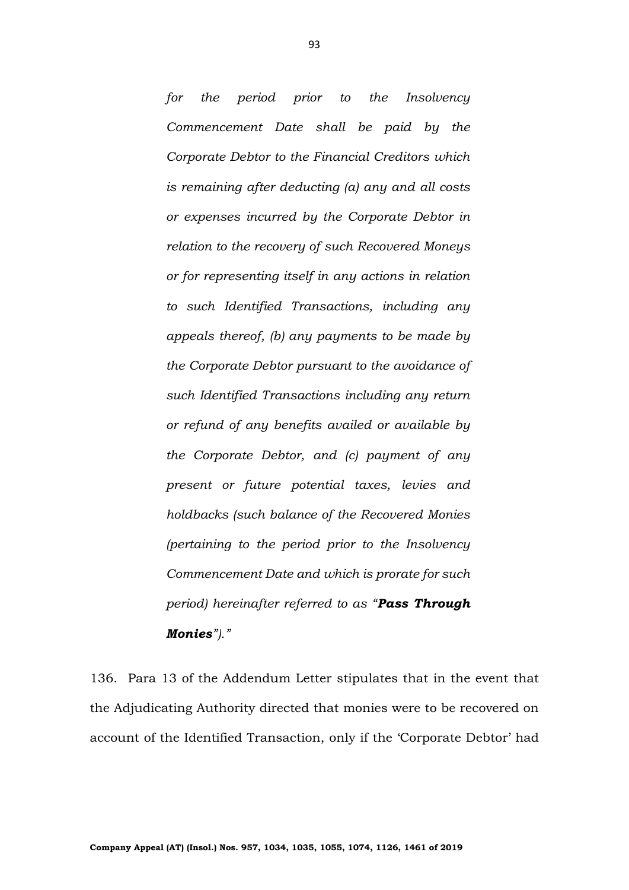> *for the period prior to the Insolvency Commencement Date shall be paid by the Corporate Debtor to the Financial Creditors which is remaining after deducting (a) any and all costs or expenses incurred by the Corporate Debtor in relation to the recovery of such Recovered Moneys or for representing itself in any actions in relation to such Identified Transactions, including any appeals thereof, (b) any payments to be made by the Corporate Debtor pursuant to the avoidance of such Identified Transactions including any return or refund of any benefits availed or available by the Corporate Debtor, and (c) payment of any present or future potential taxes, levies and holdbacks (such balance of the Recovered Monies (pertaining to the period prior to the Insolvency Commencement Date and which is prorate for such period) hereinafter referred to as "**Pass Through Monies**")."*

136. Para 13 of the Addendum Letter stipulates that in the event that the Adjudicating Authority directed that monies were to be recovered on account of the Identified Transaction, only if the 'Corporate Debtor' had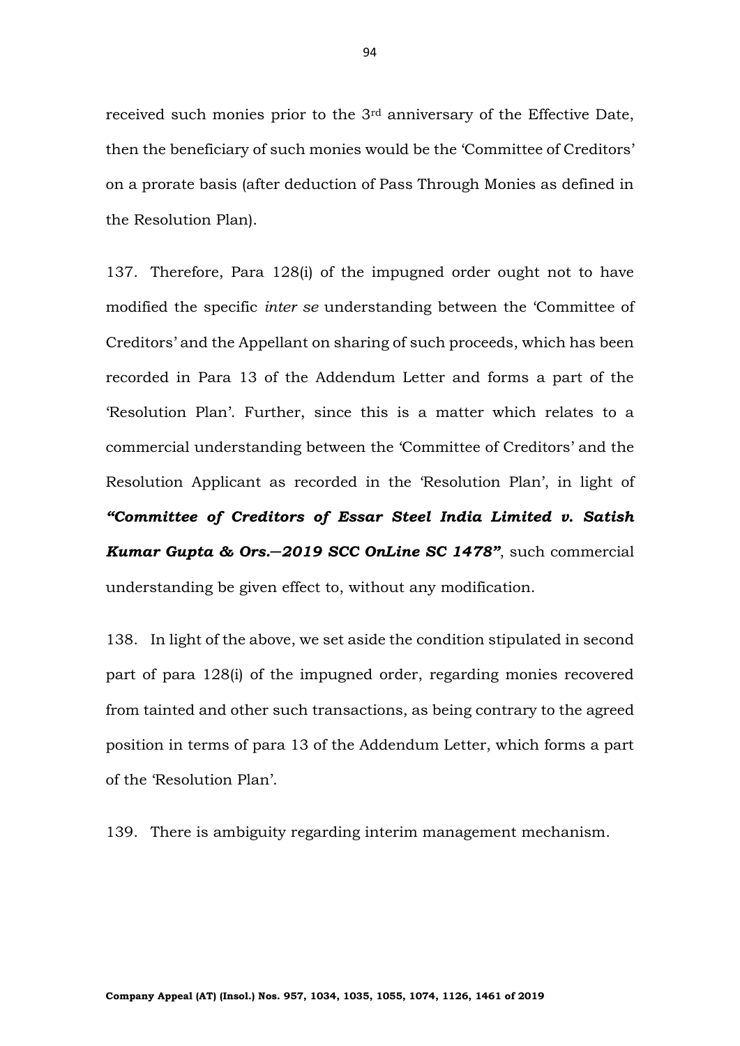received such monies prior to the 3rd anniversary of the Effective Date, then the beneficiary of such monies would be the 'Committee of Creditors' on a prorate basis (after deduction of Pass Through Monies as defined in the Resolution Plan).

137. Therefore, Para 128(i) of the impugned order ought not to have modified the specific *inter se* understanding between the 'Committee of Creditors' and the Appellant on sharing of such proceeds, which has been recorded in Para 13 of the Addendum Letter and forms a part of the 'Resolution Plan'. Further, since this is a matter which relates to a commercial understanding between the 'Committee of Creditors' and the Resolution Applicant as recorded in the 'Resolution Plan', in light of ***"Committee of Creditors of Essar Steel India Limited v. Satish Kumar Gupta & Ors.—2019 SCC OnLine SC 1478"***, such commercial understanding be given effect to, without any modification.

138. In light of the above, we set aside the condition stipulated in second part of para 128(i) of the impugned order, regarding monies recovered from tainted and other such transactions, as being contrary to the agreed position in terms of para 13 of the Addendum Letter, which forms a part of the 'Resolution Plan'.

139. There is ambiguity regarding interim management mechanism.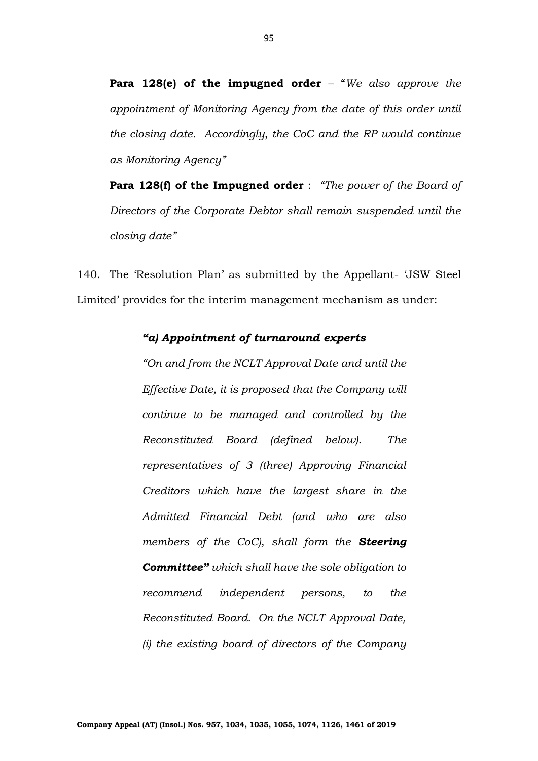**Para 128(e) of the impugned order** – "*We also approve the appointment of Monitoring Agency from the date of this order until the closing date. Accordingly, the CoC and the RP would continue as Monitoring Agency"*

**Para 128(f) of the Impugned order** : *"The power of the Board of Directors of the Corporate Debtor shall remain suspended until the closing date"*

140. The 'Resolution Plan' as submitted by the Appellant- 'JSW Steel Limited' provides for the interim management mechanism as under:

> ***"a) Appointment of turnaround experts***
>
> *"On and from the NCLT Approval Date and until the Effective Date, it is proposed that the Company will continue to be managed and controlled by the Reconstituted Board (defined below). The representatives of 3 (three) Approving Financial Creditors which have the largest share in the Admitted Financial Debt (and who are also members of the CoC), shall form the* ***Steering Committee"*** *which shall have the sole obligation to recommend independent persons, to the Reconstituted Board. On the NCLT Approval Date, (i) the existing board of directors of the Company*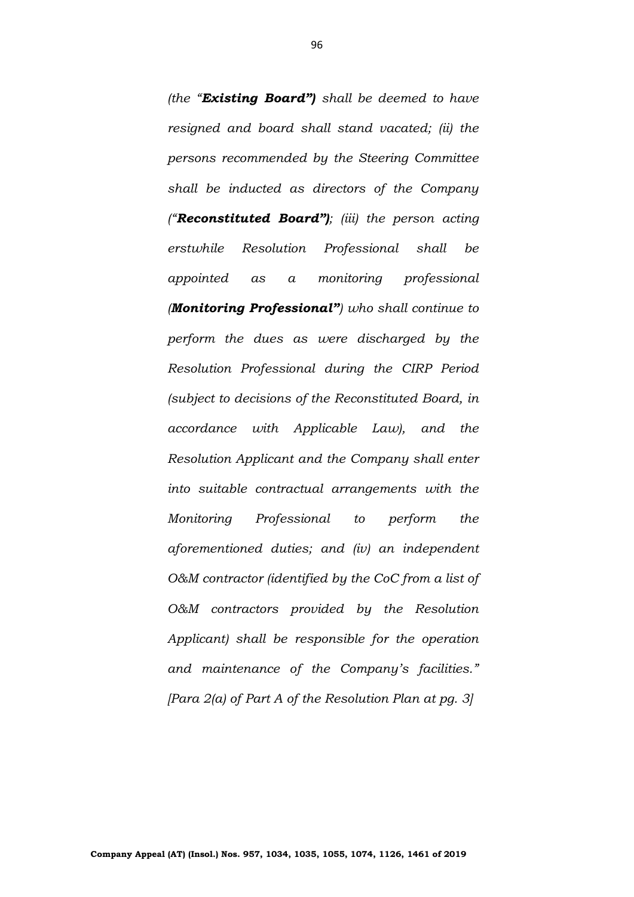*(the "**Existing Board")** shall be deemed to have resigned and board shall stand vacated; (ii) the persons recommended by the Steering Committee shall be inducted as directors of the Company ("**Reconstituted Board")**; (iii) the person acting erstwhile Resolution Professional shall be appointed as a monitoring professional (**Monitoring Professional"**) who shall continue to perform the dues as were discharged by the Resolution Professional during the CIRP Period (subject to decisions of the Reconstituted Board, in accordance with Applicable Law), and the Resolution Applicant and the Company shall enter into suitable contractual arrangements with the Monitoring Professional to perform the aforementioned duties; and (iv) an independent O&M contractor (identified by the CoC from a list of O&M contractors provided by the Resolution Applicant) shall be responsible for the operation and maintenance of the Company's facilities." [Para 2(a) of Part A of the Resolution Plan at pg. 3]*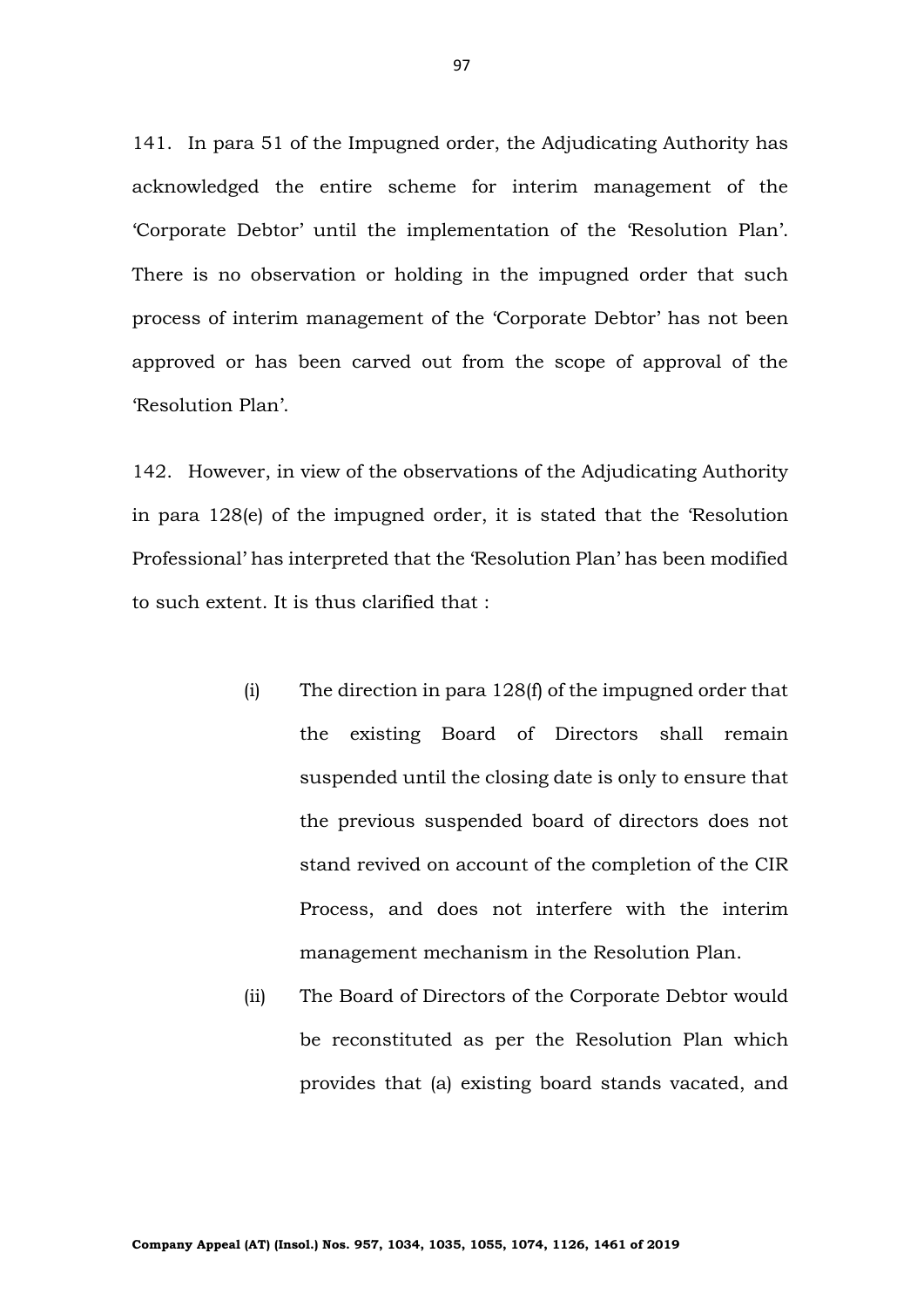141. In para 51 of the Impugned order, the Adjudicating Authority has acknowledged the entire scheme for interim management of the 'Corporate Debtor' until the implementation of the 'Resolution Plan'. There is no observation or holding in the impugned order that such process of interim management of the 'Corporate Debtor' has not been approved or has been carved out from the scope of approval of the 'Resolution Plan'.

142. However, in view of the observations of the Adjudicating Authority in para 128(e) of the impugned order, it is stated that the 'Resolution Professional' has interpreted that the 'Resolution Plan' has been modified to such extent. It is thus clarified that :

(i) The direction in para 128(f) of the impugned order that the existing Board of Directors shall remain suspended until the closing date is only to ensure that the previous suspended board of directors does not stand revived on account of the completion of the CIR Process, and does not interfere with the interim management mechanism in the Resolution Plan.

(ii) The Board of Directors of the Corporate Debtor would be reconstituted as per the Resolution Plan which provides that (a) existing board stands vacated, and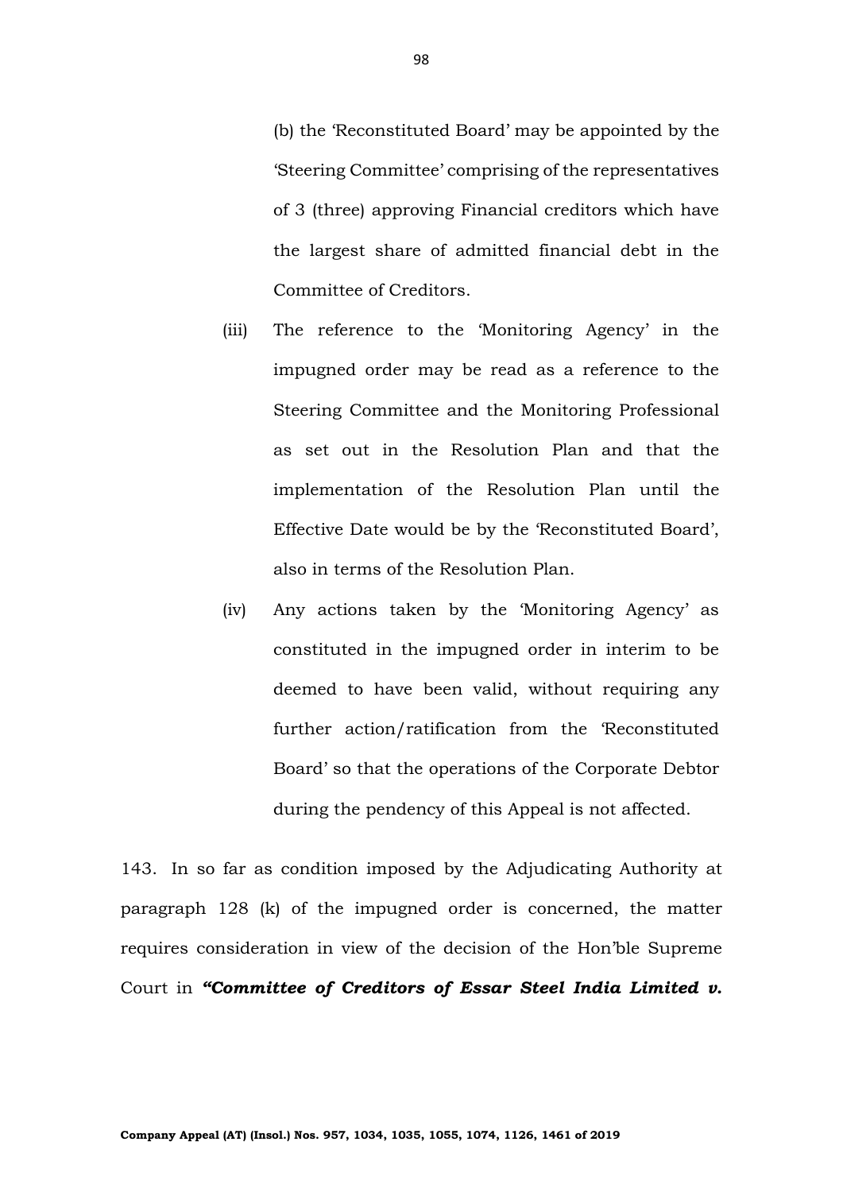(b) the 'Reconstituted Board' may be appointed by the 'Steering Committee' comprising of the representatives of 3 (three) approving Financial creditors which have the largest share of admitted financial debt in the Committee of Creditors.

(iii) The reference to the 'Monitoring Agency' in the impugned order may be read as a reference to the Steering Committee and the Monitoring Professional as set out in the Resolution Plan and that the implementation of the Resolution Plan until the Effective Date would be by the 'Reconstituted Board', also in terms of the Resolution Plan.

(iv) Any actions taken by the 'Monitoring Agency' as constituted in the impugned order in interim to be deemed to have been valid, without requiring any further action/ratification from the 'Reconstituted Board' so that the operations of the Corporate Debtor during the pendency of this Appeal is not affected.

143. In so far as condition imposed by the Adjudicating Authority at paragraph 128 (k) of the impugned order is concerned, the matter requires consideration in view of the decision of the Hon'ble Supreme Court in ***"Committee of Creditors of Essar Steel India Limited v.***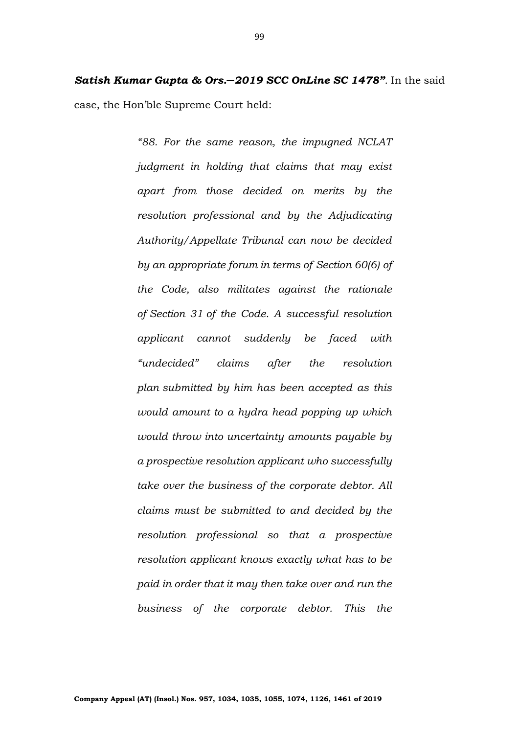***Satish Kumar Gupta & Ors.—2019 SCC OnLine SC 1478”***. In the said case, the Hon'ble Supreme Court held:

> *“88. For the same reason, the impugned NCLAT judgment in holding that claims that may exist apart from those decided on merits by the resolution professional and by the Adjudicating Authority/Appellate Tribunal can now be decided by an appropriate forum in terms of Section 60(6) of the Code, also militates against the rationale of Section 31 of the Code. A successful resolution applicant cannot suddenly be faced with “undecided” claims after the resolution plan submitted by him has been accepted as this would amount to a hydra head popping up which would throw into uncertainty amounts payable by a prospective resolution applicant who successfully take over the business of the corporate debtor. All claims must be submitted to and decided by the resolution professional so that a prospective resolution applicant knows exactly what has to be paid in order that it may then take over and run the business of the corporate debtor. This the*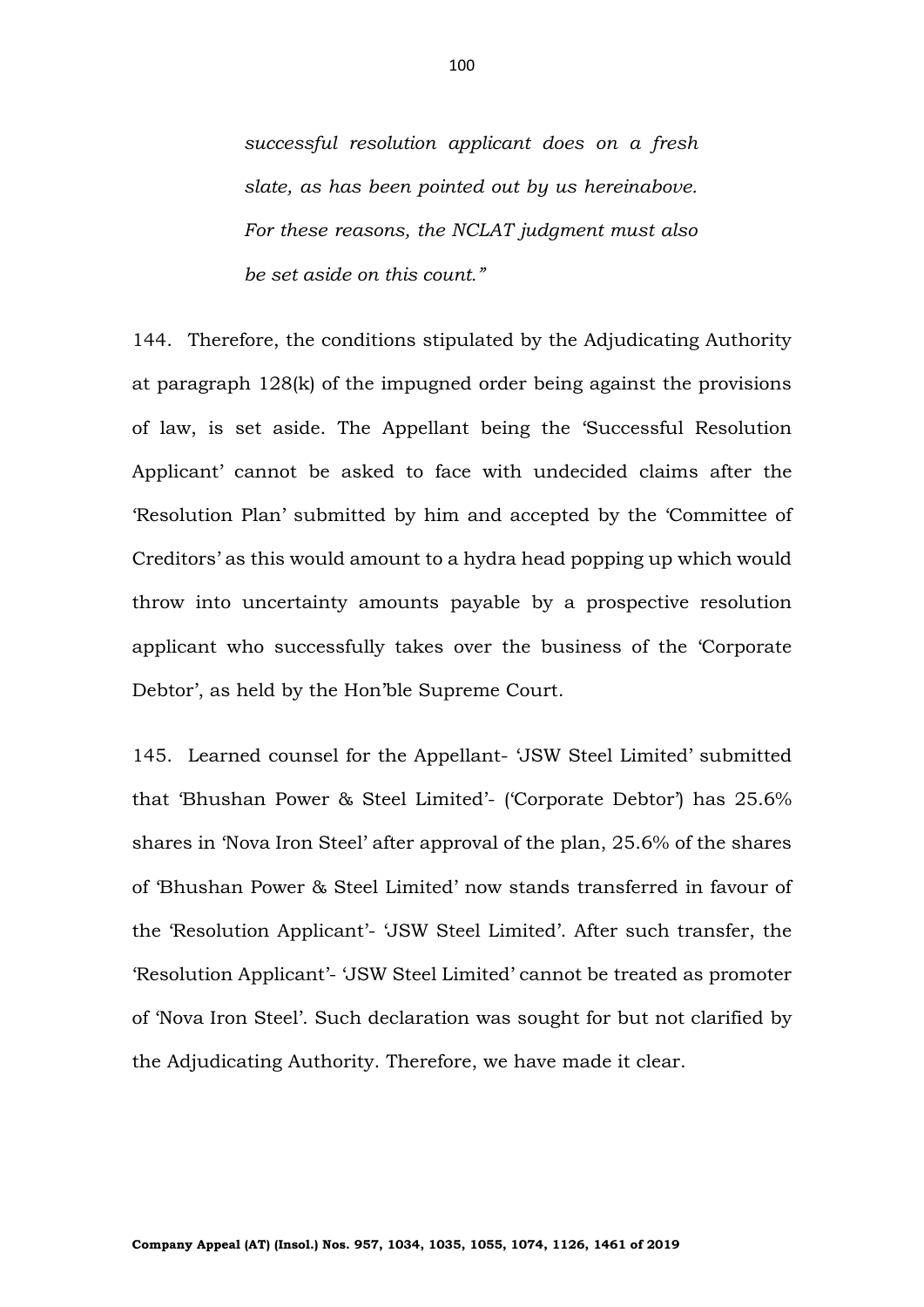*successful resolution applicant does on a fresh slate, as has been pointed out by us hereinabove. For these reasons, the NCLAT judgment must also be set aside on this count."*

144. Therefore, the conditions stipulated by the Adjudicating Authority at paragraph 128(k) of the impugned order being against the provisions of law, is set aside. The Appellant being the 'Successful Resolution Applicant' cannot be asked to face with undecided claims after the 'Resolution Plan' submitted by him and accepted by the 'Committee of Creditors' as this would amount to a hydra head popping up which would throw into uncertainty amounts payable by a prospective resolution applicant who successfully takes over the business of the 'Corporate Debtor', as held by the Hon'ble Supreme Court.

145. Learned counsel for the Appellant- 'JSW Steel Limited' submitted that 'Bhushan Power & Steel Limited'- ('Corporate Debtor') has 25.6% shares in 'Nova Iron Steel' after approval of the plan, 25.6% of the shares of 'Bhushan Power & Steel Limited' now stands transferred in favour of the 'Resolution Applicant'- 'JSW Steel Limited'. After such transfer, the 'Resolution Applicant'- 'JSW Steel Limited' cannot be treated as promoter of 'Nova Iron Steel'. Such declaration was sought for but not clarified by the Adjudicating Authority. Therefore, we have made it clear.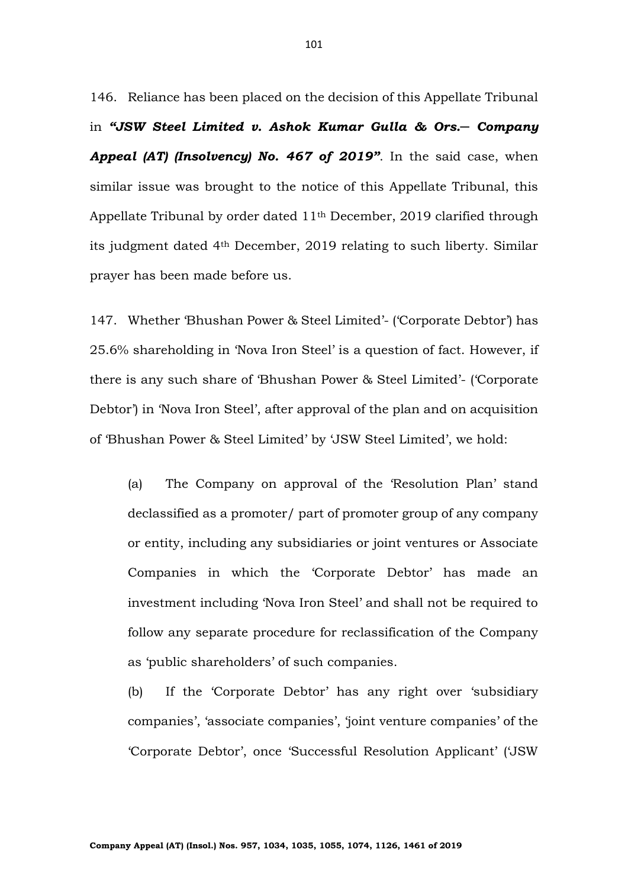146. Reliance has been placed on the decision of this Appellate Tribunal in ***"JSW Steel Limited v. Ashok Kumar Gulla & Ors.— Company Appeal (AT) (Insolvency) No. 467 of 2019"***. In the said case, when similar issue was brought to the notice of this Appellate Tribunal, this Appellate Tribunal by order dated 11th December, 2019 clarified through its judgment dated 4th December, 2019 relating to such liberty. Similar prayer has been made before us.

147. Whether 'Bhushan Power & Steel Limited'- ('Corporate Debtor') has 25.6% shareholding in 'Nova Iron Steel' is a question of fact. However, if there is any such share of 'Bhushan Power & Steel Limited'- ('Corporate Debtor') in 'Nova Iron Steel', after approval of the plan and on acquisition of 'Bhushan Power & Steel Limited' by 'JSW Steel Limited', we hold:

(a) The Company on approval of the 'Resolution Plan' stand declassified as a promoter/ part of promoter group of any company or entity, including any subsidiaries or joint ventures or Associate Companies in which the 'Corporate Debtor' has made an investment including 'Nova Iron Steel' and shall not be required to follow any separate procedure for reclassification of the Company as 'public shareholders' of such companies.

(b) If the 'Corporate Debtor' has any right over 'subsidiary companies', 'associate companies', 'joint venture companies' of the 'Corporate Debtor', once 'Successful Resolution Applicant' ('JSW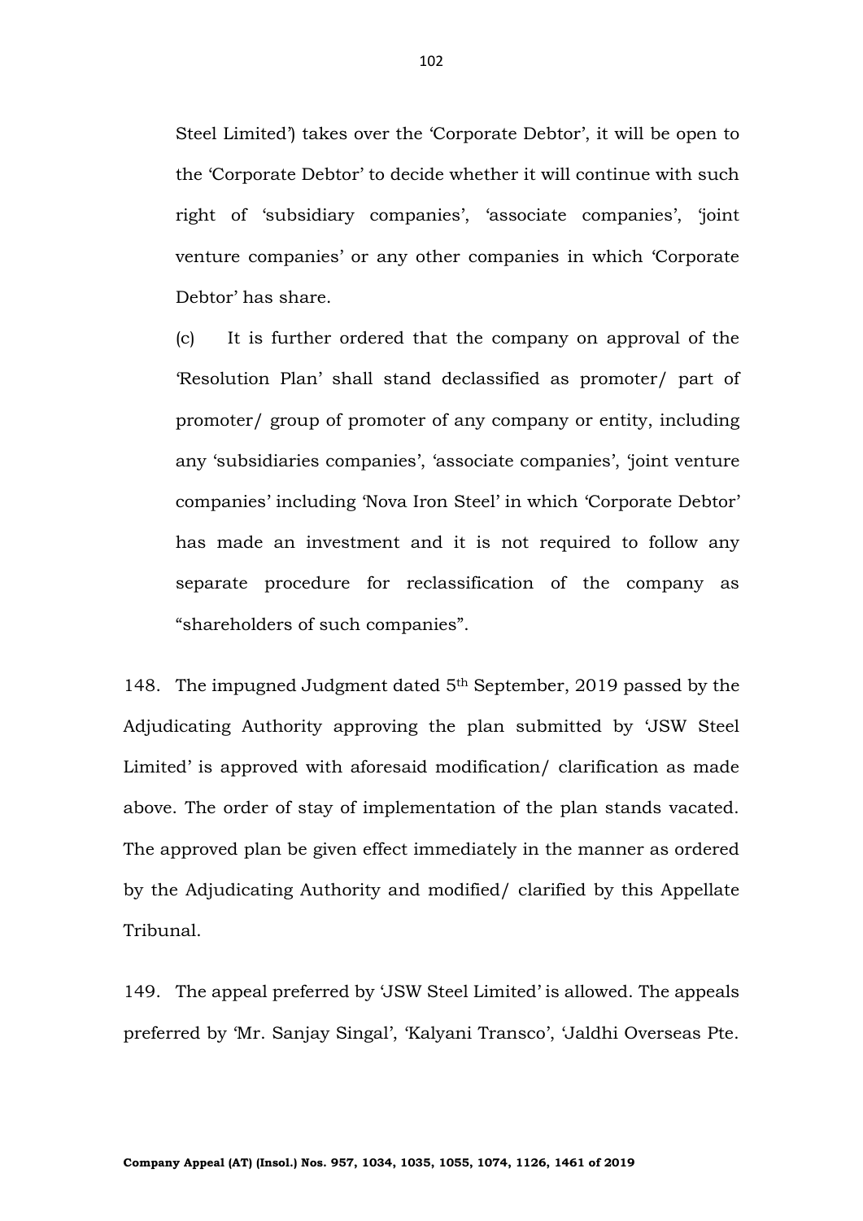Steel Limited') takes over the 'Corporate Debtor', it will be open to the 'Corporate Debtor' to decide whether it will continue with such right of 'subsidiary companies', 'associate companies', 'joint venture companies' or any other companies in which 'Corporate Debtor' has share.

(c) It is further ordered that the company on approval of the 'Resolution Plan' shall stand declassified as promoter/ part of promoter/ group of promoter of any company or entity, including any 'subsidiaries companies', 'associate companies', 'joint venture companies' including 'Nova Iron Steel' in which 'Corporate Debtor' has made an investment and it is not required to follow any separate procedure for reclassification of the company as "shareholders of such companies".

148. The impugned Judgment dated 5th September, 2019 passed by the Adjudicating Authority approving the plan submitted by 'JSW Steel Limited' is approved with aforesaid modification/ clarification as made above. The order of stay of implementation of the plan stands vacated. The approved plan be given effect immediately in the manner as ordered by the Adjudicating Authority and modified/ clarified by this Appellate Tribunal.

149. The appeal preferred by 'JSW Steel Limited' is allowed. The appeals preferred by 'Mr. Sanjay Singal', 'Kalyani Transco', 'Jaldhi Overseas Pte.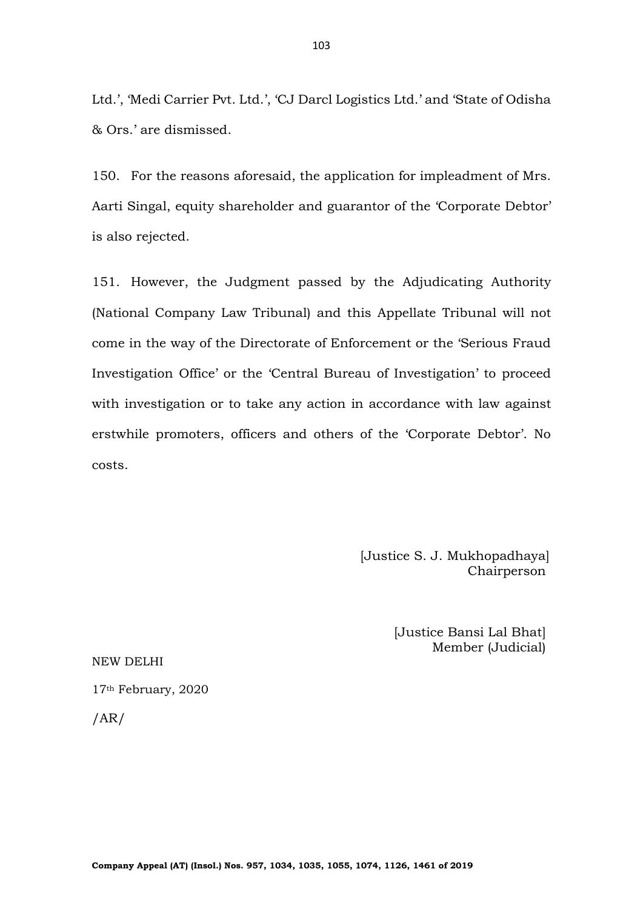Ltd.', 'Medi Carrier Pvt. Ltd.', 'CJ Darcl Logistics Ltd.' and 'State of Odisha & Ors.' are dismissed.

150. For the reasons aforesaid, the application for impleadment of Mrs. Aarti Singal, equity shareholder and guarantor of the 'Corporate Debtor' is also rejected.

151. However, the Judgment passed by the Adjudicating Authority (National Company Law Tribunal) and this Appellate Tribunal will not come in the way of the Directorate of Enforcement or the 'Serious Fraud Investigation Office' or the 'Central Bureau of Investigation' to proceed with investigation or to take any action in accordance with law against erstwhile promoters, officers and others of the 'Corporate Debtor'. No costs.

[Justice S. J. Mukhopadhaya]
Chairperson

[Justice Bansi Lal Bhat]
Member (Judicial)

NEW DELHI

17th February, 2020

/AR/